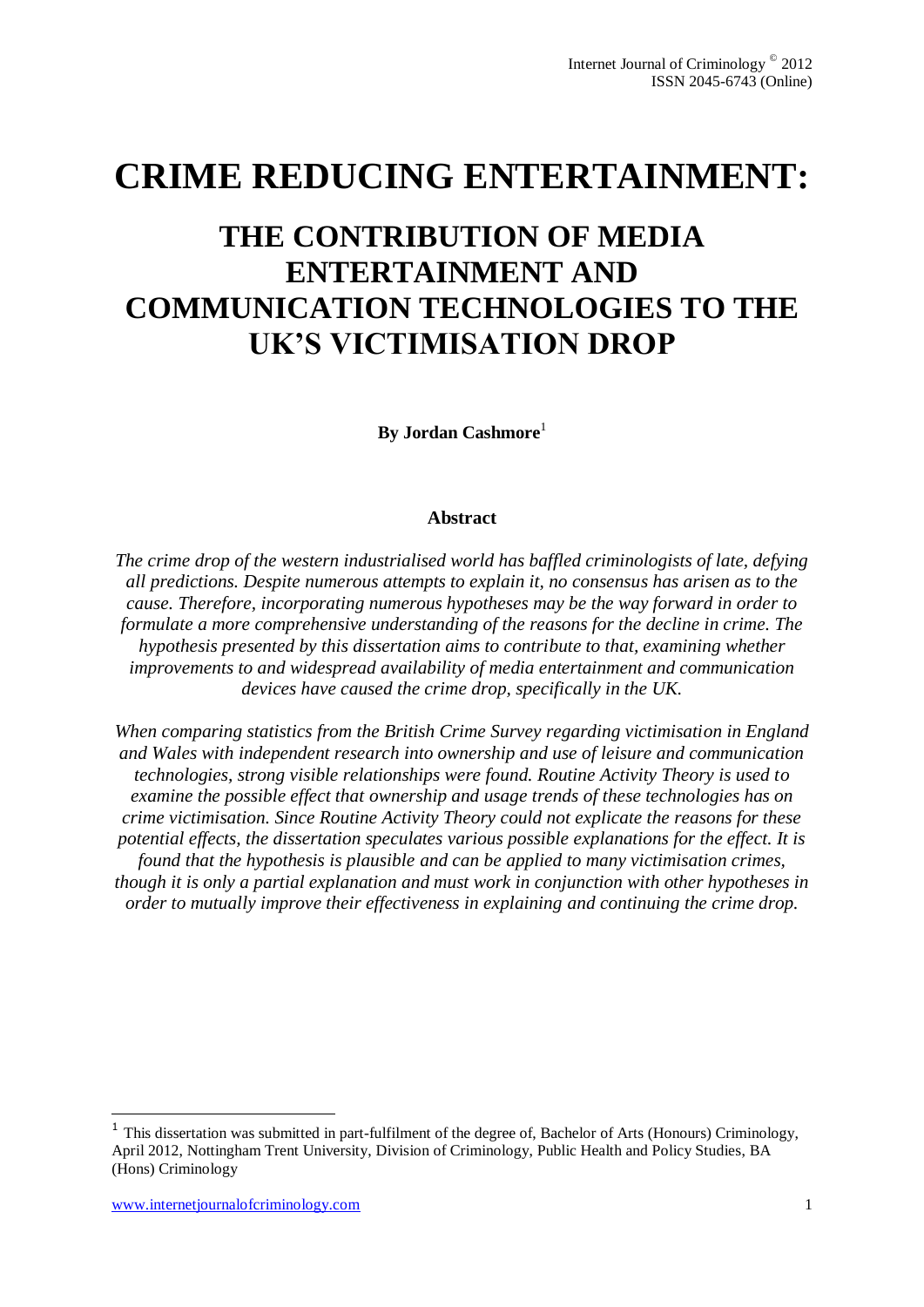# CRIME REDUCING ENTERTAINMENT:

## THE CONTRIBUTION OF MEDIA ENTERTAINMENT AND COMMUNICATION TECHNOLOGIES TO THE UK'S VICTIMISATION DROP

**By Jordan Cashmore**[1]

### Abstract

*The crime drop of the western industrialised world has baffled criminologists of late, defying all predictions. Despite numerous attempts to explain it, no consensus has arisen as to the cause. Therefore, incorporating numerous hypotheses may be the way forward in order to formulate a more comprehensive understanding of the reasons for the decline in crime. The hypothesis presented by this dissertation aims to contribute to that, examining whether improvements to and widespread availability of media entertainment and communication devices have caused the crime drop, specifically in the UK.*

*When comparing statistics from the British Crime Survey regarding victimisation in England and Wales with independent research into ownership and use of leisure and communication technologies, strong visible relationships were found. Routine Activity Theory is used to examine the possible effect that ownership and usage trends of these technologies has on crime victimisation. Since Routine Activity Theory could not explicate the reasons for these potential effects, the dissertation speculates various possible explanations for the effect. It is found that the hypothesis is plausible and can be applied to many victimisation crimes, though it is only a partial explanation and must work in conjunction with other hypotheses in order to mutually improve their effectiveness in explaining and continuing the crime drop.*

[1] This dissertation was submitted in part-fulfilment of the degree of, Bachelor of Arts (Honours) Criminology, April 2012, Nottingham Trent University, Division of Criminology, Public Health and Policy Studies, BA (Hons) Criminology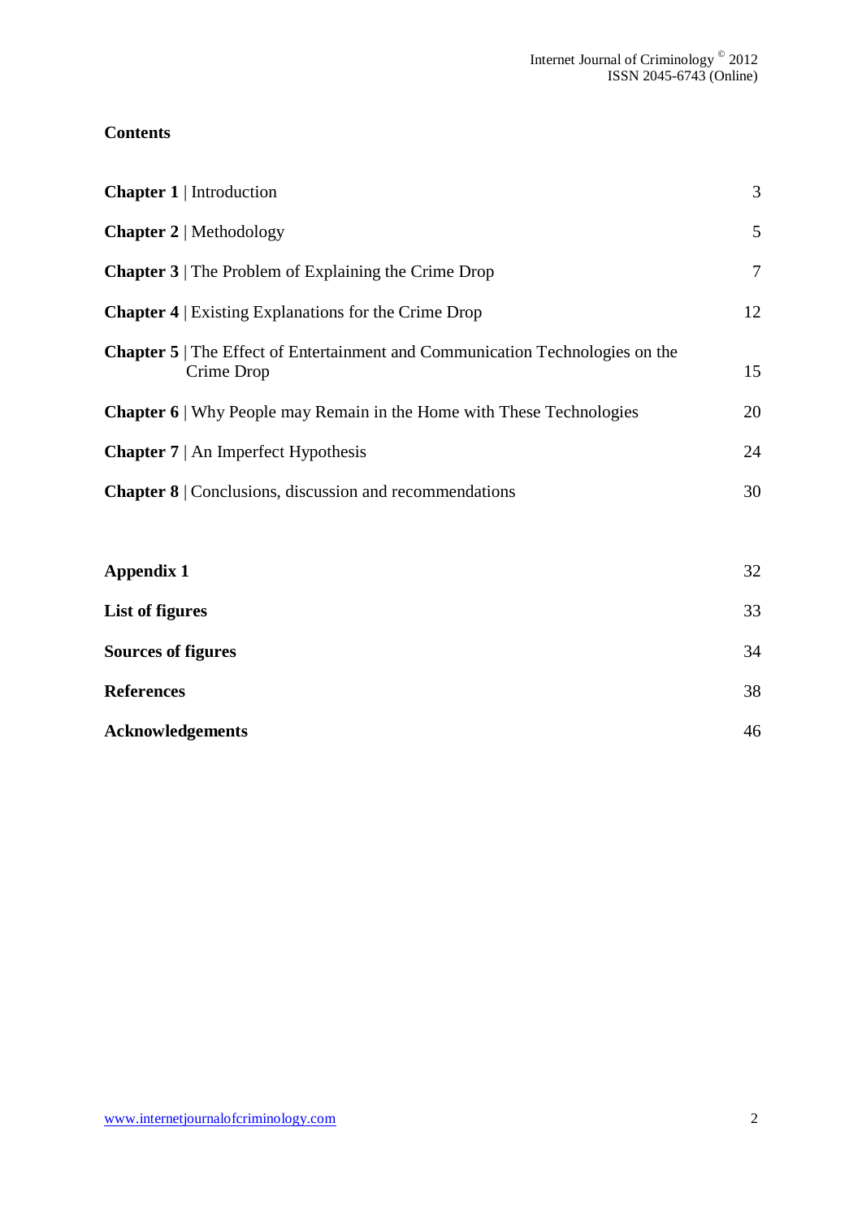# Contents

| | |
|---|---|
| **Chapter 1** \| Introduction | 3 |
| **Chapter 2** \| Methodology | 5 |
| **Chapter 3** \| The Problem of Explaining the Crime Drop | 7 |
| **Chapter 4** \| Existing Explanations for the Crime Drop | 12 |
| **Chapter 5** \| The Effect of Entertainment and Communication Technologies on the Crime Drop | 15 |
| **Chapter 6** \| Why People may Remain in the Home with These Technologies | 20 |
| **Chapter 7** \| An Imperfect Hypothesis | 24 |
| **Chapter 8** \| Conclusions, discussion and recommendations | 30 |
| | |
| **Appendix 1** | 32 |
| **List of figures** | 33 |
| **Sources of figures** | 34 |
| **References** | 38 |
| **Acknowledgements** | 46 |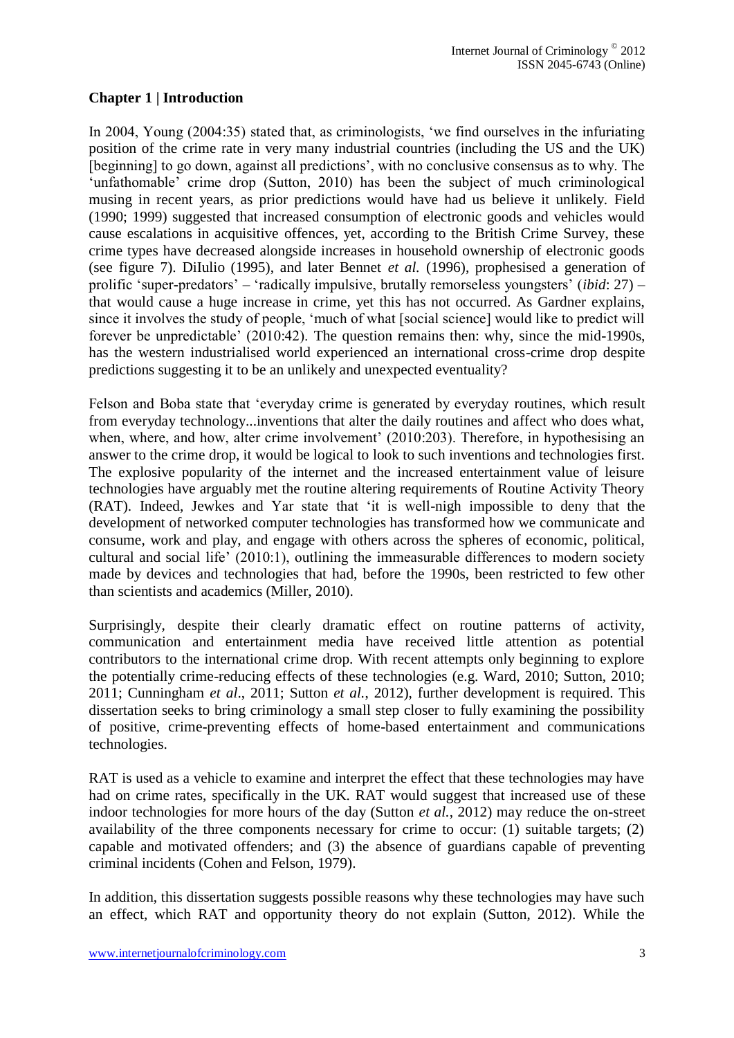## Chapter 1 | Introduction

In 2004, Young (2004:35) stated that, as criminologists, 'we find ourselves in the infuriating position of the crime rate in very many industrial countries (including the US and the UK) [beginning] to go down, against all predictions', with no conclusive consensus as to why. The 'unfathomable' crime drop (Sutton, 2010) has been the subject of much criminological musing in recent years, as prior predictions would have had us believe it unlikely. Field (1990; 1999) suggested that increased consumption of electronic goods and vehicles would cause escalations in acquisitive offences, yet, according to the British Crime Survey, these crime types have decreased alongside increases in household ownership of electronic goods (see figure 7). DiIulio (1995), and later Bennet *et al.* (1996), prophesised a generation of prolific 'super-predators' – 'radically impulsive, brutally remorseless youngsters' (*ibid*: 27) – that would cause a huge increase in crime, yet this has not occurred. As Gardner explains, since it involves the study of people, 'much of what [social science] would like to predict will forever be unpredictable' (2010:42). The question remains then: why, since the mid-1990s, has the western industrialised world experienced an international cross-crime drop despite predictions suggesting it to be an unlikely and unexpected eventuality?

Felson and Boba state that 'everyday crime is generated by everyday routines, which result from everyday technology...inventions that alter the daily routines and affect who does what, when, where, and how, alter crime involvement' (2010:203). Therefore, in hypothesising an answer to the crime drop, it would be logical to look to such inventions and technologies first. The explosive popularity of the internet and the increased entertainment value of leisure technologies have arguably met the routine altering requirements of Routine Activity Theory (RAT). Indeed, Jewkes and Yar state that 'it is well-nigh impossible to deny that the development of networked computer technologies has transformed how we communicate and consume, work and play, and engage with others across the spheres of economic, political, cultural and social life' (2010:1), outlining the immeasurable differences to modern society made by devices and technologies that had, before the 1990s, been restricted to few other than scientists and academics (Miller, 2010).

Surprisingly, despite their clearly dramatic effect on routine patterns of activity, communication and entertainment media have received little attention as potential contributors to the international crime drop. With recent attempts only beginning to explore the potentially crime-reducing effects of these technologies (e.g. Ward, 2010; Sutton, 2010; 2011; Cunningham *et al*., 2011; Sutton *et al.*, 2012), further development is required. This dissertation seeks to bring criminology a small step closer to fully examining the possibility of positive, crime-preventing effects of home-based entertainment and communications technologies.

RAT is used as a vehicle to examine and interpret the effect that these technologies may have had on crime rates, specifically in the UK. RAT would suggest that increased use of these indoor technologies for more hours of the day (Sutton *et al.*, 2012) may reduce the on-street availability of the three components necessary for crime to occur: (1) suitable targets; (2) capable and motivated offenders; and (3) the absence of guardians capable of preventing criminal incidents (Cohen and Felson, 1979).

In addition, this dissertation suggests possible reasons why these technologies may have such an effect, which RAT and opportunity theory do not explain (Sutton, 2012). While the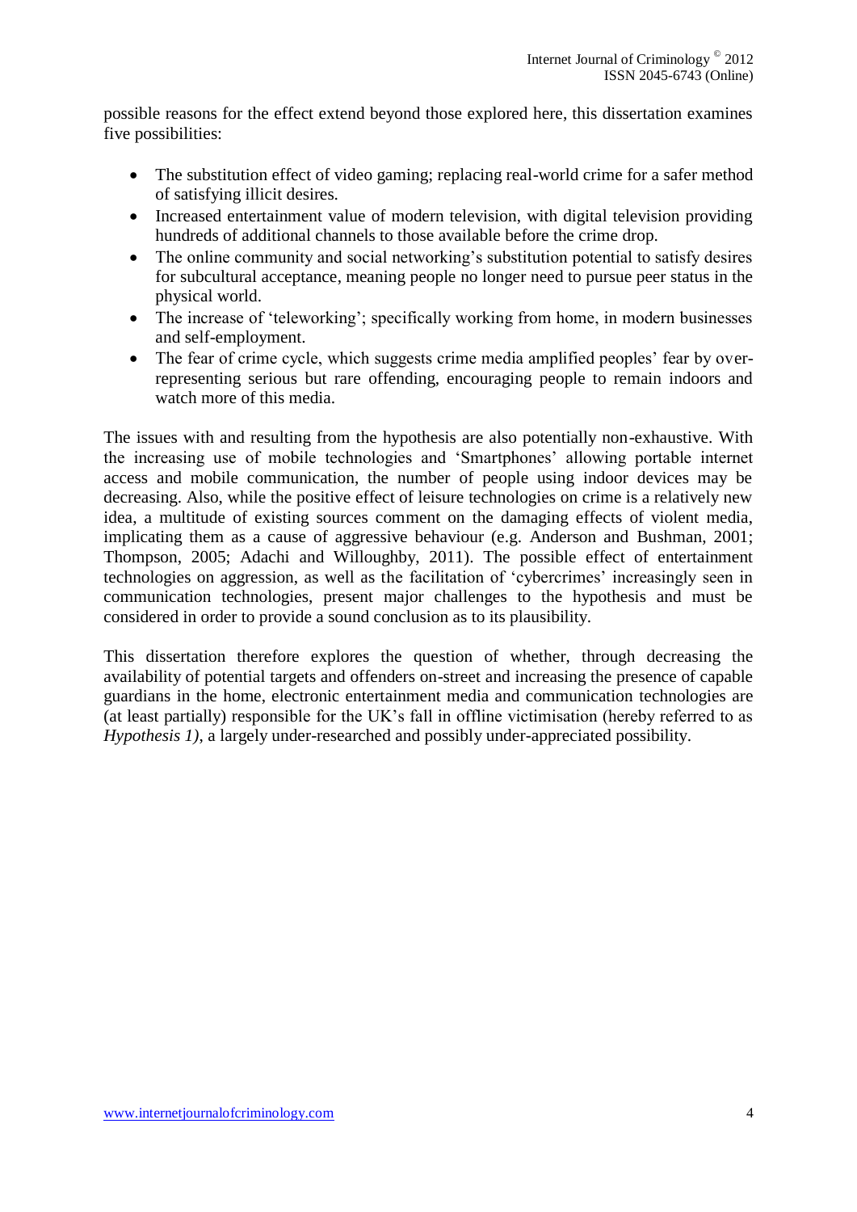possible reasons for the effect extend beyond those explored here, this dissertation examines five possibilities:

- The substitution effect of video gaming; replacing real-world crime for a safer method of satisfying illicit desires.
- Increased entertainment value of modern television, with digital television providing hundreds of additional channels to those available before the crime drop.
- The online community and social networking's substitution potential to satisfy desires for subcultural acceptance, meaning people no longer need to pursue peer status in the physical world.
- The increase of 'teleworking'; specifically working from home, in modern businesses and self-employment.
- The fear of crime cycle, which suggests crime media amplified peoples' fear by over-representing serious but rare offending, encouraging people to remain indoors and watch more of this media.

The issues with and resulting from the hypothesis are also potentially non-exhaustive. With the increasing use of mobile technologies and 'Smartphones' allowing portable internet access and mobile communication, the number of people using indoor devices may be decreasing. Also, while the positive effect of leisure technologies on crime is a relatively new idea, a multitude of existing sources comment on the damaging effects of violent media, implicating them as a cause of aggressive behaviour (e.g. Anderson and Bushman, 2001; Thompson, 2005; Adachi and Willoughby, 2011). The possible effect of entertainment technologies on aggression, as well as the facilitation of 'cybercrimes' increasingly seen in communication technologies, present major challenges to the hypothesis and must be considered in order to provide a sound conclusion as to its plausibility.

This dissertation therefore explores the question of whether, through decreasing the availability of potential targets and offenders on-street and increasing the presence of capable guardians in the home, electronic entertainment media and communication technologies are (at least partially) responsible for the UK's fall in offline victimisation (hereby referred to as *Hypothesis 1)*, a largely under-researched and possibly under-appreciated possibility.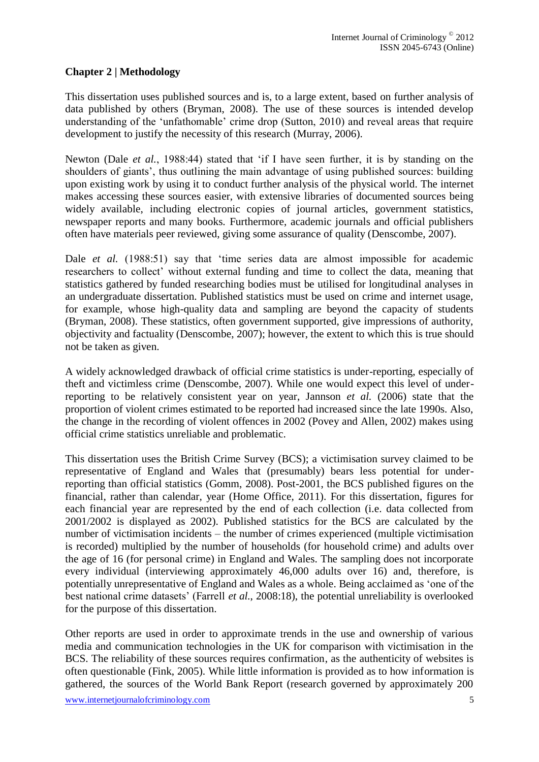## Chapter 2 | Methodology

This dissertation uses published sources and is, to a large extent, based on further analysis of data published by others (Bryman, 2008). The use of these sources is intended develop understanding of the 'unfathomable' crime drop (Sutton, 2010) and reveal areas that require development to justify the necessity of this research (Murray, 2006).

Newton (Dale *et al.*, 1988:44) stated that 'if I have seen further, it is by standing on the shoulders of giants', thus outlining the main advantage of using published sources: building upon existing work by using it to conduct further analysis of the physical world. The internet makes accessing these sources easier, with extensive libraries of documented sources being widely available, including electronic copies of journal articles, government statistics, newspaper reports and many books. Furthermore, academic journals and official publishers often have materials peer reviewed, giving some assurance of quality (Denscombe, 2007).

Dale *et al.* (1988:51) say that 'time series data are almost impossible for academic researchers to collect' without external funding and time to collect the data, meaning that statistics gathered by funded researching bodies must be utilised for longitudinal analyses in an undergraduate dissertation. Published statistics must be used on crime and internet usage, for example, whose high-quality data and sampling are beyond the capacity of students (Bryman, 2008). These statistics, often government supported, give impressions of authority, objectivity and factuality (Denscombe, 2007); however, the extent to which this is true should not be taken as given.

A widely acknowledged drawback of official crime statistics is under-reporting, especially of theft and victimless crime (Denscombe, 2007). While one would expect this level of under-reporting to be relatively consistent year on year, Jannson *et al.* (2006) state that the proportion of violent crimes estimated to be reported had increased since the late 1990s. Also, the change in the recording of violent offences in 2002 (Povey and Allen, 2002) makes using official crime statistics unreliable and problematic.

This dissertation uses the British Crime Survey (BCS); a victimisation survey claimed to be representative of England and Wales that (presumably) bears less potential for under-reporting than official statistics (Gomm, 2008). Post-2001, the BCS published figures on the financial, rather than calendar, year (Home Office, 2011). For this dissertation, figures for each financial year are represented by the end of each collection (i.e. data collected from 2001/2002 is displayed as 2002). Published statistics for the BCS are calculated by the number of victimisation incidents – the number of crimes experienced (multiple victimisation is recorded) multiplied by the number of households (for household crime) and adults over the age of 16 (for personal crime) in England and Wales. The sampling does not incorporate every individual (interviewing approximately 46,000 adults over 16) and, therefore, is potentially unrepresentative of England and Wales as a whole. Being acclaimed as 'one of the best national crime datasets' (Farrell *et al.*, 2008:18), the potential unreliability is overlooked for the purpose of this dissertation.

Other reports are used in order to approximate trends in the use and ownership of various media and communication technologies in the UK for comparison with victimisation in the BCS. The reliability of these sources requires confirmation, as the authenticity of websites is often questionable (Fink, 2005). While little information is provided as to how information is gathered, the sources of the World Bank Report (research governed by approximately 200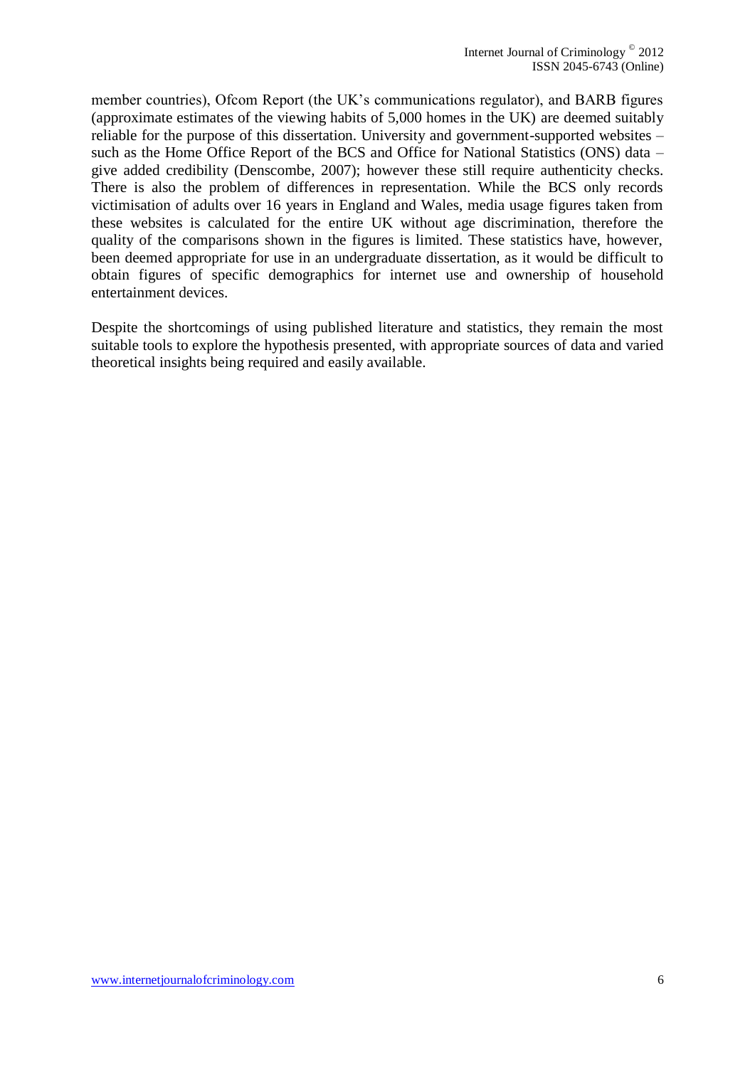member countries), Ofcom Report (the UK's communications regulator), and BARB figures (approximate estimates of the viewing habits of 5,000 homes in the UK) are deemed suitably reliable for the purpose of this dissertation. University and government-supported websites – such as the Home Office Report of the BCS and Office for National Statistics (ONS) data – give added credibility (Denscombe, 2007); however these still require authenticity checks. There is also the problem of differences in representation. While the BCS only records victimisation of adults over 16 years in England and Wales, media usage figures taken from these websites is calculated for the entire UK without age discrimination, therefore the quality of the comparisons shown in the figures is limited. These statistics have, however, been deemed appropriate for use in an undergraduate dissertation, as it would be difficult to obtain figures of specific demographics for internet use and ownership of household entertainment devices.

Despite the shortcomings of using published literature and statistics, they remain the most suitable tools to explore the hypothesis presented, with appropriate sources of data and varied theoretical insights being required and easily available.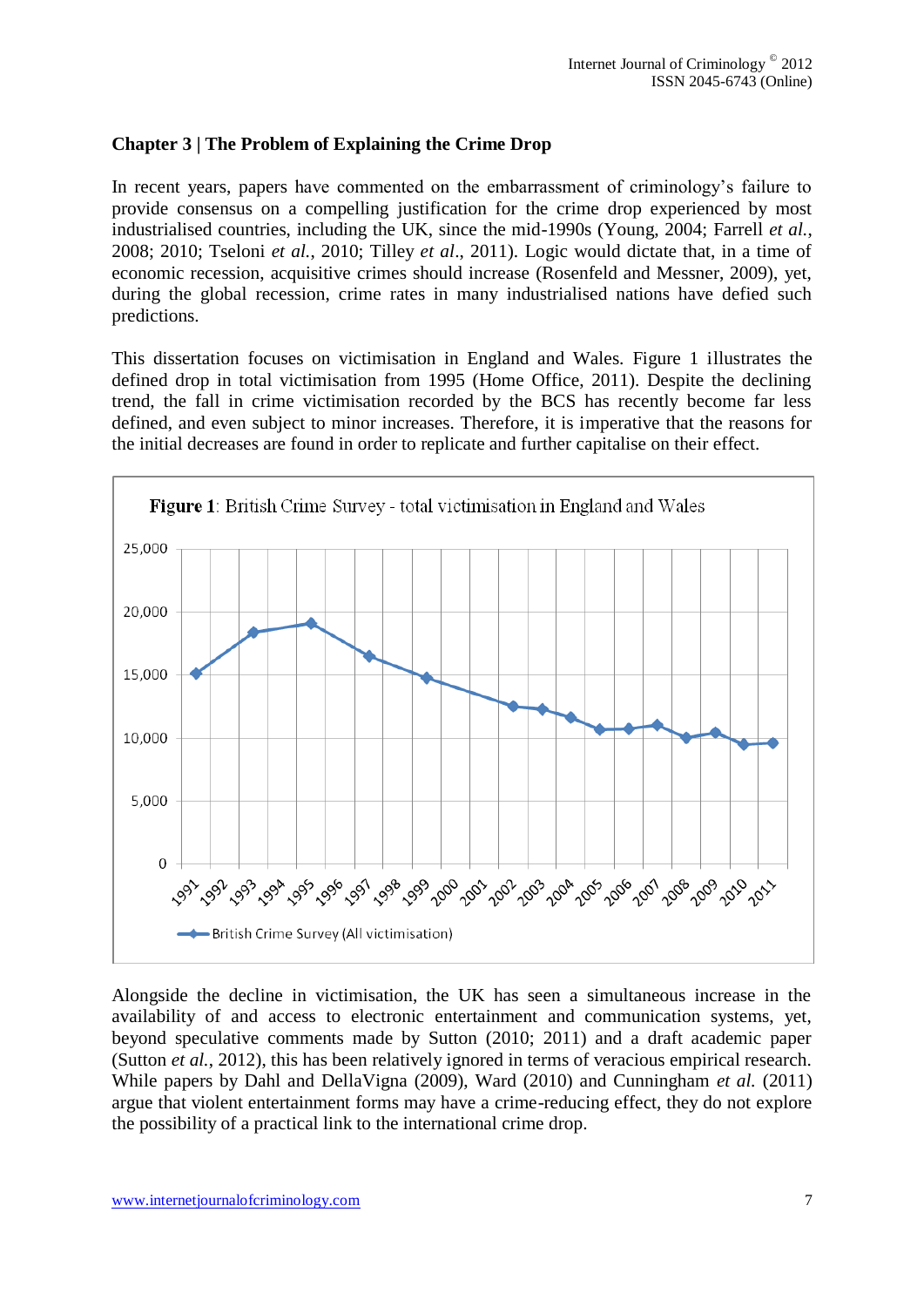## Chapter 3 | The Problem of Explaining the Crime Drop

In recent years, papers have commented on the embarrassment of criminology's failure to provide consensus on a compelling justification for the crime drop experienced by most industrialised countries, including the UK, since the mid-1990s (Young, 2004; Farrell *et al.*, 2008; 2010; Tseloni *et al.*, 2010; Tilley *et al.*, 2011). Logic would dictate that, in a time of economic recession, acquisitive crimes should increase (Rosenfeld and Messner, 2009), yet, during the global recession, crime rates in many industrialised nations have defied such predictions.

This dissertation focuses on victimisation in England and Wales. Figure 1 illustrates the defined drop in total victimisation from 1995 (Home Office, 2011). Despite the declining trend, the fall in crime victimisation recorded by the BCS has recently become far less defined, and even subject to minor increases. Therefore, it is imperative that the reasons for the initial decreases are found in order to replicate and further capitalise on their effect.

**Figure 1**: British Crime Survey - total victimisation in England and Wales

Alongside the decline in victimisation, the UK has seen a simultaneous increase in the availability of and access to electronic entertainment and communication systems, yet, beyond speculative comments made by Sutton (2010; 2011) and a draft academic paper (Sutton *et al.*, 2012), this has been relatively ignored in terms of veracious empirical research. While papers by Dahl and DellaVigna (2009), Ward (2010) and Cunningham *et al.* (2011) argue that violent entertainment forms may have a crime-reducing effect, they do not explore the possibility of a practical link to the international crime drop.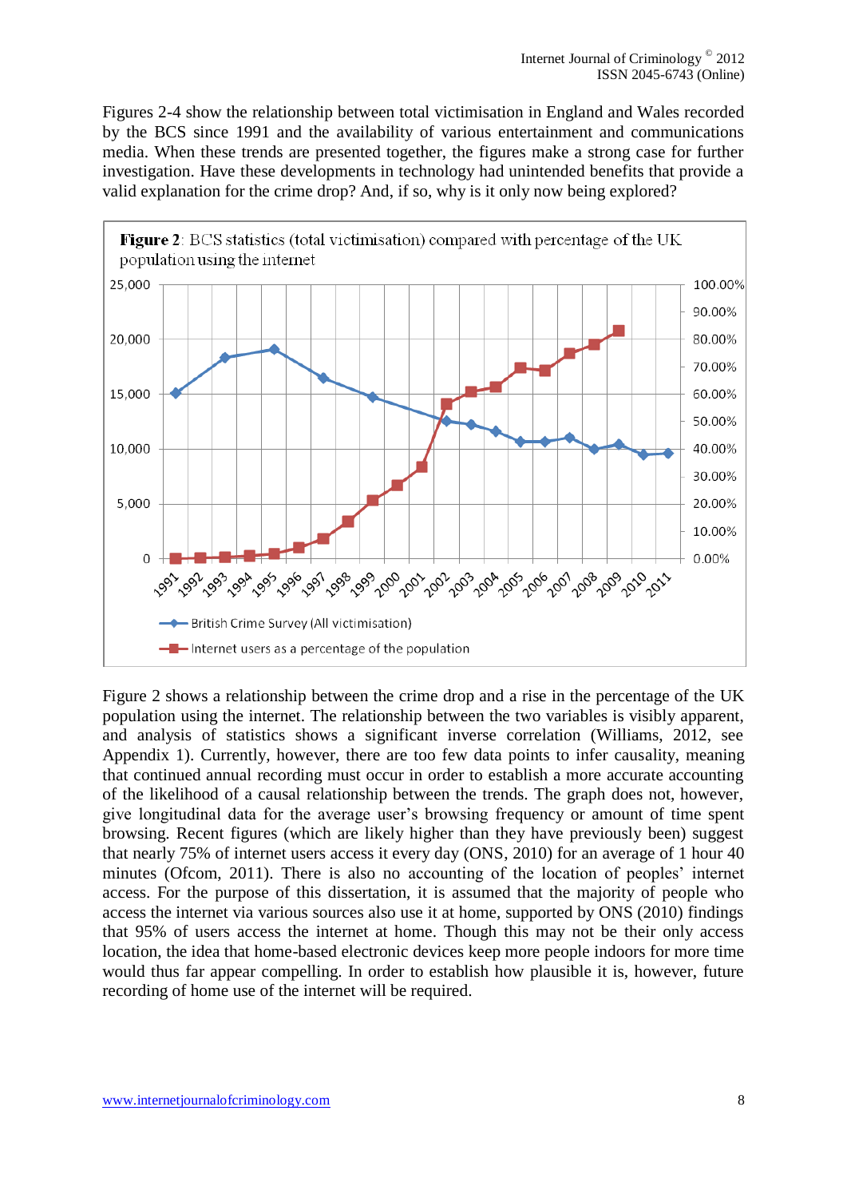Figures 2-4 show the relationship between total victimisation in England and Wales recorded by the BCS since 1991 and the availability of various entertainment and communications media. When these trends are presented together, the figures make a strong case for further investigation. Have these developments in technology had unintended benefits that provide a valid explanation for the crime drop? And, if so, why is it only now being explored?

**Figure 2**: BCS statistics (total victimisation) compared with percentage of the UK population using the internet

Figure 2 shows a relationship between the crime drop and a rise in the percentage of the UK population using the internet. The relationship between the two variables is visibly apparent, and analysis of statistics shows a significant inverse correlation (Williams, 2012, see Appendix 1). Currently, however, there are too few data points to infer causality, meaning that continued annual recording must occur in order to establish a more accurate accounting of the likelihood of a causal relationship between the trends. The graph does not, however, give longitudinal data for the average user's browsing frequency or amount of time spent browsing. Recent figures (which are likely higher than they have previously been) suggest that nearly 75% of internet users access it every day (ONS, 2010) for an average of 1 hour 40 minutes (Ofcom, 2011). There is also no accounting of the location of peoples' internet access. For the purpose of this dissertation, it is assumed that the majority of people who access the internet via various sources also use it at home, supported by ONS (2010) findings that 95% of users access the internet at home. Though this may not be their only access location, the idea that home-based electronic devices keep more people indoors for more time would thus far appear compelling. In order to establish how plausible it is, however, future recording of home use of the internet will be required.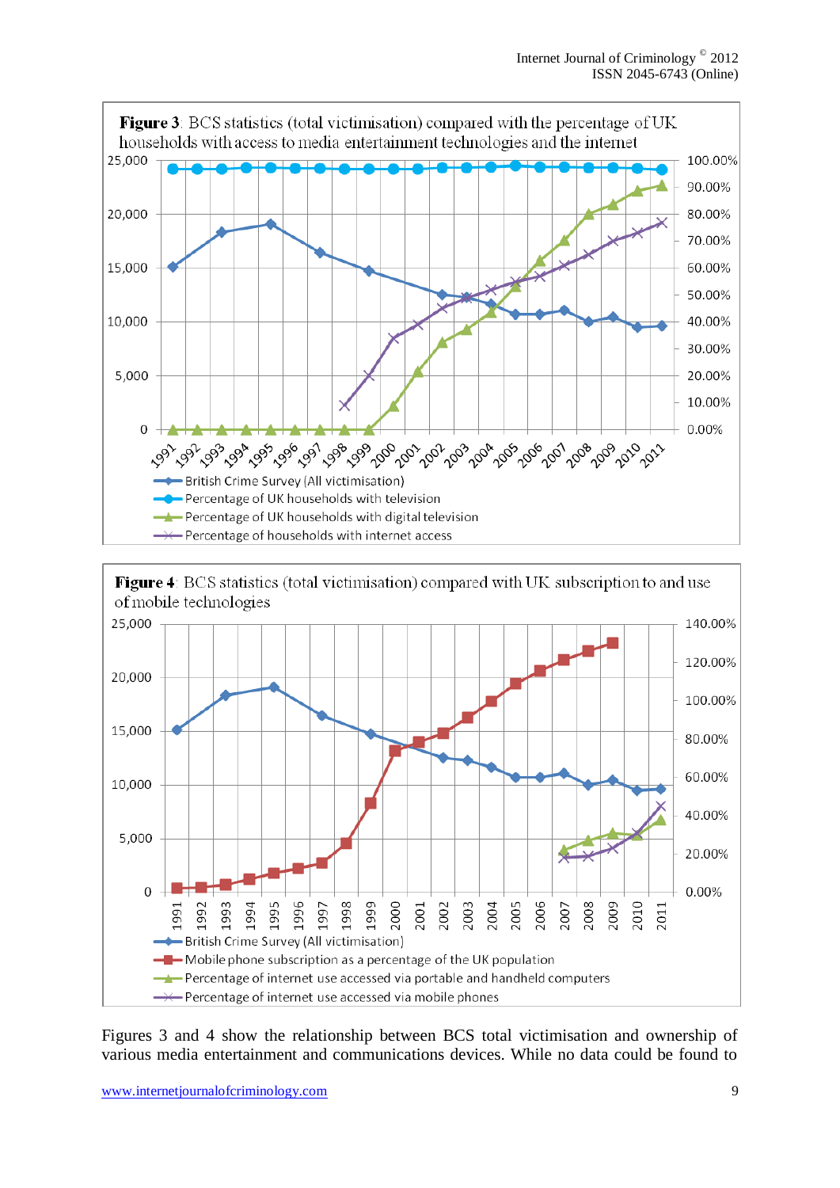**Figure 3**: BCS statistics (total victimisation) compared with the percentage of UK households with access to media entertainment technologies and the internet

**Figure 4**: BCS statistics (total victimisation) compared with UK subscription to and use of mobile technologies

Figures 3 and 4 show the relationship between BCS total victimisation and ownership of various media entertainment and communications devices. While no data could be found to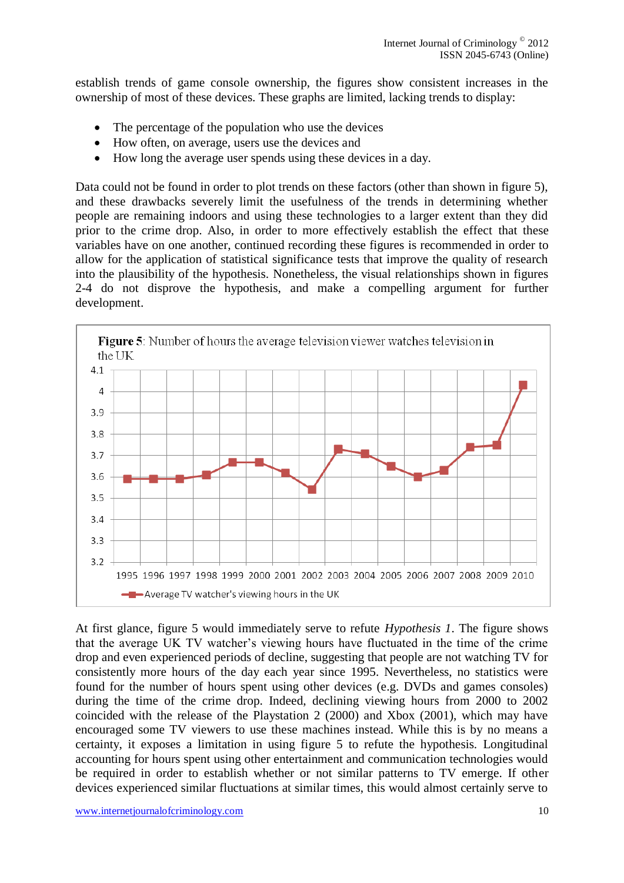establish trends of game console ownership, the figures show consistent increases in the ownership of most of these devices. These graphs are limited, lacking trends to display:

- The percentage of the population who use the devices
- How often, on average, users use the devices and
- How long the average user spends using these devices in a day.

Data could not be found in order to plot trends on these factors (other than shown in figure 5), and these drawbacks severely limit the usefulness of the trends in determining whether people are remaining indoors and using these technologies to a larger extent than they did prior to the crime drop. Also, in order to more effectively establish the effect that these variables have on one another, continued recording these figures is recommended in order to allow for the application of statistical significance tests that improve the quality of research into the plausibility of the hypothesis. Nonetheless, the visual relationships shown in figures 2-4 do not disprove the hypothesis, and make a compelling argument for further development.

**Figure 5**: Number of hours the average television viewer watches television in the UK

At first glance, figure 5 would immediately serve to refute *Hypothesis 1*. The figure shows that the average UK TV watcher's viewing hours have fluctuated in the time of the crime drop and even experienced periods of decline, suggesting that people are not watching TV for consistently more hours of the day each year since 1995. Nevertheless, no statistics were found for the number of hours spent using other devices (e.g. DVDs and games consoles) during the time of the crime drop. Indeed, declining viewing hours from 2000 to 2002 coincided with the release of the Playstation 2 (2000) and Xbox (2001), which may have encouraged some TV viewers to use these machines instead. While this is by no means a certainty, it exposes a limitation in using figure 5 to refute the hypothesis. Longitudinal accounting for hours spent using other entertainment and communication technologies would be required in order to establish whether or not similar patterns to TV emerge. If other devices experienced similar fluctuations at similar times, this would almost certainly serve to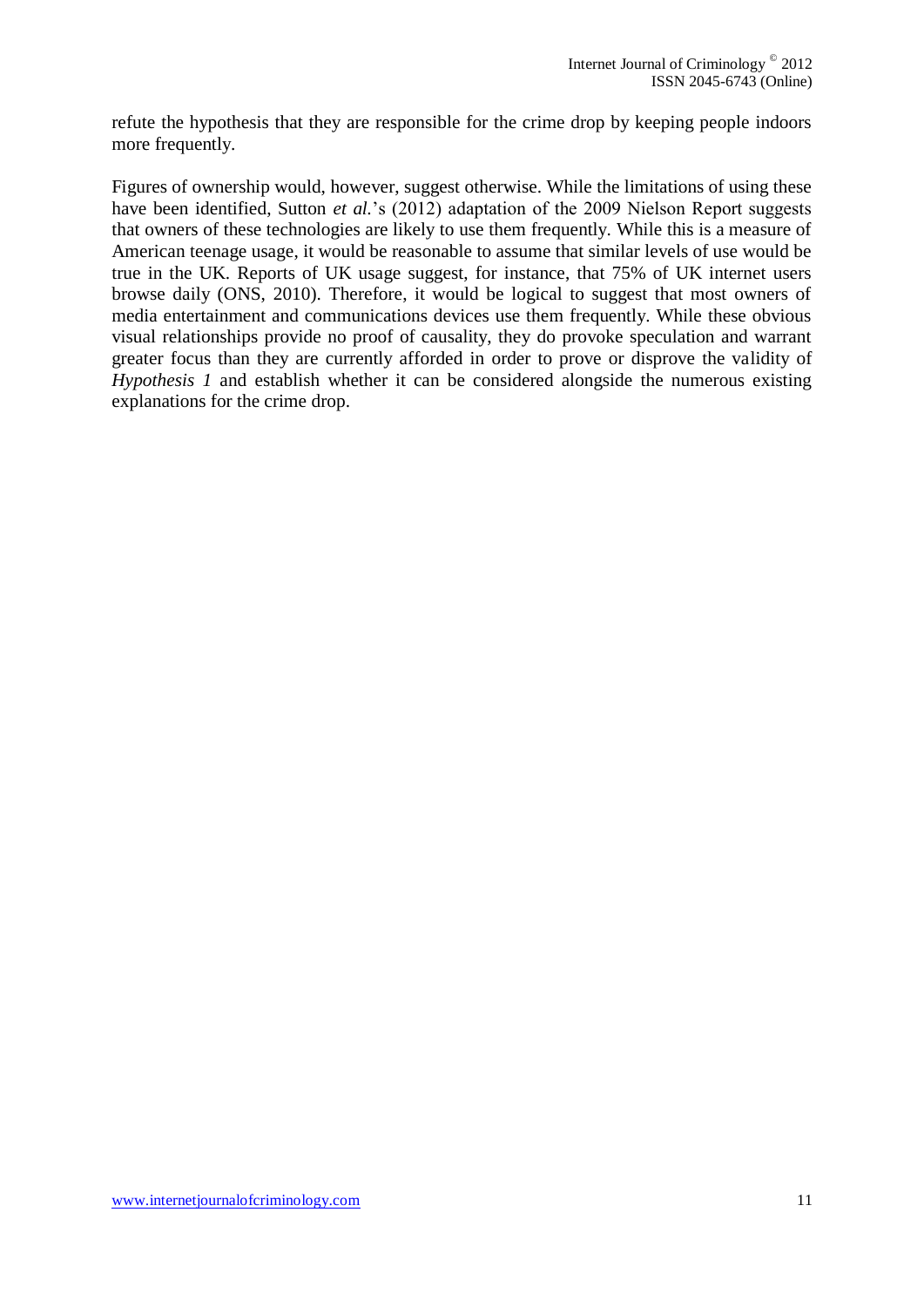refute the hypothesis that they are responsible for the crime drop by keeping people indoors more frequently.

Figures of ownership would, however, suggest otherwise. While the limitations of using these have been identified, Sutton *et al.*'s (2012) adaptation of the 2009 Nielson Report suggests that owners of these technologies are likely to use them frequently. While this is a measure of American teenage usage, it would be reasonable to assume that similar levels of use would be true in the UK. Reports of UK usage suggest, for instance, that 75% of UK internet users browse daily (ONS, 2010). Therefore, it would be logical to suggest that most owners of media entertainment and communications devices use them frequently. While these obvious visual relationships provide no proof of causality, they do provoke speculation and warrant greater focus than they are currently afforded in order to prove or disprove the validity of *Hypothesis 1* and establish whether it can be considered alongside the numerous existing explanations for the crime drop.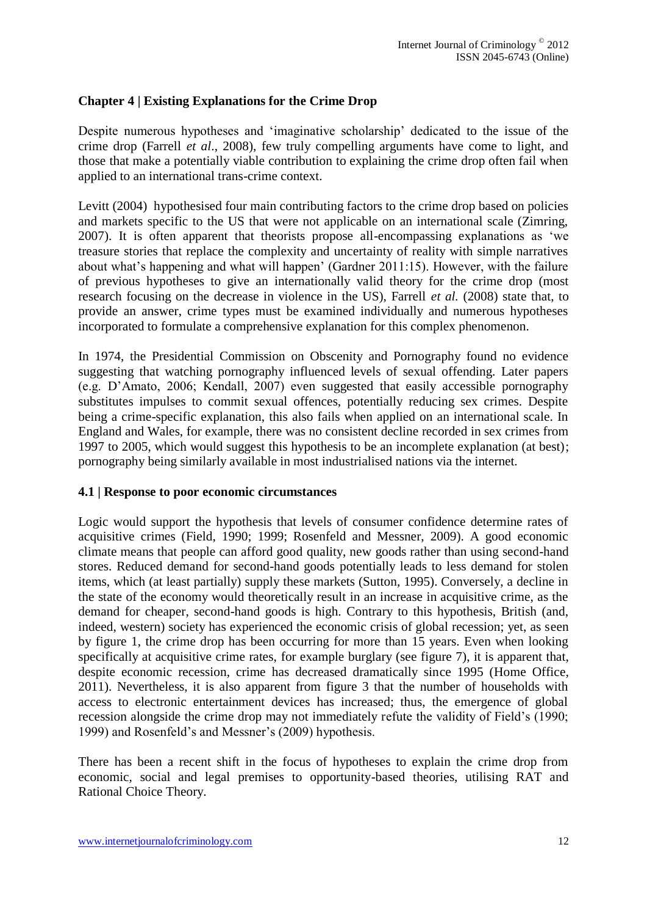## Chapter 4 | Existing Explanations for the Crime Drop

Despite numerous hypotheses and 'imaginative scholarship' dedicated to the issue of the crime drop (Farrell *et al*., 2008), few truly compelling arguments have come to light, and those that make a potentially viable contribution to explaining the crime drop often fail when applied to an international trans-crime context.

Levitt (2004) hypothesised four main contributing factors to the crime drop based on policies and markets specific to the US that were not applicable on an international scale (Zimring, 2007). It is often apparent that theorists propose all-encompassing explanations as 'we treasure stories that replace the complexity and uncertainty of reality with simple narratives about what's happening and what will happen' (Gardner 2011:15). However, with the failure of previous hypotheses to give an internationally valid theory for the crime drop (most research focusing on the decrease in violence in the US), Farrell *et al.* (2008) state that, to provide an answer, crime types must be examined individually and numerous hypotheses incorporated to formulate a comprehensive explanation for this complex phenomenon.

In 1974, the Presidential Commission on Obscenity and Pornography found no evidence suggesting that watching pornography influenced levels of sexual offending. Later papers (e.g. D'Amato, 2006; Kendall, 2007) even suggested that easily accessible pornography substitutes impulses to commit sexual offences, potentially reducing sex crimes. Despite being a crime-specific explanation, this also fails when applied on an international scale. In England and Wales, for example, there was no consistent decline recorded in sex crimes from 1997 to 2005, which would suggest this hypothesis to be an incomplete explanation (at best); pornography being similarly available in most industrialised nations via the internet.

### 4.1 | Response to poor economic circumstances

Logic would support the hypothesis that levels of consumer confidence determine rates of acquisitive crimes (Field, 1990; 1999; Rosenfeld and Messner, 2009). A good economic climate means that people can afford good quality, new goods rather than using second-hand stores. Reduced demand for second-hand goods potentially leads to less demand for stolen items, which (at least partially) supply these markets (Sutton, 1995). Conversely, a decline in the state of the economy would theoretically result in an increase in acquisitive crime, as the demand for cheaper, second-hand goods is high. Contrary to this hypothesis, British (and, indeed, western) society has experienced the economic crisis of global recession; yet, as seen by figure 1, the crime drop has been occurring for more than 15 years. Even when looking specifically at acquisitive crime rates, for example burglary (see figure 7), it is apparent that, despite economic recession, crime has decreased dramatically since 1995 (Home Office, 2011). Nevertheless, it is also apparent from figure 3 that the number of households with access to electronic entertainment devices has increased; thus, the emergence of global recession alongside the crime drop may not immediately refute the validity of Field's (1990; 1999) and Rosenfeld's and Messner's (2009) hypothesis.

There has been a recent shift in the focus of hypotheses to explain the crime drop from economic, social and legal premises to opportunity-based theories, utilising RAT and Rational Choice Theory.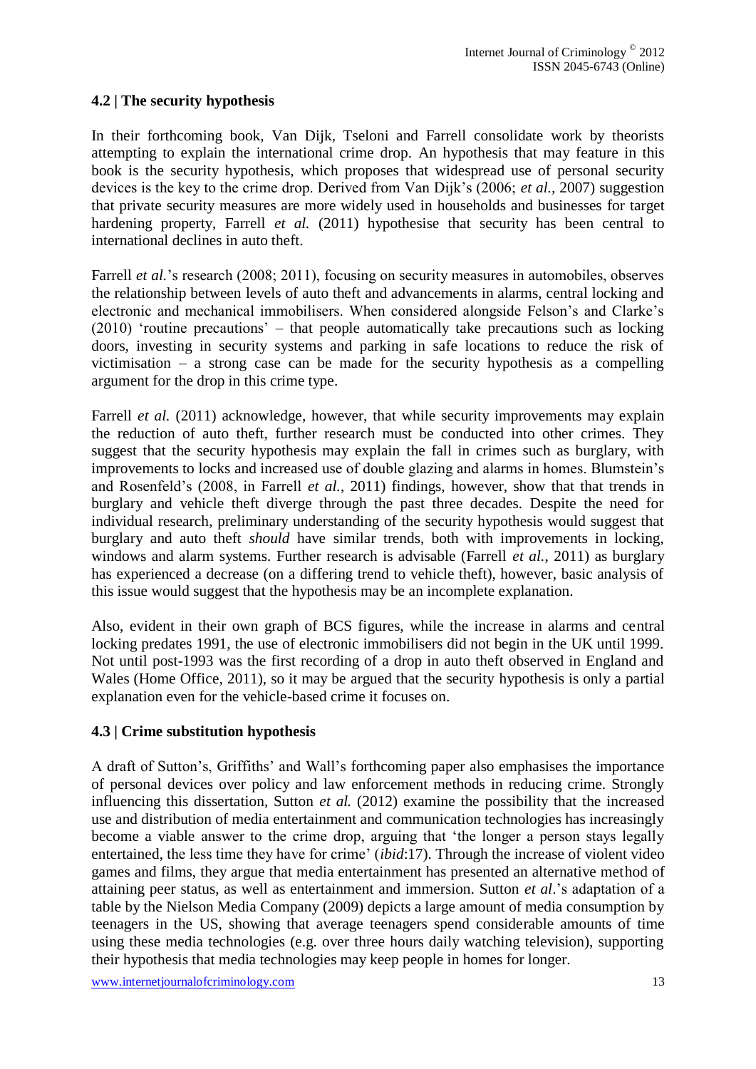## 4.2 | The security hypothesis

In their forthcoming book, Van Dijk, Tseloni and Farrell consolidate work by theorists attempting to explain the international crime drop. An hypothesis that may feature in this book is the security hypothesis, which proposes that widespread use of personal security devices is the key to the crime drop. Derived from Van Dijk's (2006; *et al.*, 2007) suggestion that private security measures are more widely used in households and businesses for target hardening property, Farrell *et al.* (2011) hypothesise that security has been central to international declines in auto theft.

Farrell *et al.*'s research (2008; 2011), focusing on security measures in automobiles, observes the relationship between levels of auto theft and advancements in alarms, central locking and electronic and mechanical immobilisers. When considered alongside Felson's and Clarke's (2010) 'routine precautions' – that people automatically take precautions such as locking doors, investing in security systems and parking in safe locations to reduce the risk of victimisation – a strong case can be made for the security hypothesis as a compelling argument for the drop in this crime type.

Farrell *et al.* (2011) acknowledge, however, that while security improvements may explain the reduction of auto theft, further research must be conducted into other crimes. They suggest that the security hypothesis may explain the fall in crimes such as burglary, with improvements to locks and increased use of double glazing and alarms in homes. Blumstein's and Rosenfeld's (2008, in Farrell *et al.*, 2011) findings, however, show that that trends in burglary and vehicle theft diverge through the past three decades. Despite the need for individual research, preliminary understanding of the security hypothesis would suggest that burglary and auto theft *should* have similar trends, both with improvements in locking, windows and alarm systems. Further research is advisable (Farrell *et al.*, 2011) as burglary has experienced a decrease (on a differing trend to vehicle theft), however, basic analysis of this issue would suggest that the hypothesis may be an incomplete explanation.

Also, evident in their own graph of BCS figures, while the increase in alarms and central locking predates 1991, the use of electronic immobilisers did not begin in the UK until 1999. Not until post-1993 was the first recording of a drop in auto theft observed in England and Wales (Home Office, 2011), so it may be argued that the security hypothesis is only a partial explanation even for the vehicle-based crime it focuses on.

## 4.3 | Crime substitution hypothesis

A draft of Sutton's, Griffiths' and Wall's forthcoming paper also emphasises the importance of personal devices over policy and law enforcement methods in reducing crime. Strongly influencing this dissertation, Sutton *et al.* (2012) examine the possibility that the increased use and distribution of media entertainment and communication technologies has increasingly become a viable answer to the crime drop, arguing that 'the longer a person stays legally entertained, the less time they have for crime' (*ibid*:17). Through the increase of violent video games and films, they argue that media entertainment has presented an alternative method of attaining peer status, as well as entertainment and immersion. Sutton *et al*.'s adaptation of a table by the Nielson Media Company (2009) depicts a large amount of media consumption by teenagers in the US, showing that average teenagers spend considerable amounts of time using these media technologies (e.g. over three hours daily watching television), supporting their hypothesis that media technologies may keep people in homes for longer.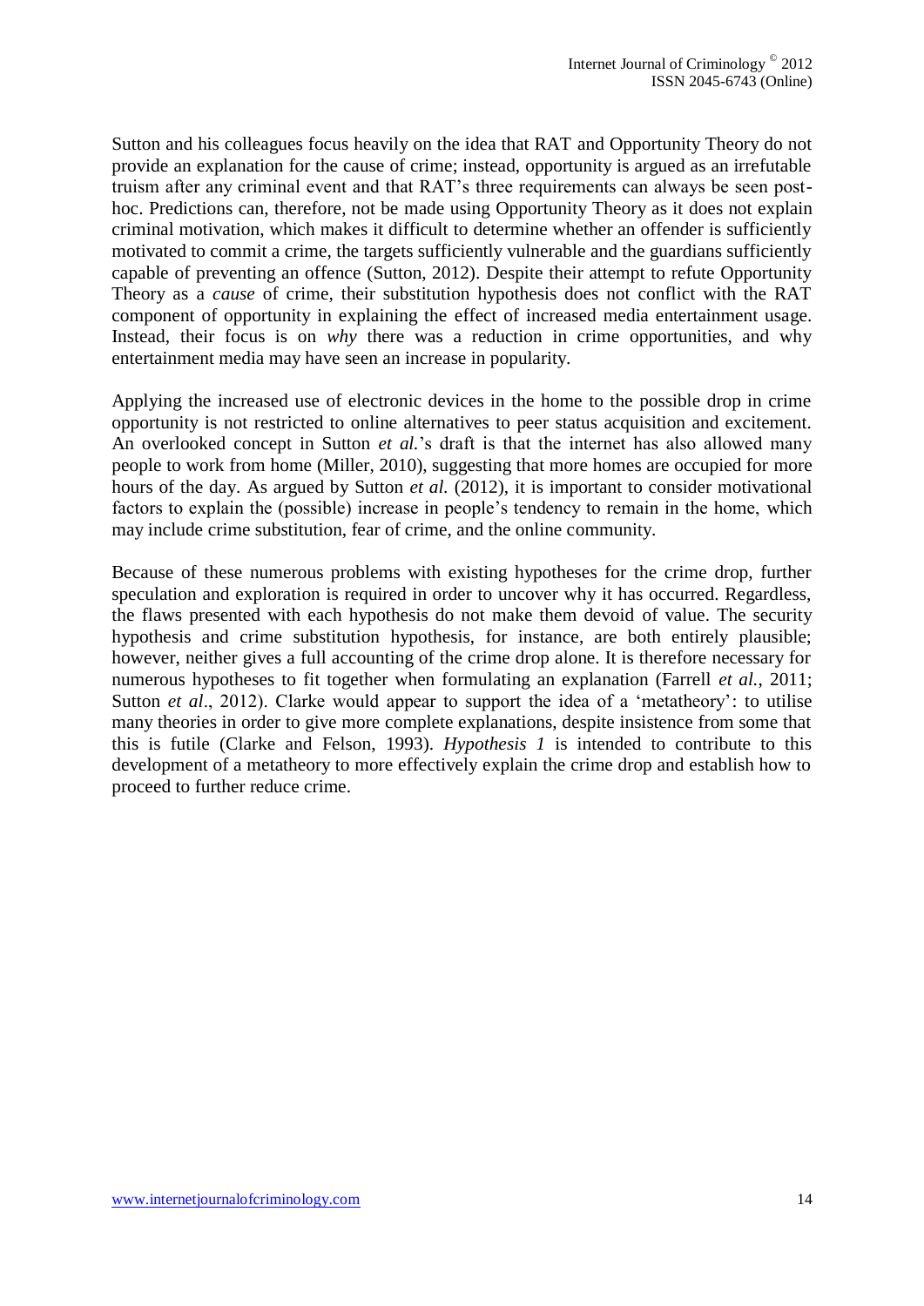Sutton and his colleagues focus heavily on the idea that RAT and Opportunity Theory do not provide an explanation for the cause of crime; instead, opportunity is argued as an irrefutable truism after any criminal event and that RAT's three requirements can always be seen post-hoc. Predictions can, therefore, not be made using Opportunity Theory as it does not explain criminal motivation, which makes it difficult to determine whether an offender is sufficiently motivated to commit a crime, the targets sufficiently vulnerable and the guardians sufficiently capable of preventing an offence (Sutton, 2012). Despite their attempt to refute Opportunity Theory as a *cause* of crime, their substitution hypothesis does not conflict with the RAT component of opportunity in explaining the effect of increased media entertainment usage. Instead, their focus is on *why* there was a reduction in crime opportunities, and why entertainment media may have seen an increase in popularity.

Applying the increased use of electronic devices in the home to the possible drop in crime opportunity is not restricted to online alternatives to peer status acquisition and excitement. An overlooked concept in Sutton *et al.*'s draft is that the internet has also allowed many people to work from home (Miller, 2010), suggesting that more homes are occupied for more hours of the day. As argued by Sutton *et al.* (2012), it is important to consider motivational factors to explain the (possible) increase in people's tendency to remain in the home, which may include crime substitution, fear of crime, and the online community.

Because of these numerous problems with existing hypotheses for the crime drop, further speculation and exploration is required in order to uncover why it has occurred. Regardless, the flaws presented with each hypothesis do not make them devoid of value. The security hypothesis and crime substitution hypothesis, for instance, are both entirely plausible; however, neither gives a full accounting of the crime drop alone. It is therefore necessary for numerous hypotheses to fit together when formulating an explanation (Farrell *et al.*, 2011; Sutton *et al*., 2012). Clarke would appear to support the idea of a 'metatheory': to utilise many theories in order to give more complete explanations, despite insistence from some that this is futile (Clarke and Felson, 1993). *Hypothesis 1* is intended to contribute to this development of a metatheory to more effectively explain the crime drop and establish how to proceed to further reduce crime.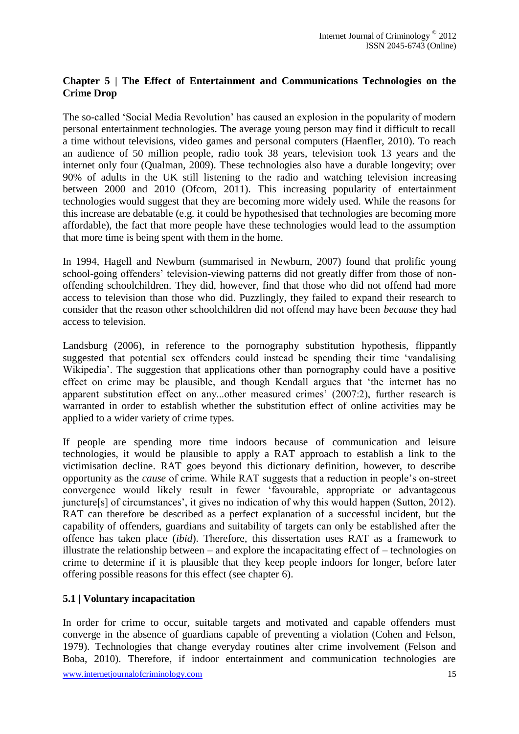## Chapter 5 | The Effect of Entertainment and Communications Technologies on the Crime Drop

The so-called 'Social Media Revolution' has caused an explosion in the popularity of modern personal entertainment technologies. The average young person may find it difficult to recall a time without televisions, video games and personal computers (Haenfler, 2010). To reach an audience of 50 million people, radio took 38 years, television took 13 years and the internet only four (Qualman, 2009). These technologies also have a durable longevity; over 90% of adults in the UK still listening to the radio and watching television increasing between 2000 and 2010 (Ofcom, 2011). This increasing popularity of entertainment technologies would suggest that they are becoming more widely used. While the reasons for this increase are debatable (e.g. it could be hypothesised that technologies are becoming more affordable), the fact that more people have these technologies would lead to the assumption that more time is being spent with them in the home.

In 1994, Hagell and Newburn (summarised in Newburn, 2007) found that prolific young school-going offenders' television-viewing patterns did not greatly differ from those of non-offending schoolchildren. They did, however, find that those who did not offend had more access to television than those who did. Puzzlingly, they failed to expand their research to consider that the reason other schoolchildren did not offend may have been *because* they had access to television.

Landsburg (2006), in reference to the pornography substitution hypothesis, flippantly suggested that potential sex offenders could instead be spending their time 'vandalising Wikipedia'. The suggestion that applications other than pornography could have a positive effect on crime may be plausible, and though Kendall argues that 'the internet has no apparent substitution effect on any...other measured crimes' (2007:2), further research is warranted in order to establish whether the substitution effect of online activities may be applied to a wider variety of crime types.

If people are spending more time indoors because of communication and leisure technologies, it would be plausible to apply a RAT approach to establish a link to the victimisation decline. RAT goes beyond this dictionary definition, however, to describe opportunity as the *cause* of crime. While RAT suggests that a reduction in people's on-street convergence would likely result in fewer 'favourable, appropriate or advantageous juncture[s] of circumstances', it gives no indication of why this would happen (Sutton, 2012). RAT can therefore be described as a perfect explanation of a successful incident, but the capability of offenders, guardians and suitability of targets can only be established after the offence has taken place (*ibid*). Therefore, this dissertation uses RAT as a framework to illustrate the relationship between – and explore the incapacitating effect of – technologies on crime to determine if it is plausible that they keep people indoors for longer, before later offering possible reasons for this effect (see chapter 6).

### 5.1 | Voluntary incapacitation

In order for crime to occur, suitable targets and motivated and capable offenders must converge in the absence of guardians capable of preventing a violation (Cohen and Felson, 1979). Technologies that change everyday routines alter crime involvement (Felson and Boba, 2010). Therefore, if indoor entertainment and communication technologies are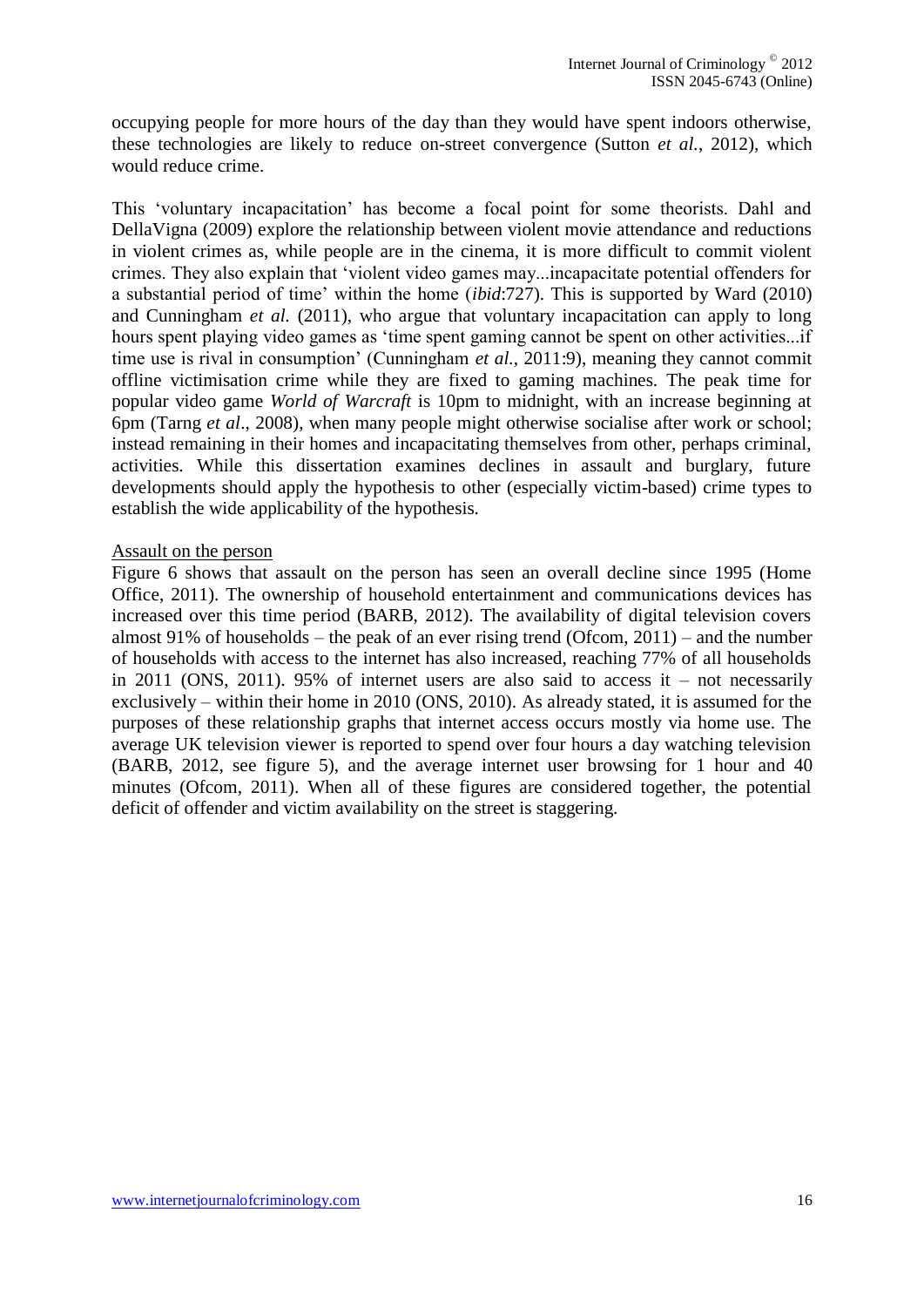occupying people for more hours of the day than they would have spent indoors otherwise, these technologies are likely to reduce on-street convergence (Sutton *et al.*, 2012), which would reduce crime.

This 'voluntary incapacitation' has become a focal point for some theorists. Dahl and DellaVigna (2009) explore the relationship between violent movie attendance and reductions in violent crimes as, while people are in the cinema, it is more difficult to commit violent crimes. They also explain that 'violent video games may...incapacitate potential offenders for a substantial period of time' within the home (*ibid*:727). This is supported by Ward (2010) and Cunningham *et al.* (2011), who argue that voluntary incapacitation can apply to long hours spent playing video games as 'time spent gaming cannot be spent on other activities...if time use is rival in consumption' (Cunningham *et al.*, 2011:9), meaning they cannot commit offline victimisation crime while they are fixed to gaming machines. The peak time for popular video game *World of Warcraft* is 10pm to midnight, with an increase beginning at 6pm (Tarng *et al*., 2008), when many people might otherwise socialise after work or school; instead remaining in their homes and incapacitating themselves from other, perhaps criminal, activities. While this dissertation examines declines in assault and burglary, future developments should apply the hypothesis to other (especially victim-based) crime types to establish the wide applicability of the hypothesis.

<u>Assault on the person</u>

Figure 6 shows that assault on the person has seen an overall decline since 1995 (Home Office, 2011). The ownership of household entertainment and communications devices has increased over this time period (BARB, 2012). The availability of digital television covers almost 91% of households – the peak of an ever rising trend (Ofcom, 2011) – and the number of households with access to the internet has also increased, reaching 77% of all households in 2011 (ONS, 2011). 95% of internet users are also said to access it – not necessarily exclusively – within their home in 2010 (ONS, 2010). As already stated, it is assumed for the purposes of these relationship graphs that internet access occurs mostly via home use. The average UK television viewer is reported to spend over four hours a day watching television (BARB, 2012, see figure 5), and the average internet user browsing for 1 hour and 40 minutes (Ofcom, 2011). When all of these figures are considered together, the potential deficit of offender and victim availability on the street is staggering.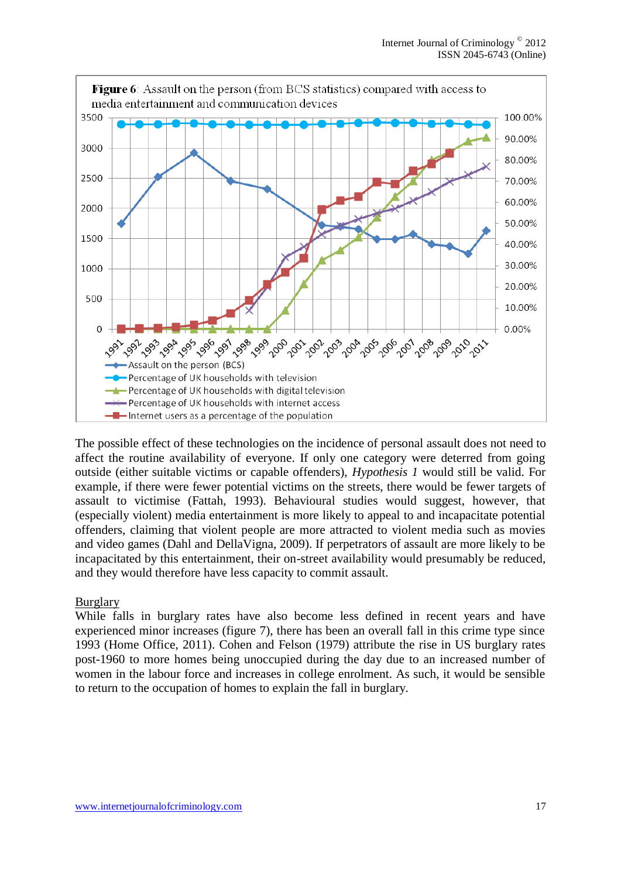**Figure 6**: Assault on the person (from BCS statistics) compared with access to media entertainment and communication devices

The possible effect of these technologies on the incidence of personal assault does not need to affect the routine availability of everyone. If only one category were deterred from going outside (either suitable victims or capable offenders), *Hypothesis 1* would still be valid. For example, if there were fewer potential victims on the streets, there would be fewer targets of assault to victimise (Fattah, 1993). Behavioural studies would suggest, however, that (especially violent) media entertainment is more likely to appeal to and incapacitate potential offenders, claiming that violent people are more attracted to violent media such as movies and video games (Dahl and DellaVigna, 2009). If perpetrators of assault are more likely to be incapacitated by this entertainment, their on-street availability would presumably be reduced, and they would therefore have less capacity to commit assault.

Burglary

While falls in burglary rates have also become less defined in recent years and have experienced minor increases (figure 7), there has been an overall fall in this crime type since 1993 (Home Office, 2011). Cohen and Felson (1979) attribute the rise in US burglary rates post-1960 to more homes being unoccupied during the day due to an increased number of women in the labour force and increases in college enrolment. As such, it would be sensible to return to the occupation of homes to explain the fall in burglary.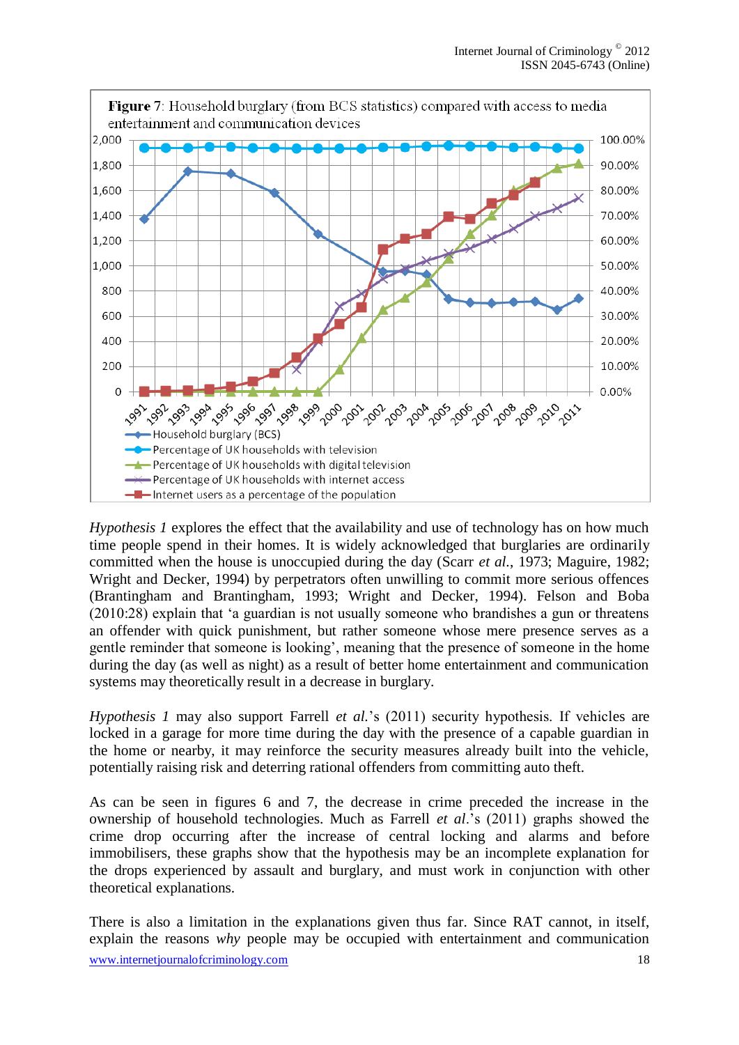**Figure 7**: Household burglary (from BCS statistics) compared with access to media entertainment and communication devices

*Hypothesis 1* explores the effect that the availability and use of technology has on how much time people spend in their homes. It is widely acknowledged that burglaries are ordinarily committed when the house is unoccupied during the day (Scarr *et al.*, 1973; Maguire, 1982; Wright and Decker, 1994) by perpetrators often unwilling to commit more serious offences (Brantingham and Brantingham, 1993; Wright and Decker, 1994). Felson and Boba (2010:28) explain that 'a guardian is not usually someone who brandishes a gun or threatens an offender with quick punishment, but rather someone whose mere presence serves as a gentle reminder that someone is looking', meaning that the presence of someone in the home during the day (as well as night) as a result of better home entertainment and communication systems may theoretically result in a decrease in burglary.

*Hypothesis 1* may also support Farrell *et al.*'s (2011) security hypothesis. If vehicles are locked in a garage for more time during the day with the presence of a capable guardian in the home or nearby, it may reinforce the security measures already built into the vehicle, potentially raising risk and deterring rational offenders from committing auto theft.

As can be seen in figures 6 and 7, the decrease in crime preceded the increase in the ownership of household technologies. Much as Farrell *et al*.'s (2011) graphs showed the crime drop occurring after the increase of central locking and alarms and before immobilisers, these graphs show that the hypothesis may be an incomplete explanation for the drops experienced by assault and burglary, and must work in conjunction with other theoretical explanations.

There is also a limitation in the explanations given thus far. Since RAT cannot, in itself, explain the reasons *why* people may be occupied with entertainment and communication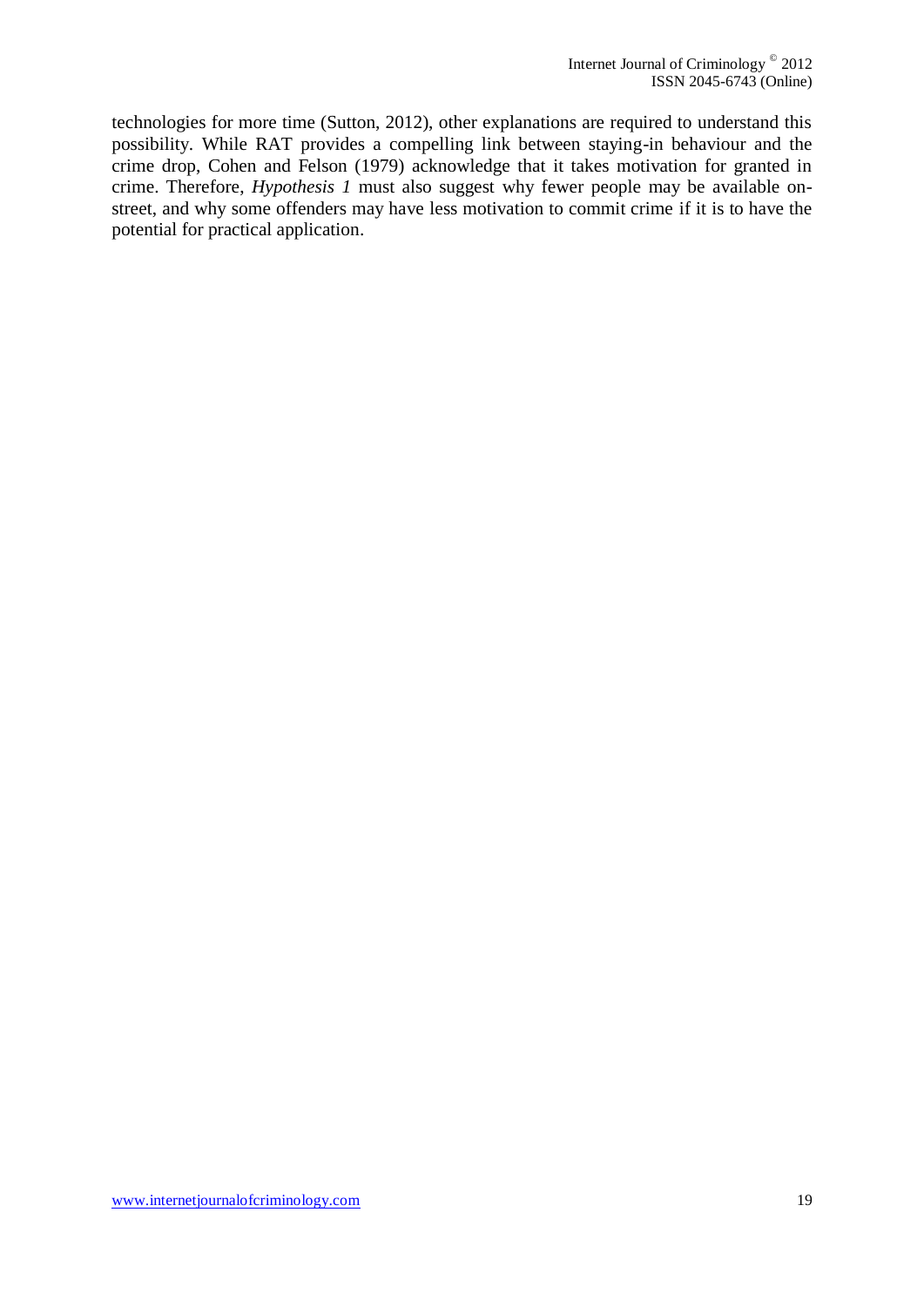technologies for more time (Sutton, 2012), other explanations are required to understand this possibility. While RAT provides a compelling link between staying-in behaviour and the crime drop, Cohen and Felson (1979) acknowledge that it takes motivation for granted in crime. Therefore, *Hypothesis 1* must also suggest why fewer people may be available on-street, and why some offenders may have less motivation to commit crime if it is to have the potential for practical application.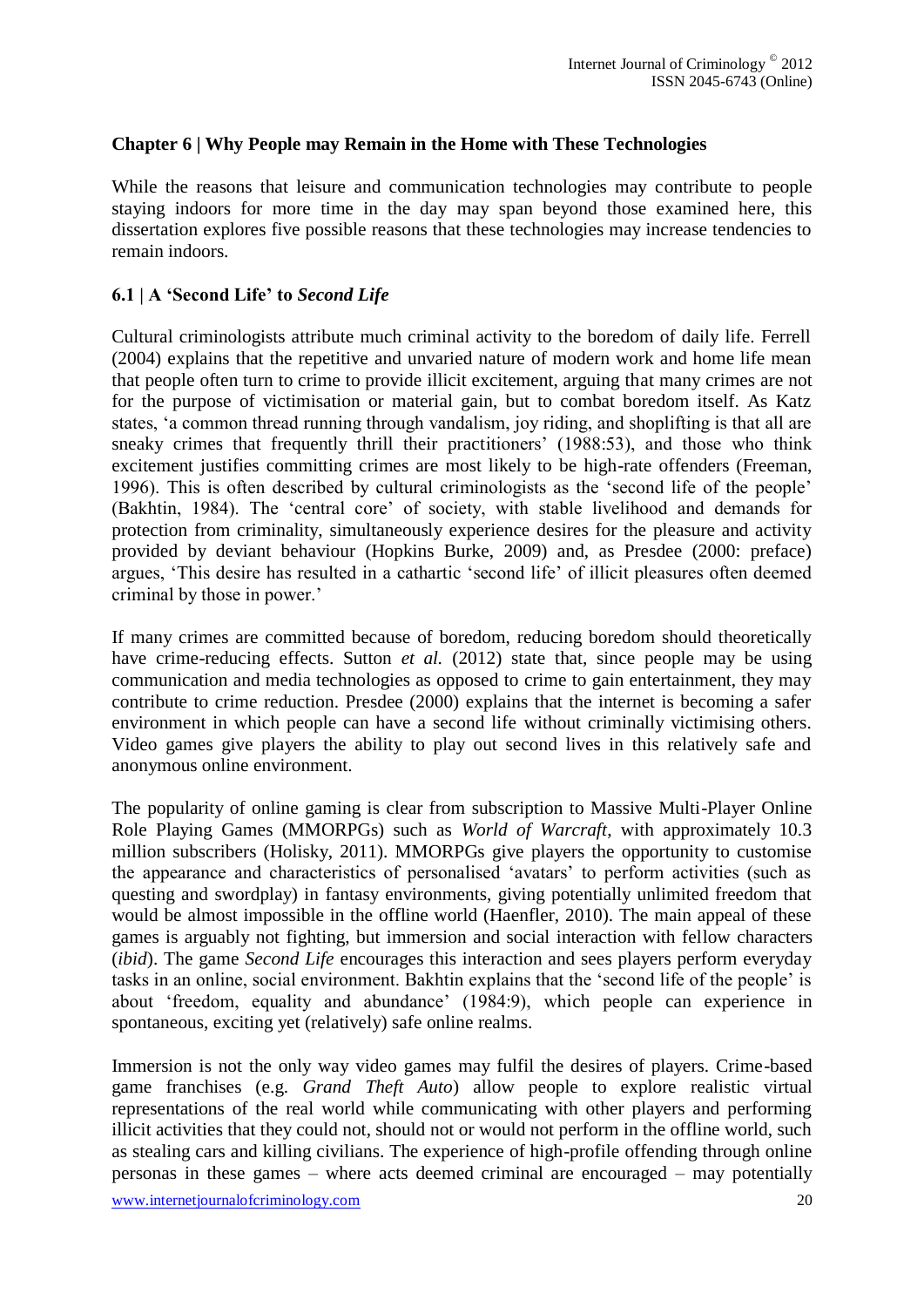## Chapter 6 | Why People may Remain in the Home with These Technologies

While the reasons that leisure and communication technologies may contribute to people staying indoors for more time in the day may span beyond those examined here, this dissertation explores five possible reasons that these technologies may increase tendencies to remain indoors.

### 6.1 | A 'Second Life' to *Second Life*

Cultural criminologists attribute much criminal activity to the boredom of daily life. Ferrell (2004) explains that the repetitive and unvaried nature of modern work and home life mean that people often turn to crime to provide illicit excitement, arguing that many crimes are not for the purpose of victimisation or material gain, but to combat boredom itself. As Katz states, 'a common thread running through vandalism, joy riding, and shoplifting is that all are sneaky crimes that frequently thrill their practitioners' (1988:53), and those who think excitement justifies committing crimes are most likely to be high-rate offenders (Freeman, 1996). This is often described by cultural criminologists as the 'second life of the people' (Bakhtin, 1984). The 'central core' of society, with stable livelihood and demands for protection from criminality, simultaneously experience desires for the pleasure and activity provided by deviant behaviour (Hopkins Burke, 2009) and, as Presdee (2000: preface) argues, 'This desire has resulted in a cathartic 'second life' of illicit pleasures often deemed criminal by those in power.'

If many crimes are committed because of boredom, reducing boredom should theoretically have crime-reducing effects. Sutton *et al.* (2012) state that, since people may be using communication and media technologies as opposed to crime to gain entertainment, they may contribute to crime reduction. Presdee (2000) explains that the internet is becoming a safer environment in which people can have a second life without criminally victimising others. Video games give players the ability to play out second lives in this relatively safe and anonymous online environment.

The popularity of online gaming is clear from subscription to Massive Multi-Player Online Role Playing Games (MMORPGs) such as *World of Warcraft*, with approximately 10.3 million subscribers (Holisky, 2011). MMORPGs give players the opportunity to customise the appearance and characteristics of personalised 'avatars' to perform activities (such as questing and swordplay) in fantasy environments, giving potentially unlimited freedom that would be almost impossible in the offline world (Haenfler, 2010). The main appeal of these games is arguably not fighting, but immersion and social interaction with fellow characters (*ibid*). The game *Second Life* encourages this interaction and sees players perform everyday tasks in an online, social environment. Bakhtin explains that the 'second life of the people' is about 'freedom, equality and abundance' (1984:9), which people can experience in spontaneous, exciting yet (relatively) safe online realms.

Immersion is not the only way video games may fulfil the desires of players. Crime-based game franchises (e.g. *Grand Theft Auto*) allow people to explore realistic virtual representations of the real world while communicating with other players and performing illicit activities that they could not, should not or would not perform in the offline world, such as stealing cars and killing civilians. The experience of high-profile offending through online personas in these games – where acts deemed criminal are encouraged – may potentially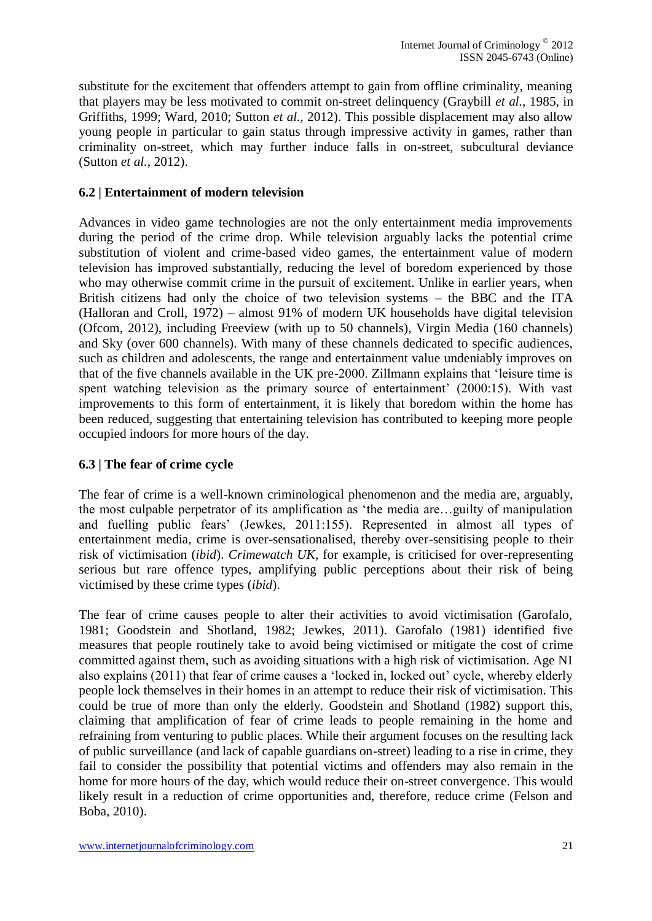substitute for the excitement that offenders attempt to gain from offline criminality, meaning that players may be less motivated to commit on-street delinquency (Graybill *et al.*, 1985, in Griffiths, 1999; Ward, 2010; Sutton *et al.*, 2012). This possible displacement may also allow young people in particular to gain status through impressive activity in games, rather than criminality on-street, which may further induce falls in on-street, subcultural deviance (Sutton *et al.*, 2012).

### 6.2 | Entertainment of modern television

Advances in video game technologies are not the only entertainment media improvements during the period of the crime drop. While television arguably lacks the potential crime substitution of violent and crime-based video games, the entertainment value of modern television has improved substantially, reducing the level of boredom experienced by those who may otherwise commit crime in the pursuit of excitement. Unlike in earlier years, when British citizens had only the choice of two television systems – the BBC and the ITA (Halloran and Croll, 1972) – almost 91% of modern UK households have digital television (Ofcom, 2012), including Freeview (with up to 50 channels), Virgin Media (160 channels) and Sky (over 600 channels). With many of these channels dedicated to specific audiences, such as children and adolescents, the range and entertainment value undeniably improves on that of the five channels available in the UK pre-2000. Zillmann explains that 'leisure time is spent watching television as the primary source of entertainment' (2000:15). With vast improvements to this form of entertainment, it is likely that boredom within the home has been reduced, suggesting that entertaining television has contributed to keeping more people occupied indoors for more hours of the day.

### 6.3 | The fear of crime cycle

The fear of crime is a well-known criminological phenomenon and the media are, arguably, the most culpable perpetrator of its amplification as 'the media are…guilty of manipulation and fuelling public fears' (Jewkes, 2011:155). Represented in almost all types of entertainment media, crime is over-sensationalised, thereby over-sensitising people to their risk of victimisation (*ibid*). *Crimewatch UK*, for example, is criticised for over-representing serious but rare offence types, amplifying public perceptions about their risk of being victimised by these crime types (*ibid*).

The fear of crime causes people to alter their activities to avoid victimisation (Garofalo, 1981; Goodstein and Shotland, 1982; Jewkes, 2011). Garofalo (1981) identified five measures that people routinely take to avoid being victimised or mitigate the cost of crime committed against them, such as avoiding situations with a high risk of victimisation. Age NI also explains (2011) that fear of crime causes a 'locked in, locked out' cycle, whereby elderly people lock themselves in their homes in an attempt to reduce their risk of victimisation. This could be true of more than only the elderly. Goodstein and Shotland (1982) support this, claiming that amplification of fear of crime leads to people remaining in the home and refraining from venturing to public places. While their argument focuses on the resulting lack of public surveillance (and lack of capable guardians on-street) leading to a rise in crime, they fail to consider the possibility that potential victims and offenders may also remain in the home for more hours of the day, which would reduce their on-street convergence. This would likely result in a reduction of crime opportunities and, therefore, reduce crime (Felson and Boba, 2010).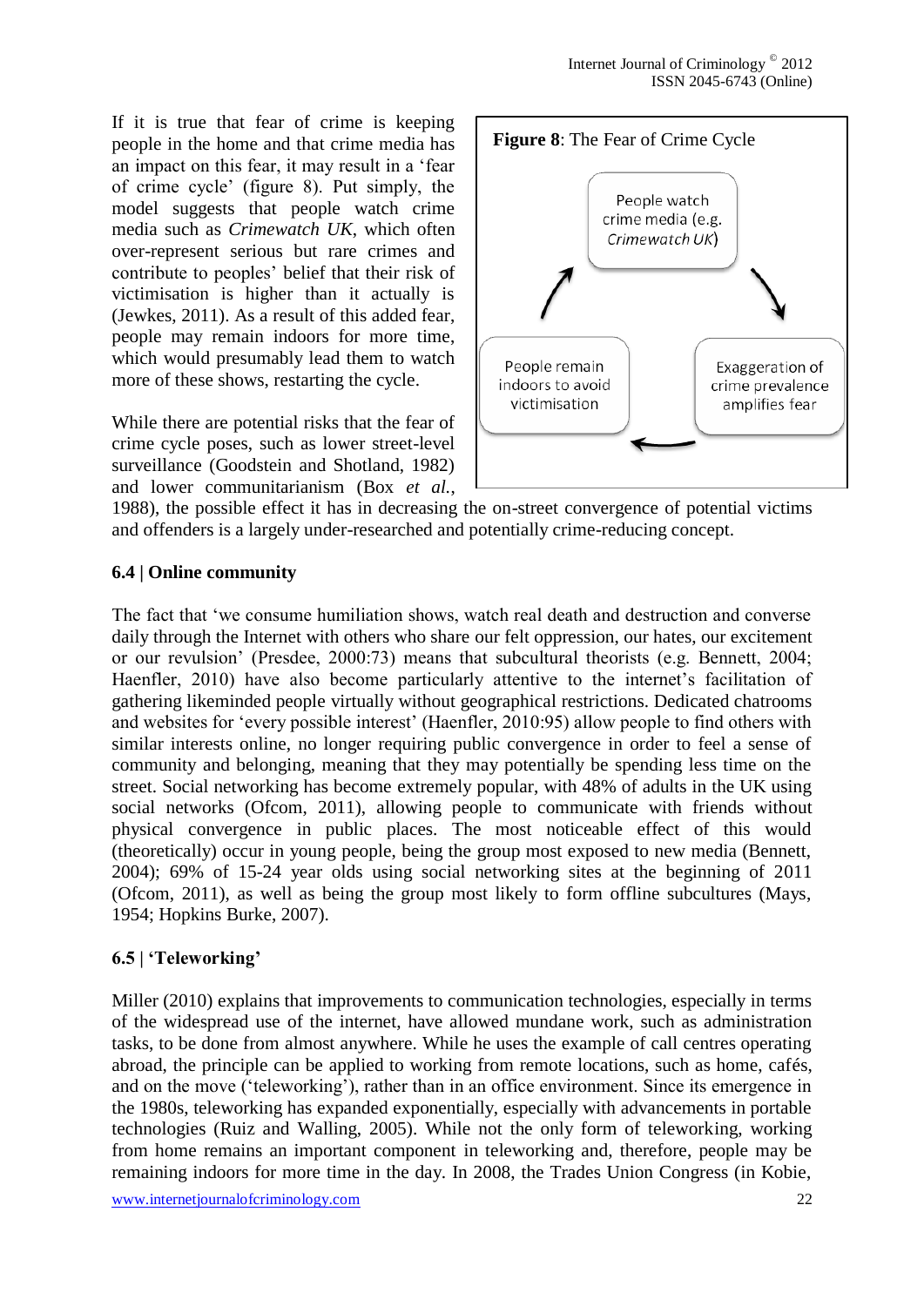If it is true that fear of crime is keeping people in the home and that crime media has an impact on this fear, it may result in a 'fear of crime cycle' (figure 8). Put simply, the model suggests that people watch crime media such as *Crimewatch UK*, which often over-represent serious but rare crimes and contribute to peoples' belief that their risk of victimisation is higher than it actually is (Jewkes, 2011). As a result of this added fear, people may remain indoors for more time, which would presumably lead them to watch more of these shows, restarting the cycle.

**Figure 8**: The Fear of Crime Cycle

People watch crime media (e.g. *Crimewatch UK*) → Exaggeration of crime prevalence amplifies fear → People remain indoors to avoid victimisation → (back to start)

While there are potential risks that the fear of crime cycle poses, such as lower street-level surveillance (Goodstein and Shotland, 1982) and lower communitarianism (Box *et al.*, 1988), the possible effect it has in decreasing the on-street convergence of potential victims and offenders is a largely under-researched and potentially crime-reducing concept.

### 6.4 | Online community

The fact that 'we consume humiliation shows, watch real death and destruction and converse daily through the Internet with others who share our felt oppression, our hates, our excitement or our revulsion' (Presdee, 2000:73) means that subcultural theorists (e.g. Bennett, 2004; Haenfler, 2010) have also become particularly attentive to the internet's facilitation of gathering likeminded people virtually without geographical restrictions. Dedicated chatrooms and websites for 'every possible interest' (Haenfler, 2010:95) allow people to find others with similar interests online, no longer requiring public convergence in order to feel a sense of community and belonging, meaning that they may potentially be spending less time on the street. Social networking has become extremely popular, with 48% of adults in the UK using social networks (Ofcom, 2011), allowing people to communicate with friends without physical convergence in public places. The most noticeable effect of this would (theoretically) occur in young people, being the group most exposed to new media (Bennett, 2004); 69% of 15-24 year olds using social networking sites at the beginning of 2011 (Ofcom, 2011), as well as being the group most likely to form offline subcultures (Mays, 1954; Hopkins Burke, 2007).

### 6.5 | 'Teleworking'

Miller (2010) explains that improvements to communication technologies, especially in terms of the widespread use of the internet, have allowed mundane work, such as administration tasks, to be done from almost anywhere. While he uses the example of call centres operating abroad, the principle can be applied to working from remote locations, such as home, cafés, and on the move ('teleworking'), rather than in an office environment. Since its emergence in the 1980s, teleworking has expanded exponentially, especially with advancements in portable technologies (Ruiz and Walling, 2005). While not the only form of teleworking, working from home remains an important component in teleworking and, therefore, people may be remaining indoors for more time in the day. In 2008, the Trades Union Congress (in Kobie,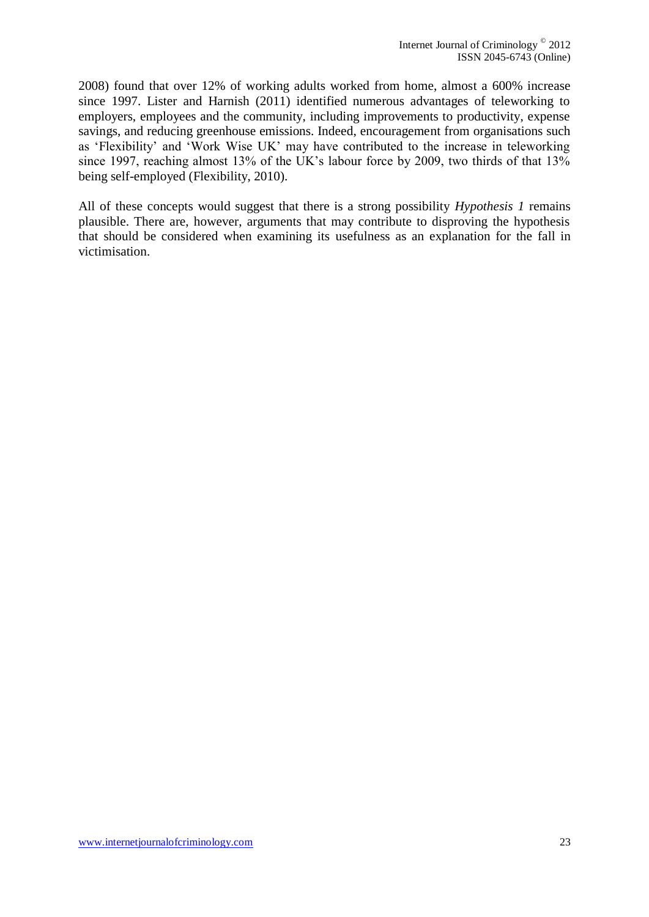2008) found that over 12% of working adults worked from home, almost a 600% increase since 1997. Lister and Harnish (2011) identified numerous advantages of teleworking to employers, employees and the community, including improvements to productivity, expense savings, and reducing greenhouse emissions. Indeed, encouragement from organisations such as 'Flexibility' and 'Work Wise UK' may have contributed to the increase in teleworking since 1997, reaching almost 13% of the UK's labour force by 2009, two thirds of that 13% being self-employed (Flexibility, 2010).

All of these concepts would suggest that there is a strong possibility *Hypothesis 1* remains plausible. There are, however, arguments that may contribute to disproving the hypothesis that should be considered when examining its usefulness as an explanation for the fall in victimisation.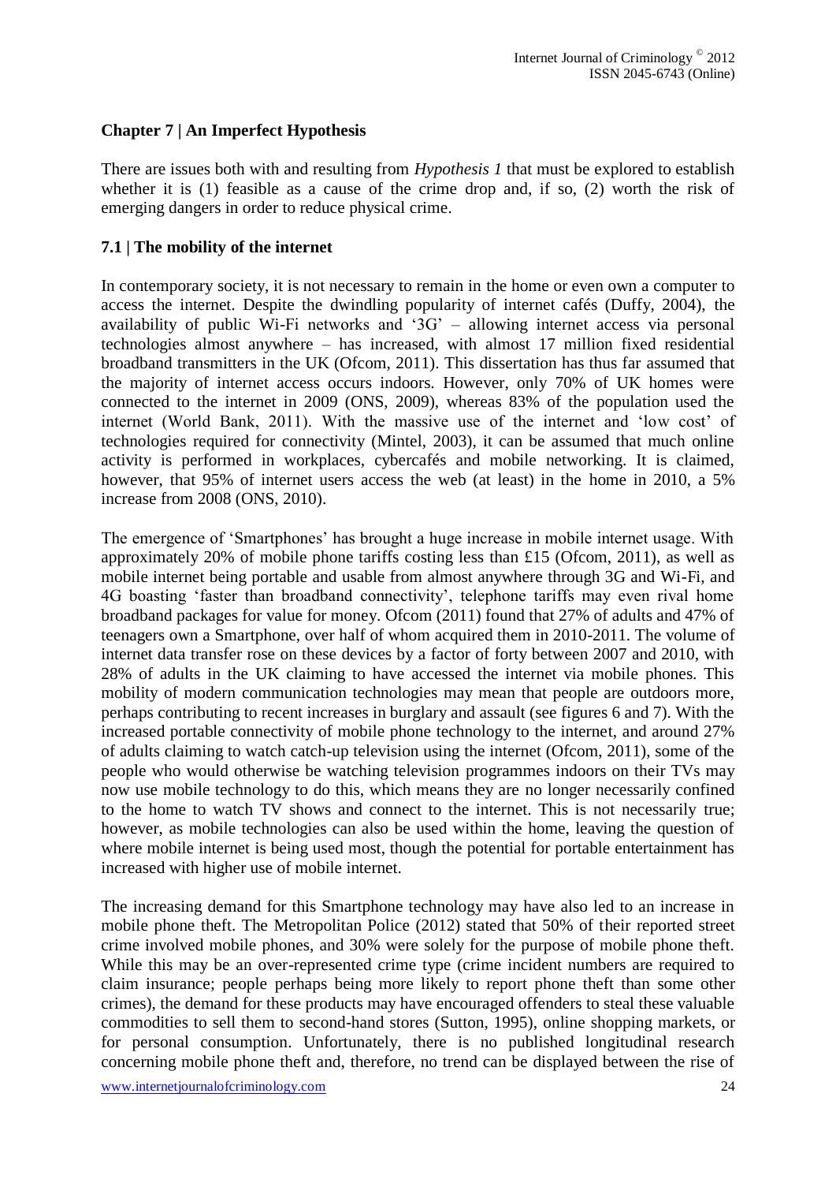## Chapter 7 | An Imperfect Hypothesis

There are issues both with and resulting from *Hypothesis 1* that must be explored to establish whether it is (1) feasible as a cause of the crime drop and, if so, (2) worth the risk of emerging dangers in order to reduce physical crime.

### 7.1 | The mobility of the internet

In contemporary society, it is not necessary to remain in the home or even own a computer to access the internet. Despite the dwindling popularity of internet cafés (Duffy, 2004), the availability of public Wi-Fi networks and '3G' – allowing internet access via personal technologies almost anywhere – has increased, with almost 17 million fixed residential broadband transmitters in the UK (Ofcom, 2011). This dissertation has thus far assumed that the majority of internet access occurs indoors. However, only 70% of UK homes were connected to the internet in 2009 (ONS, 2009), whereas 83% of the population used the internet (World Bank, 2011). With the massive use of the internet and 'low cost' of technologies required for connectivity (Mintel, 2003), it can be assumed that much online activity is performed in workplaces, cybercafés and mobile networking. It is claimed, however, that 95% of internet users access the web (at least) in the home in 2010, a 5% increase from 2008 (ONS, 2010).

The emergence of 'Smartphones' has brought a huge increase in mobile internet usage. With approximately 20% of mobile phone tariffs costing less than £15 (Ofcom, 2011), as well as mobile internet being portable and usable from almost anywhere through 3G and Wi-Fi, and 4G boasting 'faster than broadband connectivity', telephone tariffs may even rival home broadband packages for value for money. Ofcom (2011) found that 27% of adults and 47% of teenagers own a Smartphone, over half of whom acquired them in 2010-2011. The volume of internet data transfer rose on these devices by a factor of forty between 2007 and 2010, with 28% of adults in the UK claiming to have accessed the internet via mobile phones. This mobility of modern communication technologies may mean that people are outdoors more, perhaps contributing to recent increases in burglary and assault (see figures 6 and 7). With the increased portable connectivity of mobile phone technology to the internet, and around 27% of adults claiming to watch catch-up television using the internet (Ofcom, 2011), some of the people who would otherwise be watching television programmes indoors on their TVs may now use mobile technology to do this, which means they are no longer necessarily confined to the home to watch TV shows and connect to the internet. This is not necessarily true; however, as mobile technologies can also be used within the home, leaving the question of where mobile internet is being used most, though the potential for portable entertainment has increased with higher use of mobile internet.

The increasing demand for this Smartphone technology may have also led to an increase in mobile phone theft. The Metropolitan Police (2012) stated that 50% of their reported street crime involved mobile phones, and 30% were solely for the purpose of mobile phone theft. While this may be an over-represented crime type (crime incident numbers are required to claim insurance; people perhaps being more likely to report phone theft than some other crimes), the demand for these products may have encouraged offenders to steal these valuable commodities to sell them to second-hand stores (Sutton, 1995), online shopping markets, or for personal consumption. Unfortunately, there is no published longitudinal research concerning mobile phone theft and, therefore, no trend can be displayed between the rise of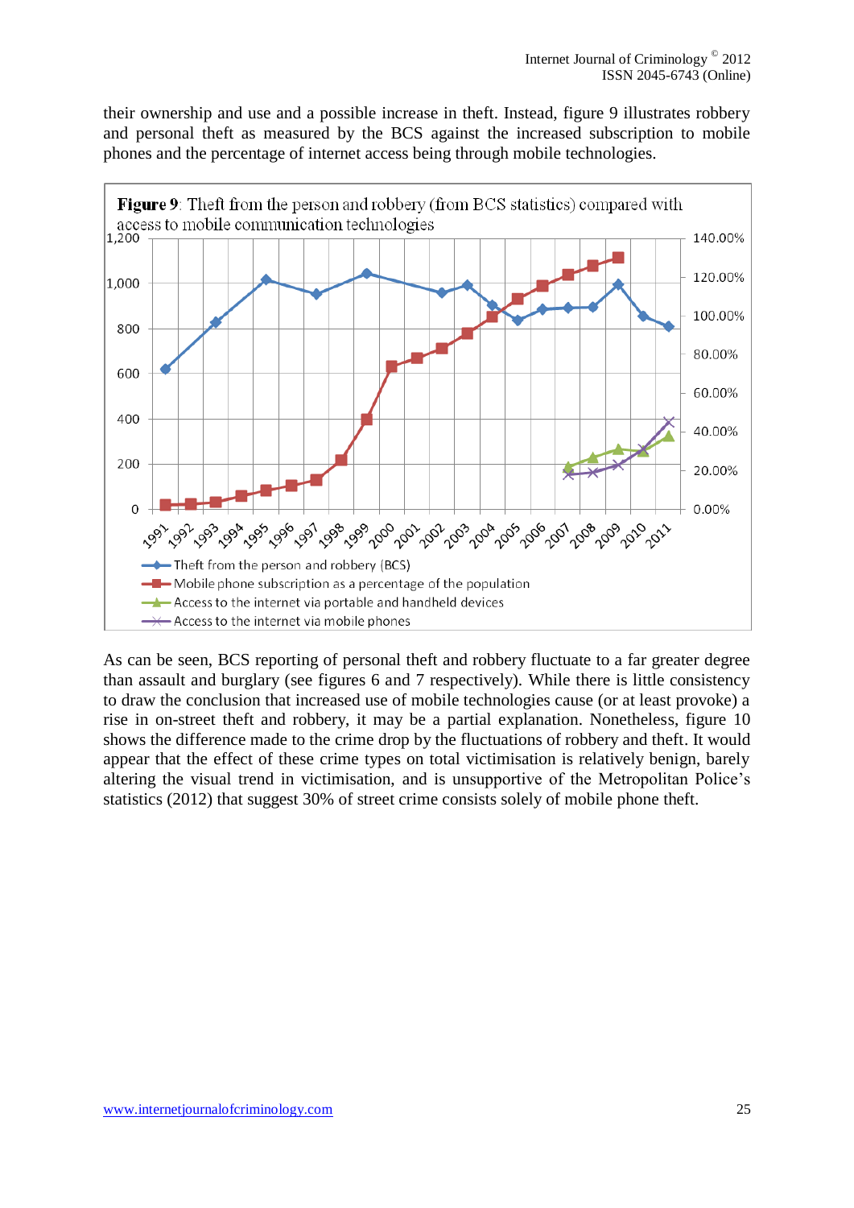their ownership and use and a possible increase in theft. Instead, figure 9 illustrates robbery and personal theft as measured by the BCS against the increased subscription to mobile phones and the percentage of internet access being through mobile technologies.

**Figure 9**: Theft from the person and robbery (from BCS statistics) compared with access to mobile communication technologies

As can be seen, BCS reporting of personal theft and robbery fluctuate to a far greater degree than assault and burglary (see figures 6 and 7 respectively). While there is little consistency to draw the conclusion that increased use of mobile technologies cause (or at least provoke) a rise in on-street theft and robbery, it may be a partial explanation. Nonetheless, figure 10 shows the difference made to the crime drop by the fluctuations of robbery and theft. It would appear that the effect of these crime types on total victimisation is relatively benign, barely altering the visual trend in victimisation, and is unsupportive of the Metropolitan Police's statistics (2012) that suggest 30% of street crime consists solely of mobile phone theft.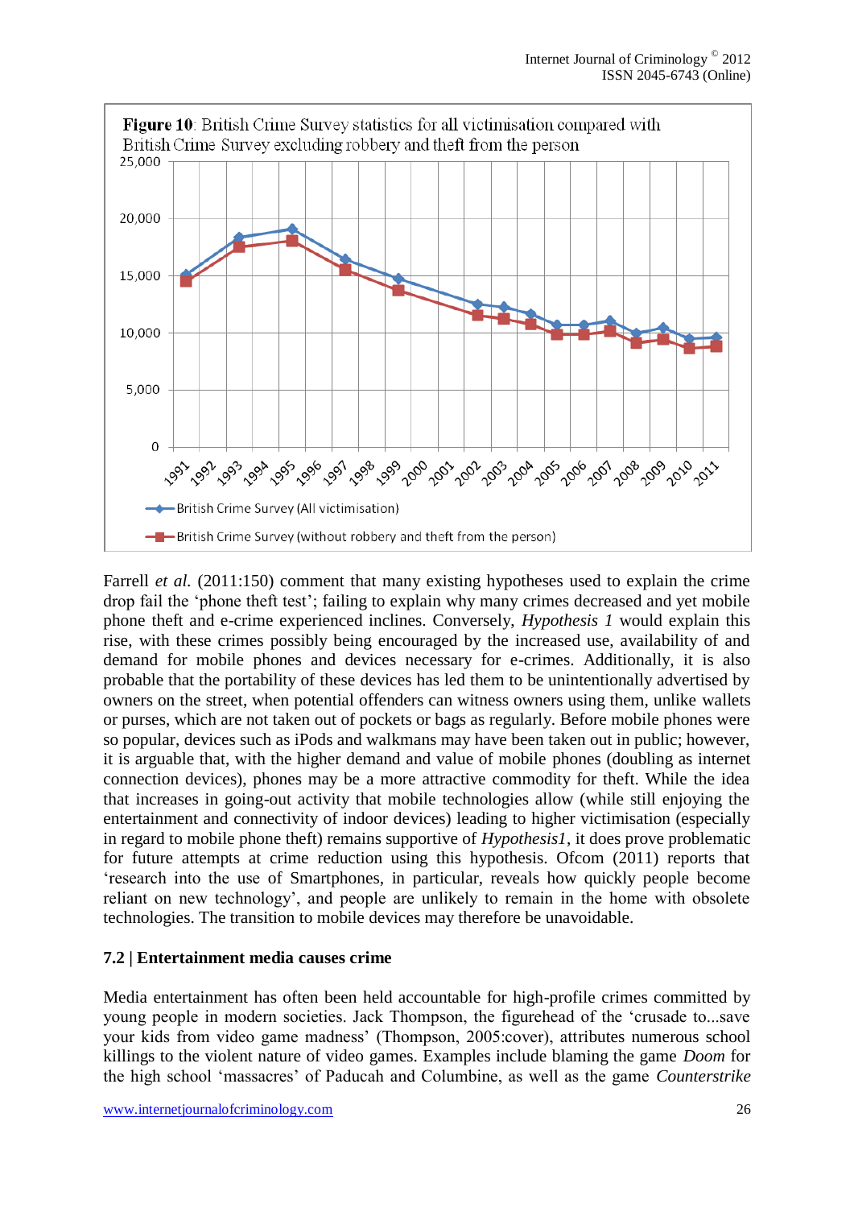**Figure 10**: British Crime Survey statistics for all victimisation compared with British Crime Survey excluding robbery and theft from the person

Farrell *et al.* (2011:150) comment that many existing hypotheses used to explain the crime drop fail the 'phone theft test'; failing to explain why many crimes decreased and yet mobile phone theft and e-crime experienced inclines. Conversely, *Hypothesis 1* would explain this rise, with these crimes possibly being encouraged by the increased use, availability of and demand for mobile phones and devices necessary for e-crimes. Additionally, it is also probable that the portability of these devices has led them to be unintentionally advertised by owners on the street, when potential offenders can witness owners using them, unlike wallets or purses, which are not taken out of pockets or bags as regularly. Before mobile phones were so popular, devices such as iPods and walkmans may have been taken out in public; however, it is arguable that, with the higher demand and value of mobile phones (doubling as internet connection devices), phones may be a more attractive commodity for theft. While the idea that increases in going-out activity that mobile technologies allow (while still enjoying the entertainment and connectivity of indoor devices) leading to higher victimisation (especially in regard to mobile phone theft) remains supportive of *Hypothesis1*, it does prove problematic for future attempts at crime reduction using this hypothesis. Ofcom (2011) reports that 'research into the use of Smartphones, in particular, reveals how quickly people become reliant on new technology', and people are unlikely to remain in the home with obsolete technologies. The transition to mobile devices may therefore be unavoidable.

## 7.2 | Entertainment media causes crime

Media entertainment has often been held accountable for high-profile crimes committed by young people in modern societies. Jack Thompson, the figurehead of the 'crusade to...save your kids from video game madness' (Thompson, 2005:cover), attributes numerous school killings to the violent nature of video games. Examples include blaming the game *Doom* for the high school 'massacres' of Paducah and Columbine, as well as the game *Counterstrike*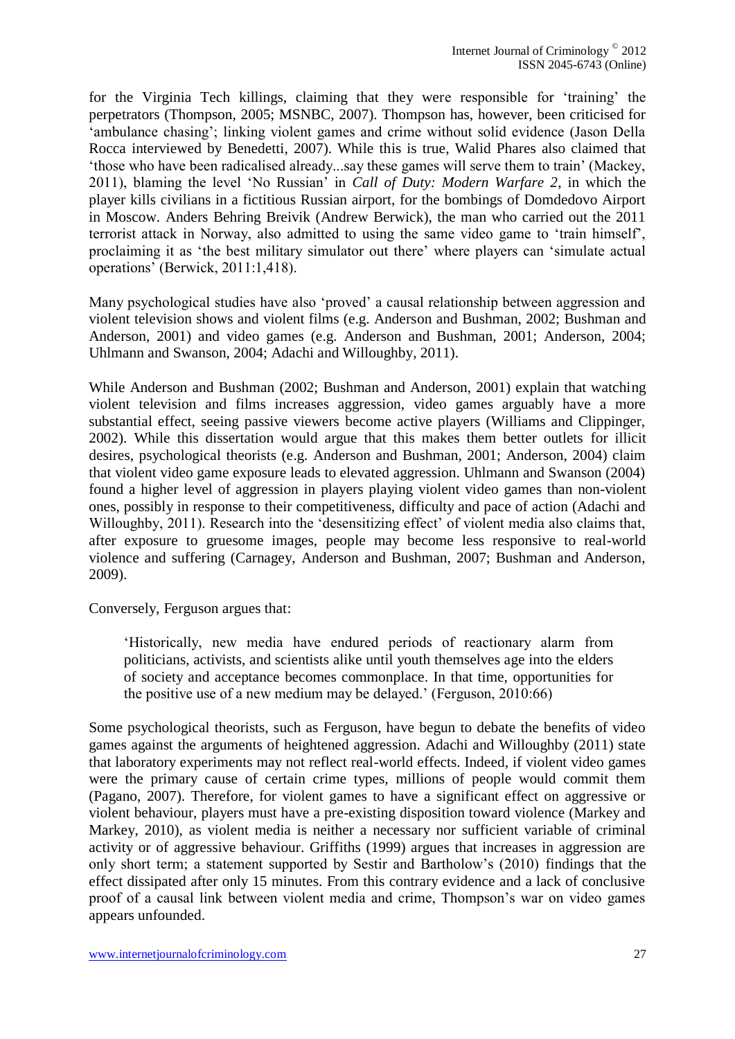for the Virginia Tech killings, claiming that they were responsible for 'training' the perpetrators (Thompson, 2005; MSNBC, 2007). Thompson has, however, been criticised for 'ambulance chasing'; linking violent games and crime without solid evidence (Jason Della Rocca interviewed by Benedetti, 2007). While this is true, Walid Phares also claimed that 'those who have been radicalised already...say these games will serve them to train' (Mackey, 2011), blaming the level 'No Russian' in *Call of Duty: Modern Warfare 2*, in which the player kills civilians in a fictitious Russian airport, for the bombings of Domdedovo Airport in Moscow. Anders Behring Breivik (Andrew Berwick), the man who carried out the 2011 terrorist attack in Norway, also admitted to using the same video game to 'train himself', proclaiming it as 'the best military simulator out there' where players can 'simulate actual operations' (Berwick, 2011:1,418).

Many psychological studies have also 'proved' a causal relationship between aggression and violent television shows and violent films (e.g. Anderson and Bushman, 2002; Bushman and Anderson, 2001) and video games (e.g. Anderson and Bushman, 2001; Anderson, 2004; Uhlmann and Swanson, 2004; Adachi and Willoughby, 2011).

While Anderson and Bushman (2002; Bushman and Anderson, 2001) explain that watching violent television and films increases aggression, video games arguably have a more substantial effect, seeing passive viewers become active players (Williams and Clippinger, 2002). While this dissertation would argue that this makes them better outlets for illicit desires, psychological theorists (e.g. Anderson and Bushman, 2001; Anderson, 2004) claim that violent video game exposure leads to elevated aggression. Uhlmann and Swanson (2004) found a higher level of aggression in players playing violent video games than non-violent ones, possibly in response to their competitiveness, difficulty and pace of action (Adachi and Willoughby, 2011). Research into the 'desensitizing effect' of violent media also claims that, after exposure to gruesome images, people may become less responsive to real-world violence and suffering (Carnagey, Anderson and Bushman, 2007; Bushman and Anderson, 2009).

Conversely, Ferguson argues that:

> 'Historically, new media have endured periods of reactionary alarm from politicians, activists, and scientists alike until youth themselves age into the elders of society and acceptance becomes commonplace. In that time, opportunities for the positive use of a new medium may be delayed.' (Ferguson, 2010:66)

Some psychological theorists, such as Ferguson, have begun to debate the benefits of video games against the arguments of heightened aggression. Adachi and Willoughby (2011) state that laboratory experiments may not reflect real-world effects. Indeed, if violent video games were the primary cause of certain crime types, millions of people would commit them (Pagano, 2007). Therefore, for violent games to have a significant effect on aggressive or violent behaviour, players must have a pre-existing disposition toward violence (Markey and Markey, 2010), as violent media is neither a necessary nor sufficient variable of criminal activity or of aggressive behaviour. Griffiths (1999) argues that increases in aggression are only short term; a statement supported by Sestir and Bartholow's (2010) findings that the effect dissipated after only 15 minutes. From this contrary evidence and a lack of conclusive proof of a causal link between violent media and crime, Thompson's war on video games appears unfounded.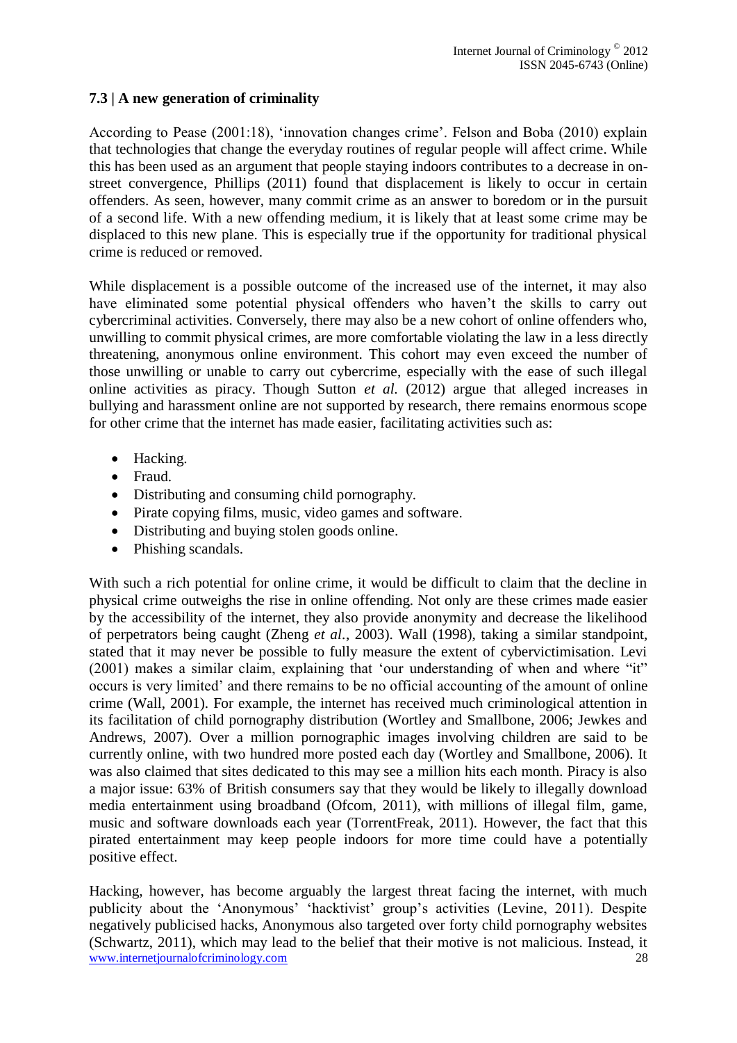### 7.3 | A new generation of criminality

According to Pease (2001:18), 'innovation changes crime'. Felson and Boba (2010) explain that technologies that change the everyday routines of regular people will affect crime. While this has been used as an argument that people staying indoors contributes to a decrease in on-street convergence, Phillips (2011) found that displacement is likely to occur in certain offenders. As seen, however, many commit crime as an answer to boredom or in the pursuit of a second life. With a new offending medium, it is likely that at least some crime may be displaced to this new plane. This is especially true if the opportunity for traditional physical crime is reduced or removed.

While displacement is a possible outcome of the increased use of the internet, it may also have eliminated some potential physical offenders who haven't the skills to carry out cybercriminal activities. Conversely, there may also be a new cohort of online offenders who, unwilling to commit physical crimes, are more comfortable violating the law in a less directly threatening, anonymous online environment. This cohort may even exceed the number of those unwilling or unable to carry out cybercrime, especially with the ease of such illegal online activities as piracy. Though Sutton *et al.* (2012) argue that alleged increases in bullying and harassment online are not supported by research, there remains enormous scope for other crime that the internet has made easier, facilitating activities such as:

- Hacking.
- Fraud.
- Distributing and consuming child pornography.
- Pirate copying films, music, video games and software.
- Distributing and buying stolen goods online.
- Phishing scandals.

With such a rich potential for online crime, it would be difficult to claim that the decline in physical crime outweighs the rise in online offending. Not only are these crimes made easier by the accessibility of the internet, they also provide anonymity and decrease the likelihood of perpetrators being caught (Zheng *et al.*, 2003). Wall (1998), taking a similar standpoint, stated that it may never be possible to fully measure the extent of cybervictimisation. Levi (2001) makes a similar claim, explaining that 'our understanding of when and where "it" occurs is very limited' and there remains to be no official accounting of the amount of online crime (Wall, 2001). For example, the internet has received much criminological attention in its facilitation of child pornography distribution (Wortley and Smallbone, 2006; Jewkes and Andrews, 2007). Over a million pornographic images involving children are said to be currently online, with two hundred more posted each day (Wortley and Smallbone, 2006). It was also claimed that sites dedicated to this may see a million hits each month. Piracy is also a major issue: 63% of British consumers say that they would be likely to illegally download media entertainment using broadband (Ofcom, 2011), with millions of illegal film, game, music and software downloads each year (TorrentFreak, 2011). However, the fact that this pirated entertainment may keep people indoors for more time could have a potentially positive effect.

Hacking, however, has become arguably the largest threat facing the internet, with much publicity about the 'Anonymous' 'hacktivist' group's activities (Levine, 2011). Despite negatively publicised hacks, Anonymous also targeted over forty child pornography websites (Schwartz, 2011), which may lead to the belief that their motive is not malicious. Instead, it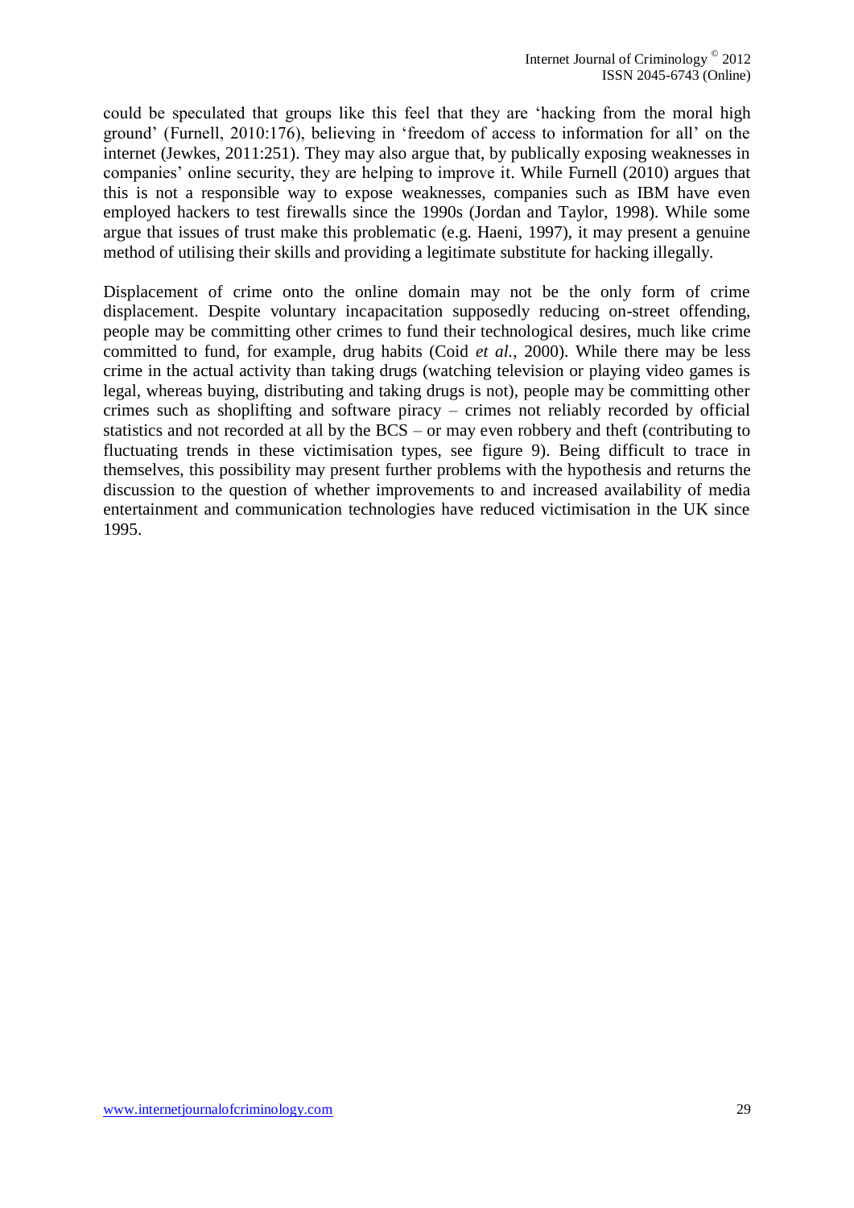could be speculated that groups like this feel that they are 'hacking from the moral high ground' (Furnell, 2010:176), believing in 'freedom of access to information for all' on the internet (Jewkes, 2011:251). They may also argue that, by publically exposing weaknesses in companies' online security, they are helping to improve it. While Furnell (2010) argues that this is not a responsible way to expose weaknesses, companies such as IBM have even employed hackers to test firewalls since the 1990s (Jordan and Taylor, 1998). While some argue that issues of trust make this problematic (e.g. Haeni, 1997), it may present a genuine method of utilising their skills and providing a legitimate substitute for hacking illegally.

Displacement of crime onto the online domain may not be the only form of crime displacement. Despite voluntary incapacitation supposedly reducing on-street offending, people may be committing other crimes to fund their technological desires, much like crime committed to fund, for example, drug habits (Coid *et al.*, 2000). While there may be less crime in the actual activity than taking drugs (watching television or playing video games is legal, whereas buying, distributing and taking drugs is not), people may be committing other crimes such as shoplifting and software piracy – crimes not reliably recorded by official statistics and not recorded at all by the BCS – or may even robbery and theft (contributing to fluctuating trends in these victimisation types, see figure 9). Being difficult to trace in themselves, this possibility may present further problems with the hypothesis and returns the discussion to the question of whether improvements to and increased availability of media entertainment and communication technologies have reduced victimisation in the UK since 1995.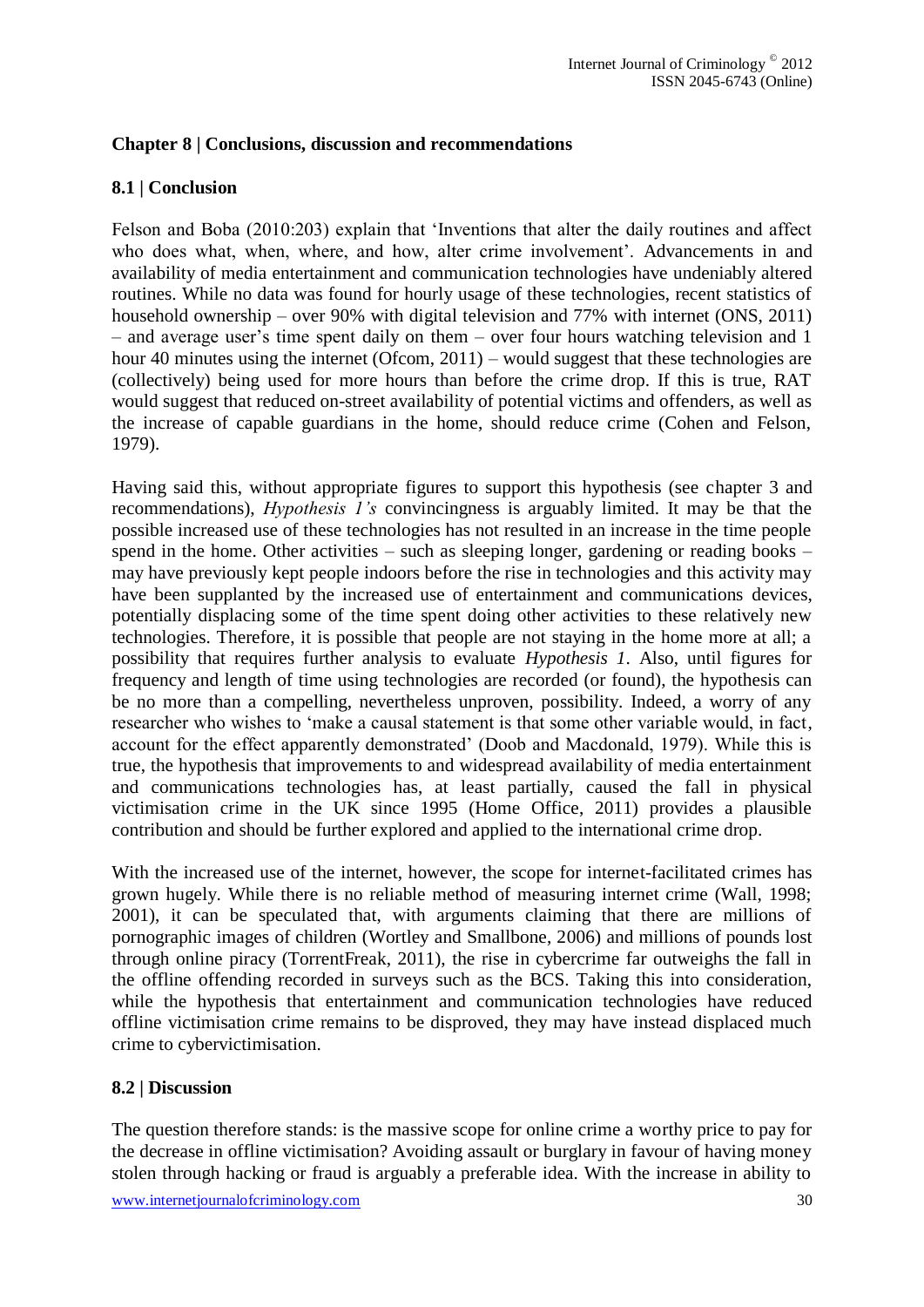## Chapter 8 | Conclusions, discussion and recommendations

### 8.1 | Conclusion

Felson and Boba (2010:203) explain that 'Inventions that alter the daily routines and affect who does what, when, where, and how, alter crime involvement'. Advancements in and availability of media entertainment and communication technologies have undeniably altered routines. While no data was found for hourly usage of these technologies, recent statistics of household ownership – over 90% with digital television and 77% with internet (ONS, 2011) – and average user's time spent daily on them – over four hours watching television and 1 hour 40 minutes using the internet (Ofcom, 2011) – would suggest that these technologies are (collectively) being used for more hours than before the crime drop. If this is true, RAT would suggest that reduced on-street availability of potential victims and offenders, as well as the increase of capable guardians in the home, should reduce crime (Cohen and Felson, 1979).

Having said this, without appropriate figures to support this hypothesis (see chapter 3 and recommendations), *Hypothesis 1's* convincingness is arguably limited. It may be that the possible increased use of these technologies has not resulted in an increase in the time people spend in the home. Other activities – such as sleeping longer, gardening or reading books – may have previously kept people indoors before the rise in technologies and this activity may have been supplanted by the increased use of entertainment and communications devices, potentially displacing some of the time spent doing other activities to these relatively new technologies. Therefore, it is possible that people are not staying in the home more at all; a possibility that requires further analysis to evaluate *Hypothesis 1*. Also, until figures for frequency and length of time using technologies are recorded (or found), the hypothesis can be no more than a compelling, nevertheless unproven, possibility. Indeed, a worry of any researcher who wishes to 'make a causal statement is that some other variable would, in fact, account for the effect apparently demonstrated' (Doob and Macdonald, 1979). While this is true, the hypothesis that improvements to and widespread availability of media entertainment and communications technologies has, at least partially, caused the fall in physical victimisation crime in the UK since 1995 (Home Office, 2011) provides a plausible contribution and should be further explored and applied to the international crime drop.

With the increased use of the internet, however, the scope for internet-facilitated crimes has grown hugely. While there is no reliable method of measuring internet crime (Wall, 1998; 2001), it can be speculated that, with arguments claiming that there are millions of pornographic images of children (Wortley and Smallbone, 2006) and millions of pounds lost through online piracy (TorrentFreak, 2011), the rise in cybercrime far outweighs the fall in the offline offending recorded in surveys such as the BCS. Taking this into consideration, while the hypothesis that entertainment and communication technologies have reduced offline victimisation crime remains to be disproved, they may have instead displaced much crime to cybervictimisation.

### 8.2 | Discussion

The question therefore stands: is the massive scope for online crime a worthy price to pay for the decrease in offline victimisation? Avoiding assault or burglary in favour of having money stolen through hacking or fraud is arguably a preferable idea. With the increase in ability to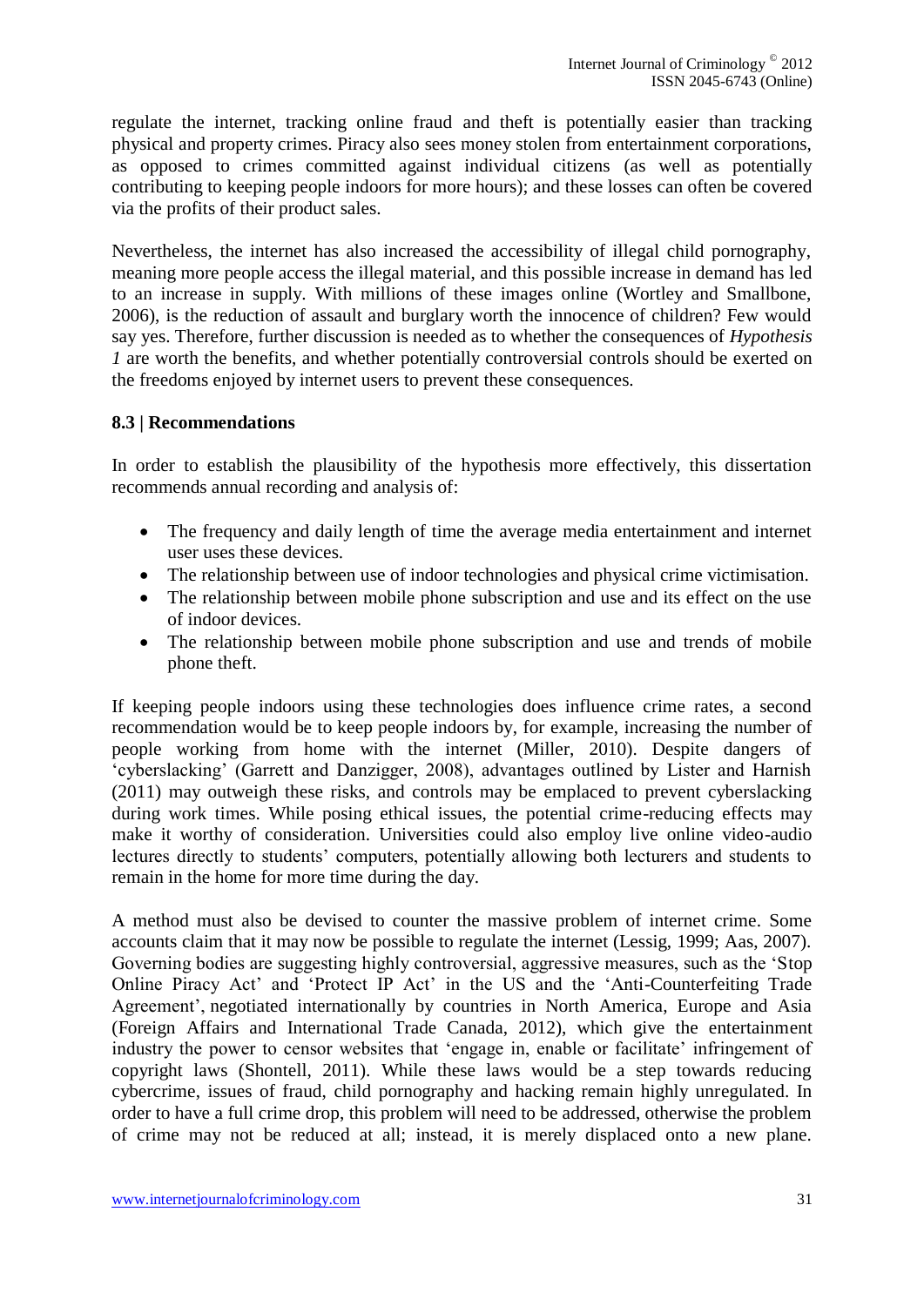regulate the internet, tracking online fraud and theft is potentially easier than tracking physical and property crimes. Piracy also sees money stolen from entertainment corporations, as opposed to crimes committed against individual citizens (as well as potentially contributing to keeping people indoors for more hours); and these losses can often be covered via the profits of their product sales.

Nevertheless, the internet has also increased the accessibility of illegal child pornography, meaning more people access the illegal material, and this possible increase in demand has led to an increase in supply. With millions of these images online (Wortley and Smallbone, 2006), is the reduction of assault and burglary worth the innocence of children? Few would say yes. Therefore, further discussion is needed as to whether the consequences of *Hypothesis 1* are worth the benefits, and whether potentially controversial controls should be exerted on the freedoms enjoyed by internet users to prevent these consequences.

### 8.3 | Recommendations

In order to establish the plausibility of the hypothesis more effectively, this dissertation recommends annual recording and analysis of:

- The frequency and daily length of time the average media entertainment and internet user uses these devices.
- The relationship between use of indoor technologies and physical crime victimisation.
- The relationship between mobile phone subscription and use and its effect on the use of indoor devices.
- The relationship between mobile phone subscription and use and trends of mobile phone theft.

If keeping people indoors using these technologies does influence crime rates, a second recommendation would be to keep people indoors by, for example, increasing the number of people working from home with the internet (Miller, 2010). Despite dangers of 'cyberslacking' (Garrett and Danzigger, 2008), advantages outlined by Lister and Harnish (2011) may outweigh these risks, and controls may be emplaced to prevent cyberslacking during work times. While posing ethical issues, the potential crime-reducing effects may make it worthy of consideration. Universities could also employ live online video-audio lectures directly to students' computers, potentially allowing both lecturers and students to remain in the home for more time during the day.

A method must also be devised to counter the massive problem of internet crime. Some accounts claim that it may now be possible to regulate the internet (Lessig, 1999; Aas, 2007). Governing bodies are suggesting highly controversial, aggressive measures, such as the 'Stop Online Piracy Act' and 'Protect IP Act' in the US and the 'Anti-Counterfeiting Trade Agreement', negotiated internationally by countries in North America, Europe and Asia (Foreign Affairs and International Trade Canada, 2012), which give the entertainment industry the power to censor websites that 'engage in, enable or facilitate' infringement of copyright laws (Shontell, 2011). While these laws would be a step towards reducing cybercrime, issues of fraud, child pornography and hacking remain highly unregulated. In order to have a full crime drop, this problem will need to be addressed, otherwise the problem of crime may not be reduced at all; instead, it is merely displaced onto a new plane.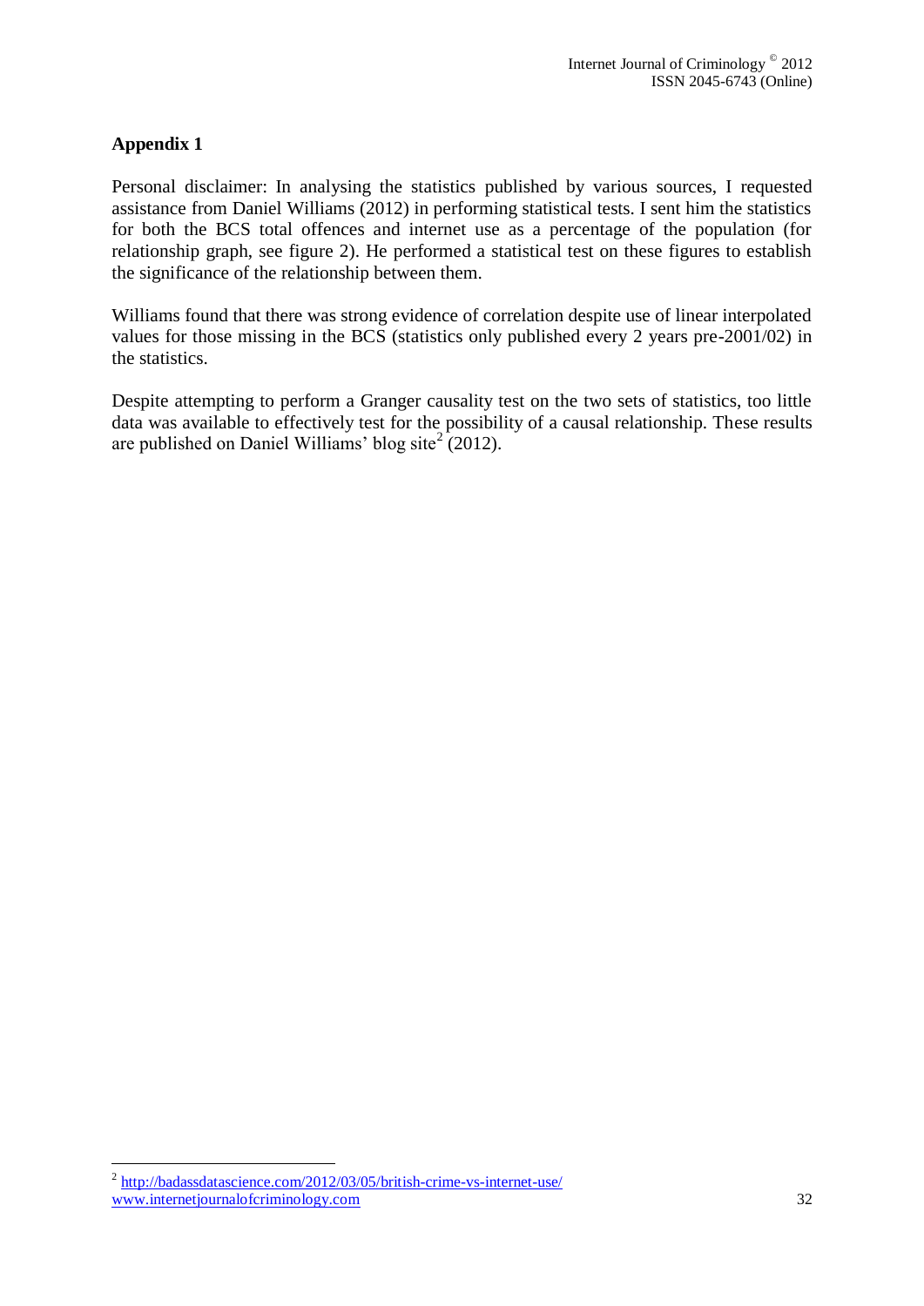## Appendix 1

Personal disclaimer: In analysing the statistics published by various sources, I requested assistance from Daniel Williams (2012) in performing statistical tests. I sent him the statistics for both the BCS total offences and internet use as a percentage of the population (for relationship graph, see figure 2). He performed a statistical test on these figures to establish the significance of the relationship between them.

Williams found that there was strong evidence of correlation despite use of linear interpolated values for those missing in the BCS (statistics only published every 2 years pre-2001/02) in the statistics.

Despite attempting to perform a Granger causality test on the two sets of statistics, too little data was available to effectively test for the possibility of a causal relationship. These results are published on Daniel Williams' blog site[2] (2012).

---

[2] http://badassdatascience.com/2012/03/05/british-crime-vs-internet-use/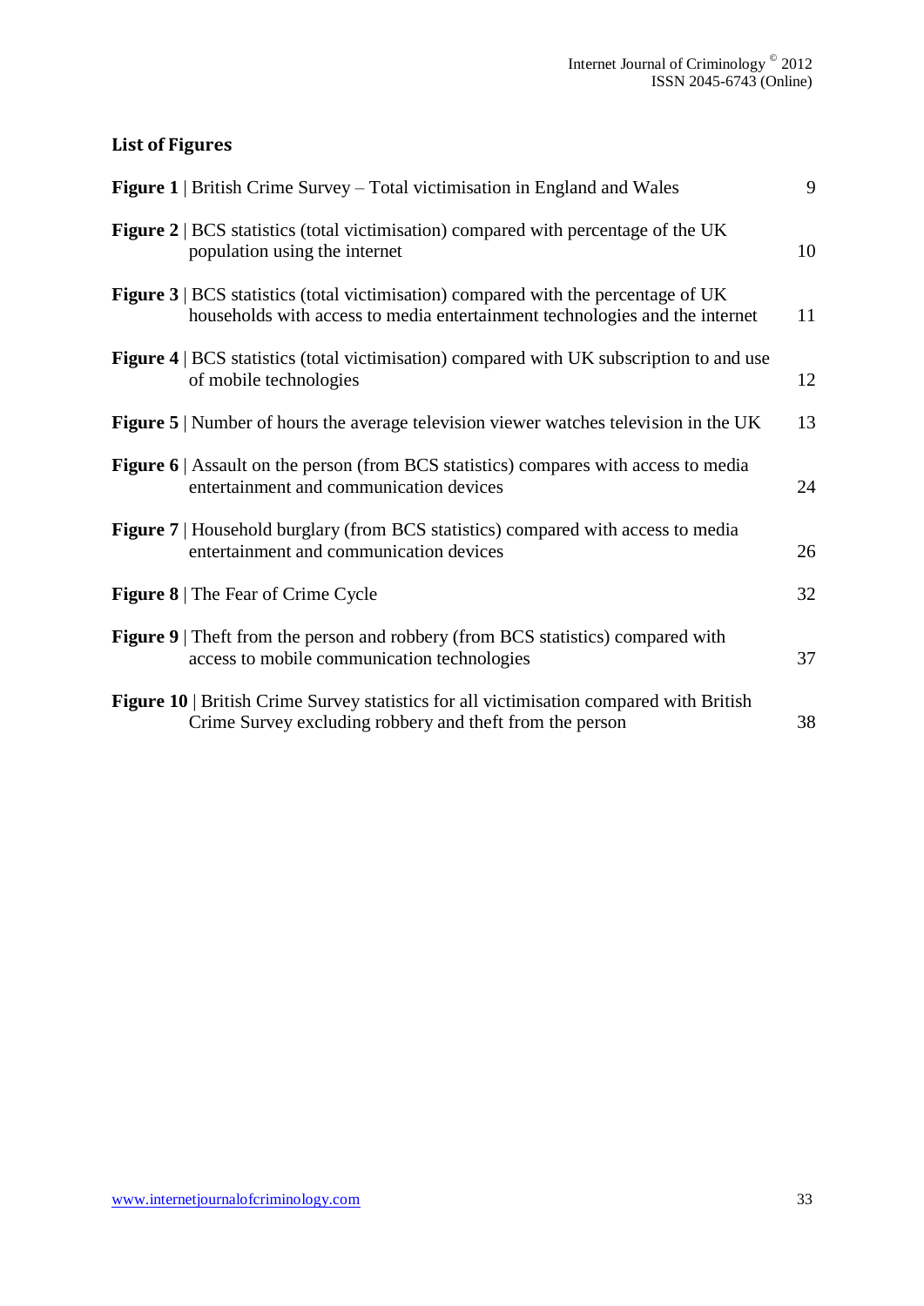## List of Figures

| | |
|---|---|
| **Figure 1** \| British Crime Survey – Total victimisation in England and Wales | 9 |
| **Figure 2** \| BCS statistics (total victimisation) compared with percentage of the UK population using the internet | 10 |
| **Figure 3** \| BCS statistics (total victimisation) compared with the percentage of UK households with access to media entertainment technologies and the internet | 11 |
| **Figure 4** \| BCS statistics (total victimisation) compared with UK subscription to and use of mobile technologies | 12 |
| **Figure 5** \| Number of hours the average television viewer watches television in the UK | 13 |
| **Figure 6** \| Assault on the person (from BCS statistics) compares with access to media entertainment and communication devices | 24 |
| **Figure 7** \| Household burglary (from BCS statistics) compared with access to media entertainment and communication devices | 26 |
| **Figure 8** \| The Fear of Crime Cycle | 32 |
| **Figure 9** \| Theft from the person and robbery (from BCS statistics) compared with access to mobile communication technologies | 37 |
| **Figure 10** \| British Crime Survey statistics for all victimisation compared with British Crime Survey excluding robbery and theft from the person | 38 |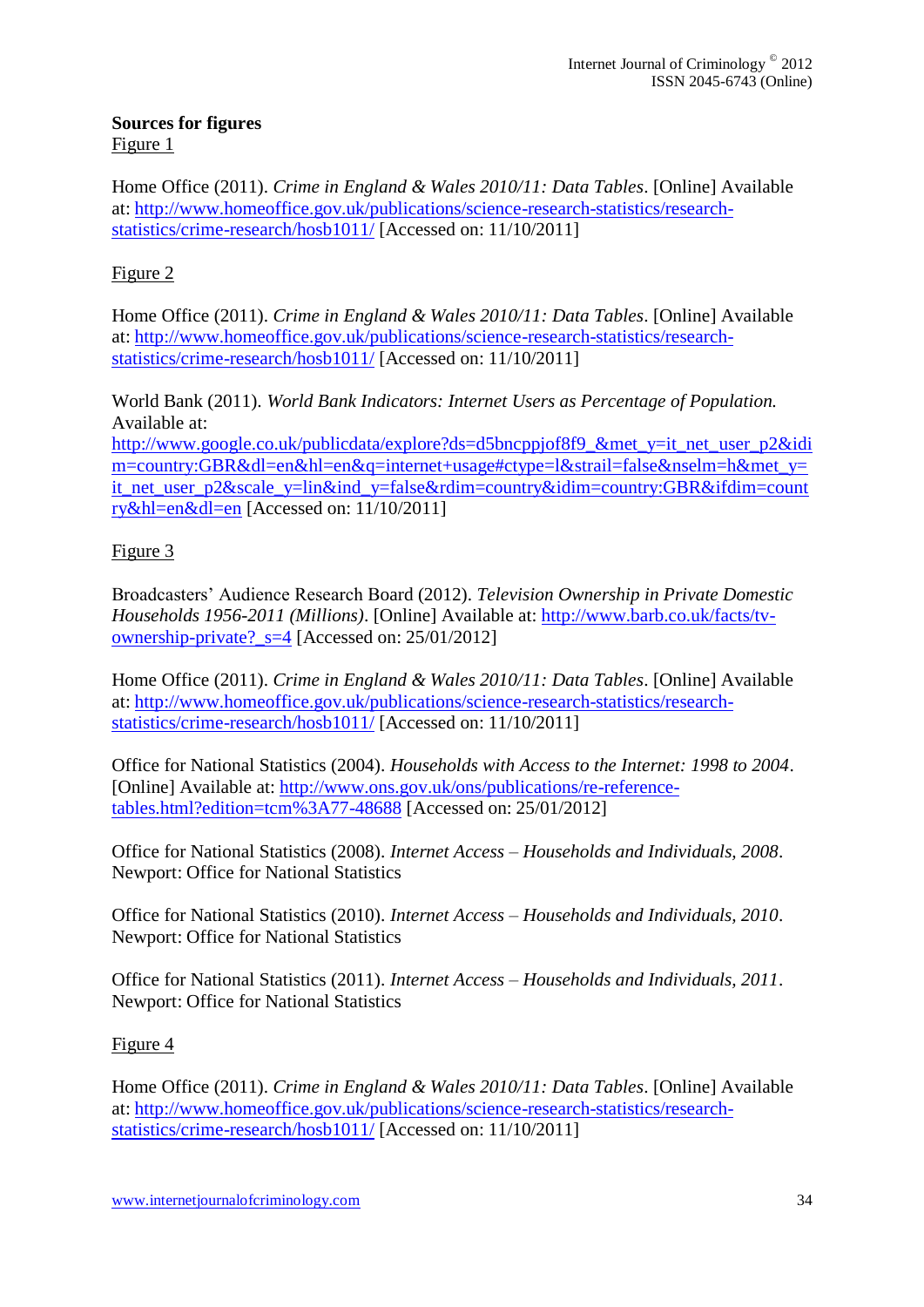**Sources for figures**

Figure 1

Home Office (2011). *Crime in England & Wales 2010/11: Data Tables*. [Online] Available at: http://www.homeoffice.gov.uk/publications/science-research-statistics/research-statistics/crime-research/hosb1011/ [Accessed on: 11/10/2011]

Figure 2

Home Office (2011). *Crime in England & Wales 2010/11: Data Tables*. [Online] Available at: http://www.homeoffice.gov.uk/publications/science-research-statistics/research-statistics/crime-research/hosb1011/ [Accessed on: 11/10/2011]

World Bank (2011). *World Bank Indicators: Internet Users as Percentage of Population.* Available at: http://www.google.co.uk/publicdata/explore?ds=d5bncppjof8f9_&met_y=it_net_user_p2&idim=country:GBR&dl=en&hl=en&q=internet+usage#ctype=l&strail=false&nselm=h&met_y=it_net_user_p2&scale_y=lin&ind_y=false&rdim=country&idim=country:GBR&ifdim=country&hl=en&dl=en [Accessed on: 11/10/2011]

Figure 3

Broadcasters' Audience Research Board (2012). *Television Ownership in Private Domestic Households 1956-2011 (Millions)*. [Online] Available at: http://www.barb.co.uk/facts/tv-ownership-private?_s=4 [Accessed on: 25/01/2012]

Home Office (2011). *Crime in England & Wales 2010/11: Data Tables*. [Online] Available at: http://www.homeoffice.gov.uk/publications/science-research-statistics/research-statistics/crime-research/hosb1011/ [Accessed on: 11/10/2011]

Office for National Statistics (2004). *Households with Access to the Internet: 1998 to 2004*. [Online] Available at: http://www.ons.gov.uk/ons/publications/re-reference-tables.html?edition=tcm%3A77-48688 [Accessed on: 25/01/2012]

Office for National Statistics (2008). *Internet Access – Households and Individuals, 2008*. Newport: Office for National Statistics

Office for National Statistics (2010). *Internet Access – Households and Individuals, 2010*. Newport: Office for National Statistics

Office for National Statistics (2011). *Internet Access – Households and Individuals, 2011*. Newport: Office for National Statistics

Figure 4

Home Office (2011). *Crime in England & Wales 2010/11: Data Tables*. [Online] Available at: http://www.homeoffice.gov.uk/publications/science-research-statistics/research-statistics/crime-research/hosb1011/ [Accessed on: 11/10/2011]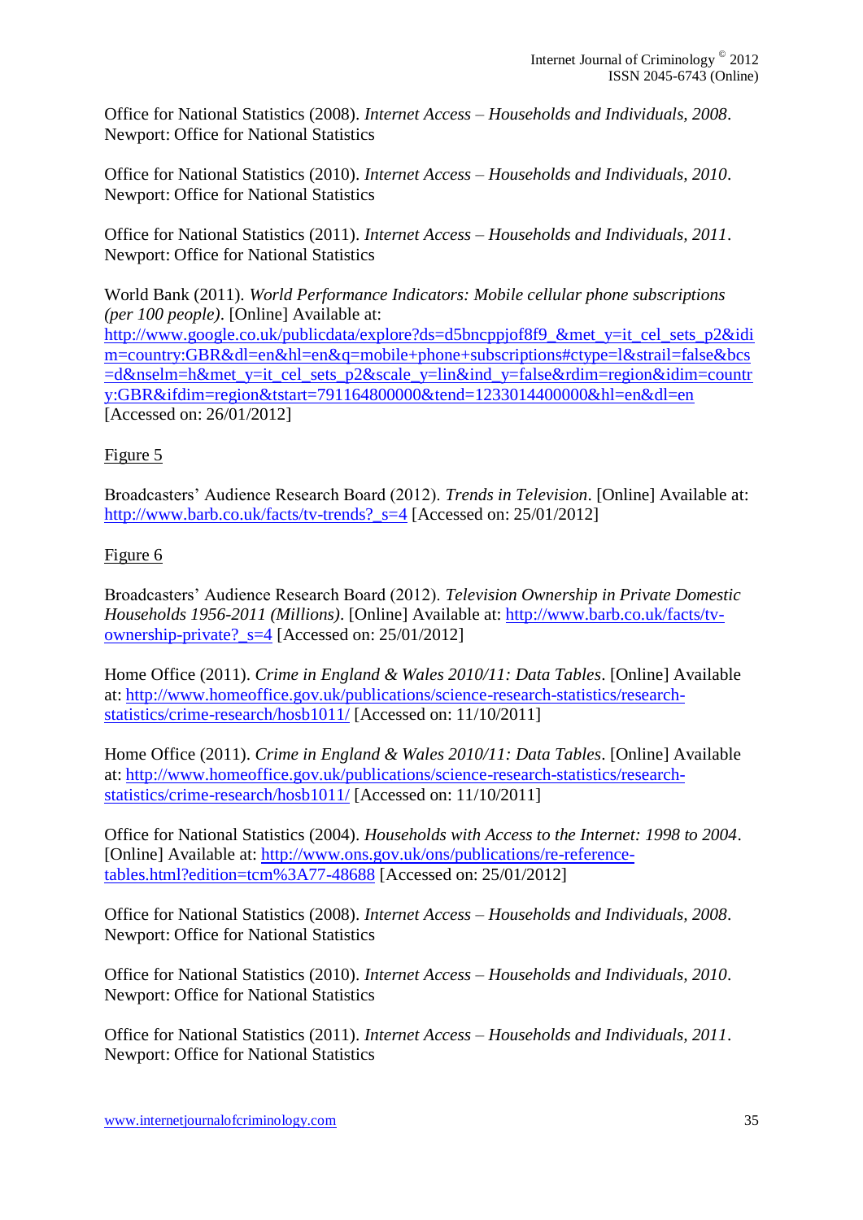Office for National Statistics (2008). *Internet Access – Households and Individuals, 2008*. Newport: Office for National Statistics

Office for National Statistics (2010). *Internet Access – Households and Individuals, 2010*. Newport: Office for National Statistics

Office for National Statistics (2011). *Internet Access – Households and Individuals, 2011*. Newport: Office for National Statistics

World Bank (2011). *World Performance Indicators: Mobile cellular phone subscriptions (per 100 people)*. [Online] Available at: http://www.google.co.uk/publicdata/explore?ds=d5bncppjof8f9_&met_y=it_cel_sets_p2&idim=country:GBR&dl=en&hl=en&q=mobile+phone+subscriptions#ctype=l&strail=false&bcs=d&nselm=h&met_y=it_cel_sets_p2&scale_y=lin&ind_y=false&rdim=region&idim=country:GBR&ifdim=region&tstart=791164800000&tend=1233014400000&hl=en&dl=en [Accessed on: 26/01/2012]

Figure 5

Broadcasters' Audience Research Board (2012). *Trends in Television*. [Online] Available at: http://www.barb.co.uk/facts/tv-trends?_s=4 [Accessed on: 25/01/2012]

Figure 6

Broadcasters' Audience Research Board (2012). *Television Ownership in Private Domestic Households 1956-2011 (Millions)*. [Online] Available at: http://www.barb.co.uk/facts/tv-ownership-private?_s=4 [Accessed on: 25/01/2012]

Home Office (2011). *Crime in England & Wales 2010/11: Data Tables*. [Online] Available at: http://www.homeoffice.gov.uk/publications/science-research-statistics/research-statistics/crime-research/hosb1011/ [Accessed on: 11/10/2011]

Home Office (2011). *Crime in England & Wales 2010/11: Data Tables*. [Online] Available at: http://www.homeoffice.gov.uk/publications/science-research-statistics/research-statistics/crime-research/hosb1011/ [Accessed on: 11/10/2011]

Office for National Statistics (2004). *Households with Access to the Internet: 1998 to 2004*. [Online] Available at: http://www.ons.gov.uk/ons/publications/re-reference-tables.html?edition=tcm%3A77-48688 [Accessed on: 25/01/2012]

Office for National Statistics (2008). *Internet Access – Households and Individuals, 2008*. Newport: Office for National Statistics

Office for National Statistics (2010). *Internet Access – Households and Individuals, 2010*. Newport: Office for National Statistics

Office for National Statistics (2011). *Internet Access – Households and Individuals, 2011*. Newport: Office for National Statistics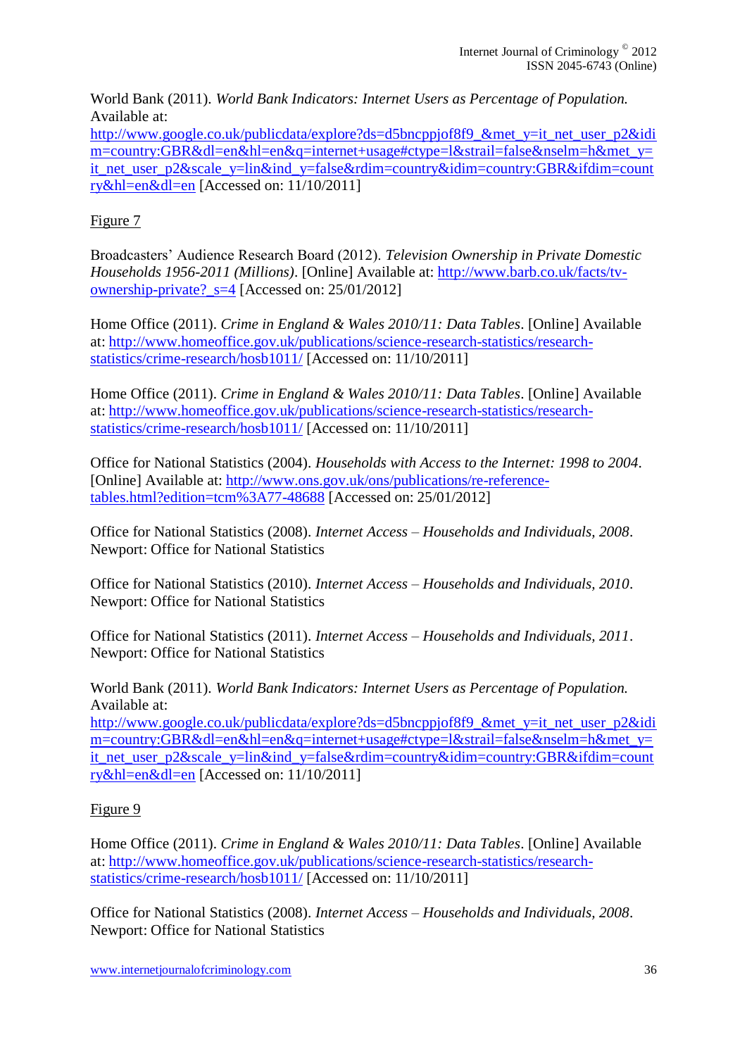World Bank (2011). *World Bank Indicators: Internet Users as Percentage of Population.* Available at: http://www.google.co.uk/publicdata/explore?ds=d5bncppjof8f9_&met_y=it_net_user_p2&idim=country:GBR&dl=en&hl=en&q=internet+usage#ctype=l&strail=false&nselm=h&met_y=it_net_user_p2&scale_y=lin&ind_y=false&rdim=country&idim=country:GBR&ifdim=country&hl=en&dl=en [Accessed on: 11/10/2011]

Figure 7

Broadcasters' Audience Research Board (2012). *Television Ownership in Private Domestic Households 1956-2011 (Millions)*. [Online] Available at: http://www.barb.co.uk/facts/tv-ownership-private?_s=4 [Accessed on: 25/01/2012]

Home Office (2011). *Crime in England & Wales 2010/11: Data Tables*. [Online] Available at: http://www.homeoffice.gov.uk/publications/science-research-statistics/research-statistics/crime-research/hosb1011/ [Accessed on: 11/10/2011]

Home Office (2011). *Crime in England & Wales 2010/11: Data Tables*. [Online] Available at: http://www.homeoffice.gov.uk/publications/science-research-statistics/research-statistics/crime-research/hosb1011/ [Accessed on: 11/10/2011]

Office for National Statistics (2004). *Households with Access to the Internet: 1998 to 2004*. [Online] Available at: http://www.ons.gov.uk/ons/publications/re-reference-tables.html?edition=tcm%3A77-48688 [Accessed on: 25/01/2012]

Office for National Statistics (2008). *Internet Access – Households and Individuals, 2008*. Newport: Office for National Statistics

Office for National Statistics (2010). *Internet Access – Households and Individuals, 2010*. Newport: Office for National Statistics

Office for National Statistics (2011). *Internet Access – Households and Individuals, 2011*. Newport: Office for National Statistics

World Bank (2011). *World Bank Indicators: Internet Users as Percentage of Population.* Available at: http://www.google.co.uk/publicdata/explore?ds=d5bncppjof8f9_&met_y=it_net_user_p2&idim=country:GBR&dl=en&hl=en&q=internet+usage#ctype=l&strail=false&nselm=h&met_y=it_net_user_p2&scale_y=lin&ind_y=false&rdim=country&idim=country:GBR&ifdim=country&hl=en&dl=en [Accessed on: 11/10/2011]

Figure 9

Home Office (2011). *Crime in England & Wales 2010/11: Data Tables*. [Online] Available at: http://www.homeoffice.gov.uk/publications/science-research-statistics/research-statistics/crime-research/hosb1011/ [Accessed on: 11/10/2011]

Office for National Statistics (2008). *Internet Access – Households and Individuals, 2008*. Newport: Office for National Statistics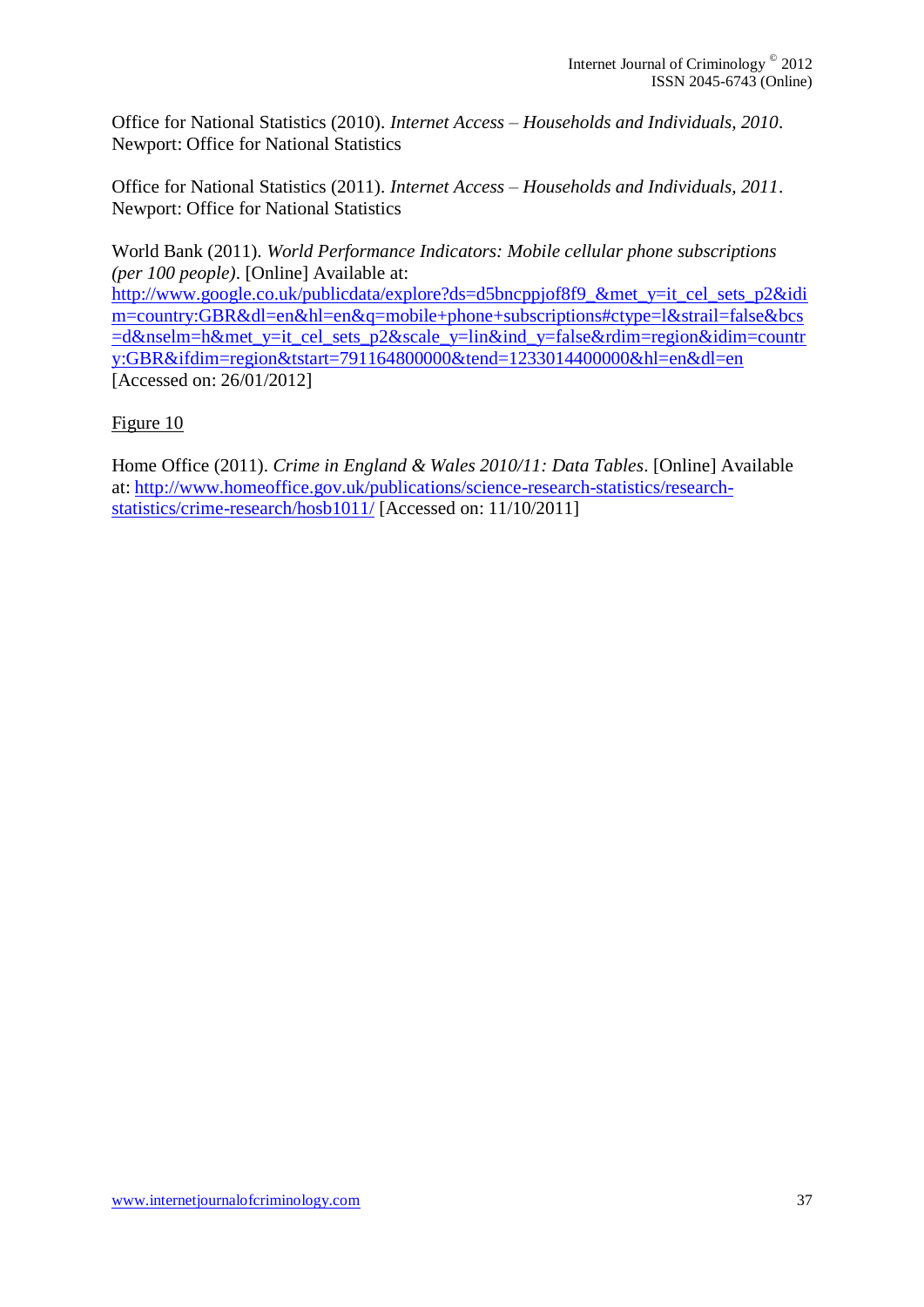Office for National Statistics (2010). *Internet Access – Households and Individuals, 2010*. Newport: Office for National Statistics

Office for National Statistics (2011). *Internet Access – Households and Individuals, 2011*. Newport: Office for National Statistics

World Bank (2011). *World Performance Indicators: Mobile cellular phone subscriptions (per 100 people)*. [Online] Available at: http://www.google.co.uk/publicdata/explore?ds=d5bncppjof8f9_&met_y=it_cel_sets_p2&idim=country:GBR&dl=en&hl=en&q=mobile+phone+subscriptions#ctype=l&strail=false&bcs=d&nselm=h&met_y=it_cel_sets_p2&scale_y=lin&ind_y=false&rdim=region&idim=country:GBR&ifdim=region&tstart=791164800000&tend=1233014400000&hl=en&dl=en [Accessed on: 26/01/2012]

Figure 10

Home Office (2011). *Crime in England & Wales 2010/11: Data Tables*. [Online] Available at: http://www.homeoffice.gov.uk/publications/science-research-statistics/research-statistics/crime-research/hosb1011/ [Accessed on: 11/10/2011]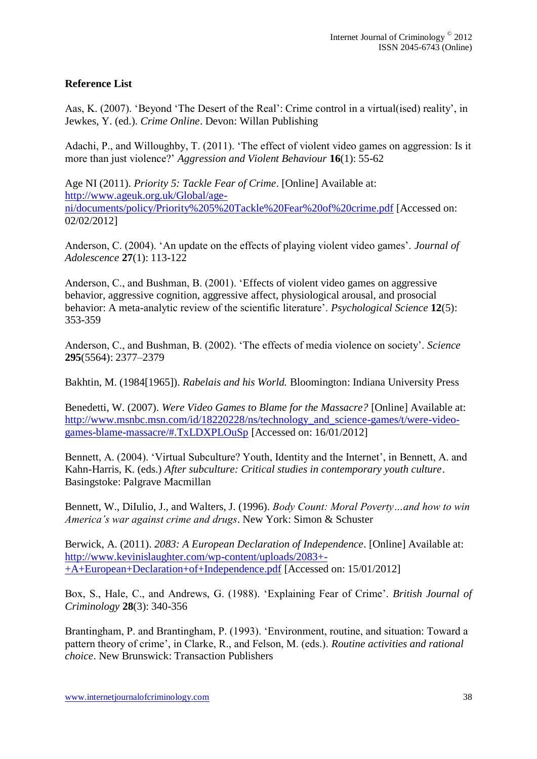**Reference List**

Aas, K. (2007). 'Beyond 'The Desert of the Real': Crime control in a virtual(ised) reality', in Jewkes, Y. (ed.). *Crime Online*. Devon: Willan Publishing

Adachi, P., and Willoughby, T. (2011). 'The effect of violent video games on aggression: Is it more than just violence?' *Aggression and Violent Behaviour* **16**(1): 55-62

Age NI (2011). *Priority 5: Tackle Fear of Crime*. [Online] Available at: http://www.ageuk.org.uk/Global/age-ni/documents/policy/Priority%205%20Tackle%20Fear%20of%20crime.pdf [Accessed on: 02/02/2012]

Anderson, C. (2004). 'An update on the effects of playing violent video games'. *Journal of Adolescence* **27**(1): 113-122

Anderson, C., and Bushman, B. (2001). 'Effects of violent video games on aggressive behavior, aggressive cognition, aggressive affect, physiological arousal, and prosocial behavior: A meta-analytic review of the scientific literature'. *Psychological Science* **12**(5): 353-359

Anderson, C., and Bushman, B. (2002). 'The effects of media violence on society'. *Science* **295**(5564): 2377–2379

Bakhtin, M. (1984[1965]). *Rabelais and his World.* Bloomington: Indiana University Press

Benedetti, W. (2007). *Were Video Games to Blame for the Massacre?* [Online] Available at: http://www.msnbc.msn.com/id/18220228/ns/technology_and_science-games/t/were-video-games-blame-massacre/#.TxLDXPLOuSp [Accessed on: 16/01/2012]

Bennett, A. (2004). 'Virtual Subculture? Youth, Identity and the Internet', in Bennett, A. and Kahn-Harris, K. (eds.) *After subculture: Critical studies in contemporary youth culture*. Basingstoke: Palgrave Macmillan

Bennett, W., DiIulio, J., and Walters, J. (1996). *Body Count: Moral Poverty…and how to win America's war against crime and drugs*. New York: Simon & Schuster

Berwick, A. (2011). *2083: A European Declaration of Independence*. [Online] Available at: http://www.kevinislaughter.com/wp-content/uploads/2083+-+A+European+Declaration+of+Independence.pdf [Accessed on: 15/01/2012]

Box, S., Hale, C., and Andrews, G. (1988). 'Explaining Fear of Crime'. *British Journal of Criminology* **28**(3): 340-356

Brantingham, P. and Brantingham, P. (1993). 'Environment, routine, and situation: Toward a pattern theory of crime', in Clarke, R., and Felson, M. (eds.). *Routine activities and rational choice*. New Brunswick: Transaction Publishers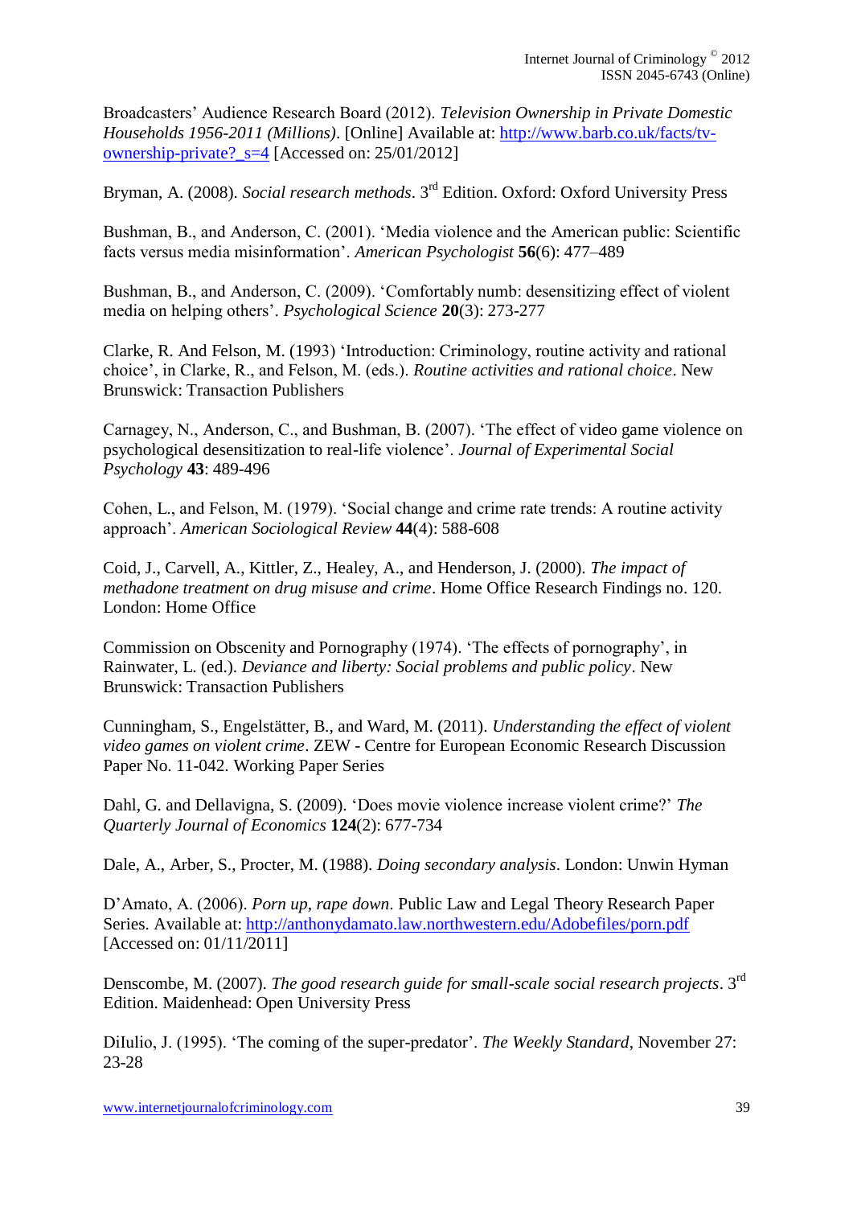Broadcasters' Audience Research Board (2012). *Television Ownership in Private Domestic Households 1956-2011 (Millions)*. [Online] Available at: http://www.barb.co.uk/facts/tv-ownership-private?_s=4 [Accessed on: 25/01/2012]

Bryman, A. (2008). *Social research methods*. 3rd Edition. Oxford: Oxford University Press

Bushman, B., and Anderson, C. (2001). 'Media violence and the American public: Scientific facts versus media misinformation'. *American Psychologist* **56**(6): 477–489

Bushman, B., and Anderson, C. (2009). 'Comfortably numb: desensitizing effect of violent media on helping others'. *Psychological Science* **20**(3): 273-277

Clarke, R. And Felson, M. (1993) 'Introduction: Criminology, routine activity and rational choice', in Clarke, R., and Felson, M. (eds.). *Routine activities and rational choice*. New Brunswick: Transaction Publishers

Carnagey, N., Anderson, C., and Bushman, B. (2007). 'The effect of video game violence on psychological desensitization to real-life violence'. *Journal of Experimental Social Psychology* **43**: 489-496

Cohen, L., and Felson, M. (1979). 'Social change and crime rate trends: A routine activity approach'. *American Sociological Review* **44**(4): 588-608

Coid, J., Carvell, A., Kittler, Z., Healey, A., and Henderson, J. (2000). *The impact of methadone treatment on drug misuse and crime*. Home Office Research Findings no. 120. London: Home Office

Commission on Obscenity and Pornography (1974). 'The effects of pornography', in Rainwater, L. (ed.). *Deviance and liberty: Social problems and public policy*. New Brunswick: Transaction Publishers

Cunningham, S., Engelstätter, B., and Ward, M. (2011). *Understanding the effect of violent video games on violent crime*. ZEW - Centre for European Economic Research Discussion Paper No. 11-042. Working Paper Series

Dahl, G. and Dellavigna, S. (2009). 'Does movie violence increase violent crime?' *The Quarterly Journal of Economics* **124**(2): 677-734

Dale, A., Arber, S., Procter, M. (1988). *Doing secondary analysis*. London: Unwin Hyman

D'Amato, A. (2006). *Porn up, rape down*. Public Law and Legal Theory Research Paper Series. Available at: http://anthonydamato.law.northwestern.edu/Adobefiles/porn.pdf [Accessed on: 01/11/2011]

Denscombe, M. (2007). *The good research guide for small-scale social research projects*. 3rd Edition. Maidenhead: Open University Press

DiIulio, J. (1995). 'The coming of the super-predator'. *The Weekly Standard*, November 27: 23-28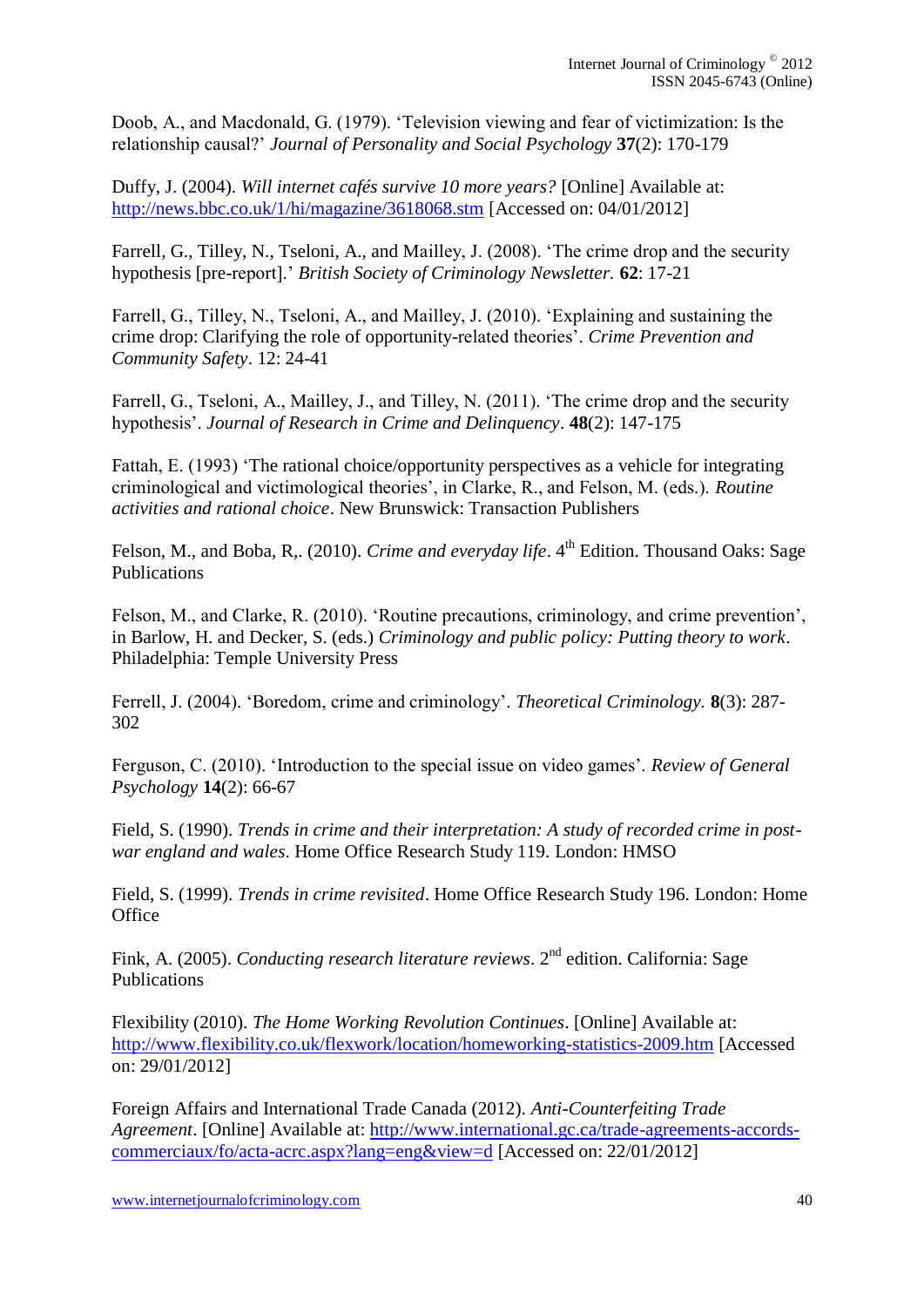Doob, A., and Macdonald, G. (1979). 'Television viewing and fear of victimization: Is the relationship causal?' *Journal of Personality and Social Psychology* **37**(2): 170-179

Duffy, J. (2004). *Will internet cafés survive 10 more years?* [Online] Available at: http://news.bbc.co.uk/1/hi/magazine/3618068.stm [Accessed on: 04/01/2012]

Farrell, G., Tilley, N., Tseloni, A., and Mailley, J. (2008). 'The crime drop and the security hypothesis [pre-report].' *British Society of Criminology Newsletter.* **62**: 17-21

Farrell, G., Tilley, N., Tseloni, A., and Mailley, J. (2010). 'Explaining and sustaining the crime drop: Clarifying the role of opportunity-related theories'. *Crime Prevention and Community Safety*. 12: 24-41

Farrell, G., Tseloni, A., Mailley, J., and Tilley, N. (2011). 'The crime drop and the security hypothesis'. *Journal of Research in Crime and Delinquency*. **48**(2): 147-175

Fattah, E. (1993) 'The rational choice/opportunity perspectives as a vehicle for integrating criminological and victimological theories', in Clarke, R., and Felson, M. (eds.). *Routine activities and rational choice*. New Brunswick: Transaction Publishers

Felson, M., and Boba, R,. (2010). *Crime and everyday life*. 4th Edition. Thousand Oaks: Sage Publications

Felson, M., and Clarke, R. (2010). 'Routine precautions, criminology, and crime prevention', in Barlow, H. and Decker, S. (eds.) *Criminology and public policy: Putting theory to work*. Philadelphia: Temple University Press

Ferrell, J. (2004). 'Boredom, crime and criminology'. *Theoretical Criminology.* **8**(3): 287-302

Ferguson, C. (2010). 'Introduction to the special issue on video games'. *Review of General Psychology* **14**(2): 66-67

Field, S. (1990). *Trends in crime and their interpretation: A study of recorded crime in post-war england and wales*. Home Office Research Study 119. London: HMSO

Field, S. (1999). *Trends in crime revisited*. Home Office Research Study 196. London: Home Office

Fink, A. (2005). *Conducting research literature reviews*. 2nd edition. California: Sage Publications

Flexibility (2010). *The Home Working Revolution Continues*. [Online] Available at: http://www.flexibility.co.uk/flexwork/location/homeworking-statistics-2009.htm [Accessed on: 29/01/2012]

Foreign Affairs and International Trade Canada (2012). *Anti-Counterfeiting Trade Agreement*. [Online] Available at: http://www.international.gc.ca/trade-agreements-accords-commerciaux/fo/acta-acrc.aspx?lang=eng&view=d [Accessed on: 22/01/2012]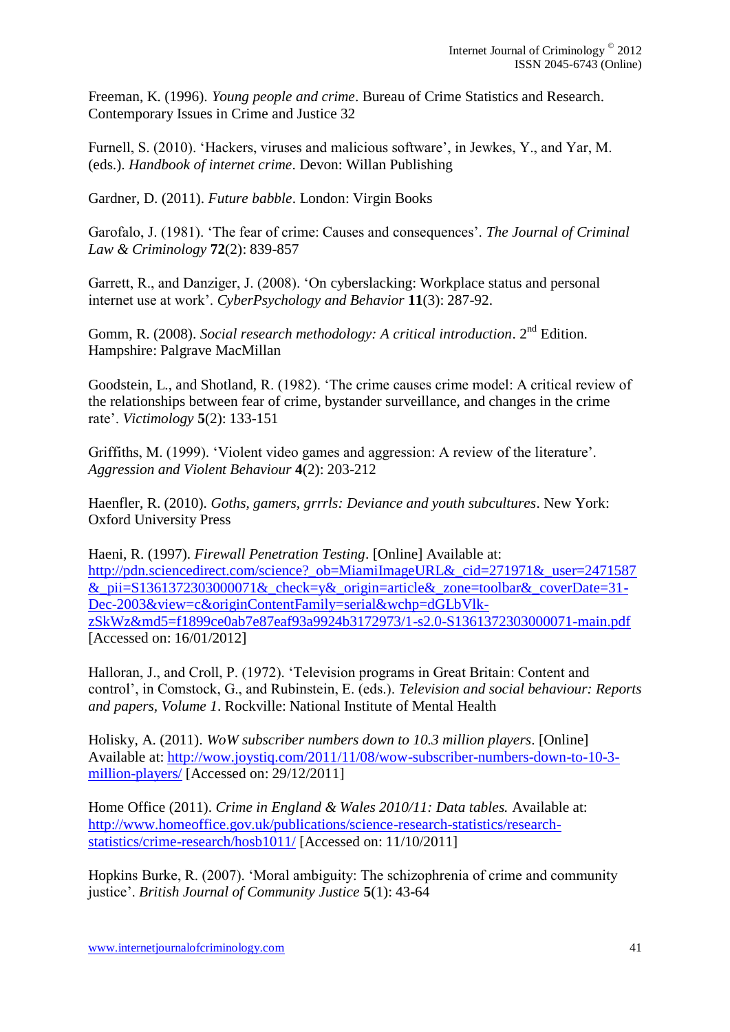Freeman, K. (1996). *Young people and crime*. Bureau of Crime Statistics and Research. Contemporary Issues in Crime and Justice 32

Furnell, S. (2010). 'Hackers, viruses and malicious software', in Jewkes, Y., and Yar, M. (eds.). *Handbook of internet crime*. Devon: Willan Publishing

Gardner, D. (2011). *Future babble*. London: Virgin Books

Garofalo, J. (1981). 'The fear of crime: Causes and consequences'. *The Journal of Criminal Law & Criminology* **72**(2): 839-857

Garrett, R., and Danziger, J. (2008). 'On cyberslacking: Workplace status and personal internet use at work'. *CyberPsychology and Behavior* **11**(3): 287-92.

Gomm, R. (2008). *Social research methodology: A critical introduction*. 2nd Edition. Hampshire: Palgrave MacMillan

Goodstein, L., and Shotland, R. (1982). 'The crime causes crime model: A critical review of the relationships between fear of crime, bystander surveillance, and changes in the crime rate'. *Victimology* **5**(2): 133-151

Griffiths, M. (1999). 'Violent video games and aggression: A review of the literature'. *Aggression and Violent Behaviour* **4**(2): 203-212

Haenfler, R. (2010). *Goths, gamers, grrrls: Deviance and youth subcultures*. New York: Oxford University Press

Haeni, R. (1997). *Firewall Penetration Testing*. [Online] Available at: http://pdn.sciencedirect.com/science?_ob=MiamiImageURL&_cid=271971&_user=2471587&_pii=S1361372303000071&_check=y&_origin=article&_zone=toolbar&_coverDate=31-Dec-2003&view=c&originContentFamily=serial&wchp=dGLbVlk-zSkWz&md5=f1899ce0ab7e87eaf93a9924b3172973/1-s2.0-S1361372303000071-main.pdf [Accessed on: 16/01/2012]

Halloran, J., and Croll, P. (1972). 'Television programs in Great Britain: Content and control', in Comstock, G., and Rubinstein, E. (eds.). *Television and social behaviour: Reports and papers, Volume 1*. Rockville: National Institute of Mental Health

Holisky, A. (2011). *WoW subscriber numbers down to 10.3 million players*. [Online] Available at: http://wow.joystiq.com/2011/11/08/wow-subscriber-numbers-down-to-10-3-million-players/ [Accessed on: 29/12/2011]

Home Office (2011). *Crime in England & Wales 2010/11: Data tables.* Available at: http://www.homeoffice.gov.uk/publications/science-research-statistics/research-statistics/crime-research/hosb1011/ [Accessed on: 11/10/2011]

Hopkins Burke, R. (2007). 'Moral ambiguity: The schizophrenia of crime and community justice'. *British Journal of Community Justice* **5**(1): 43-64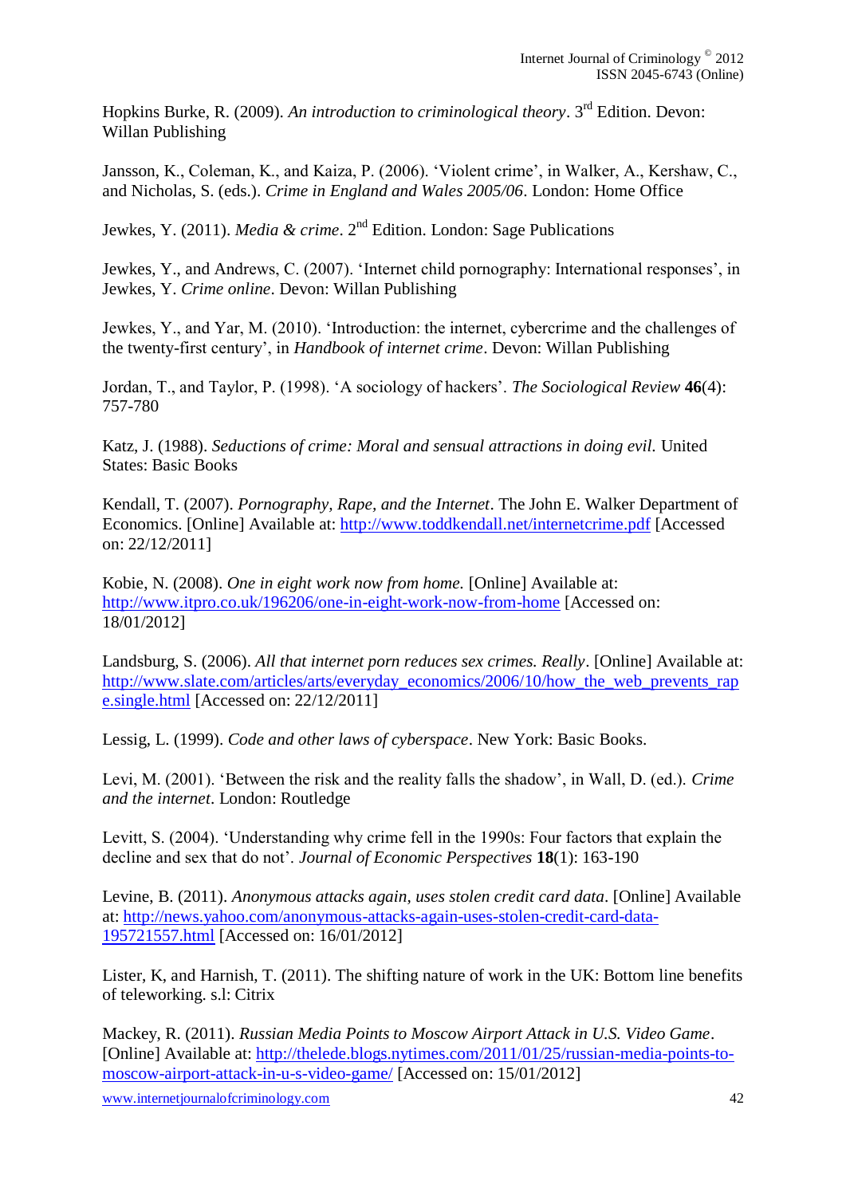Hopkins Burke, R. (2009). *An introduction to criminological theory*. 3rd Edition. Devon: Willan Publishing

Jansson, K., Coleman, K., and Kaiza, P. (2006). 'Violent crime', in Walker, A., Kershaw, C., and Nicholas, S. (eds.). *Crime in England and Wales 2005/06*. London: Home Office

Jewkes, Y. (2011). *Media & crime*. 2nd Edition. London: Sage Publications

Jewkes, Y., and Andrews, C. (2007). 'Internet child pornography: International responses', in Jewkes, Y. *Crime online*. Devon: Willan Publishing

Jewkes, Y., and Yar, M. (2010). 'Introduction: the internet, cybercrime and the challenges of the twenty-first century', in *Handbook of internet crime*. Devon: Willan Publishing

Jordan, T., and Taylor, P. (1998). 'A sociology of hackers'. *The Sociological Review* **46**(4): 757-780

Katz, J. (1988). *Seductions of crime: Moral and sensual attractions in doing evil.* United States: Basic Books

Kendall, T. (2007). *Pornography, Rape, and the Internet*. The John E. Walker Department of Economics. [Online] Available at: http://www.toddkendall.net/internetcrime.pdf [Accessed on: 22/12/2011]

Kobie, N. (2008). *One in eight work now from home.* [Online] Available at: http://www.itpro.co.uk/196206/one-in-eight-work-now-from-home [Accessed on: 18/01/2012]

Landsburg, S. (2006). *All that internet porn reduces sex crimes. Really*. [Online] Available at: http://www.slate.com/articles/arts/everyday_economics/2006/10/how_the_web_prevents_rape.single.html [Accessed on: 22/12/2011]

Lessig, L. (1999). *Code and other laws of cyberspace*. New York: Basic Books.

Levi, M. (2001). 'Between the risk and the reality falls the shadow', in Wall, D. (ed.). *Crime and the internet*. London: Routledge

Levitt, S. (2004). 'Understanding why crime fell in the 1990s: Four factors that explain the decline and sex that do not'. *Journal of Economic Perspectives* **18**(1): 163-190

Levine, B. (2011). *Anonymous attacks again, uses stolen credit card data*. [Online] Available at: http://news.yahoo.com/anonymous-attacks-again-uses-stolen-credit-card-data-195721557.html [Accessed on: 16/01/2012]

Lister, K, and Harnish, T. (2011). The shifting nature of work in the UK: Bottom line benefits of teleworking. s.l: Citrix

Mackey, R. (2011). *Russian Media Points to Moscow Airport Attack in U.S. Video Game*. [Online] Available at: http://thelede.blogs.nytimes.com/2011/01/25/russian-media-points-to-moscow-airport-attack-in-u-s-video-game/ [Accessed on: 15/01/2012]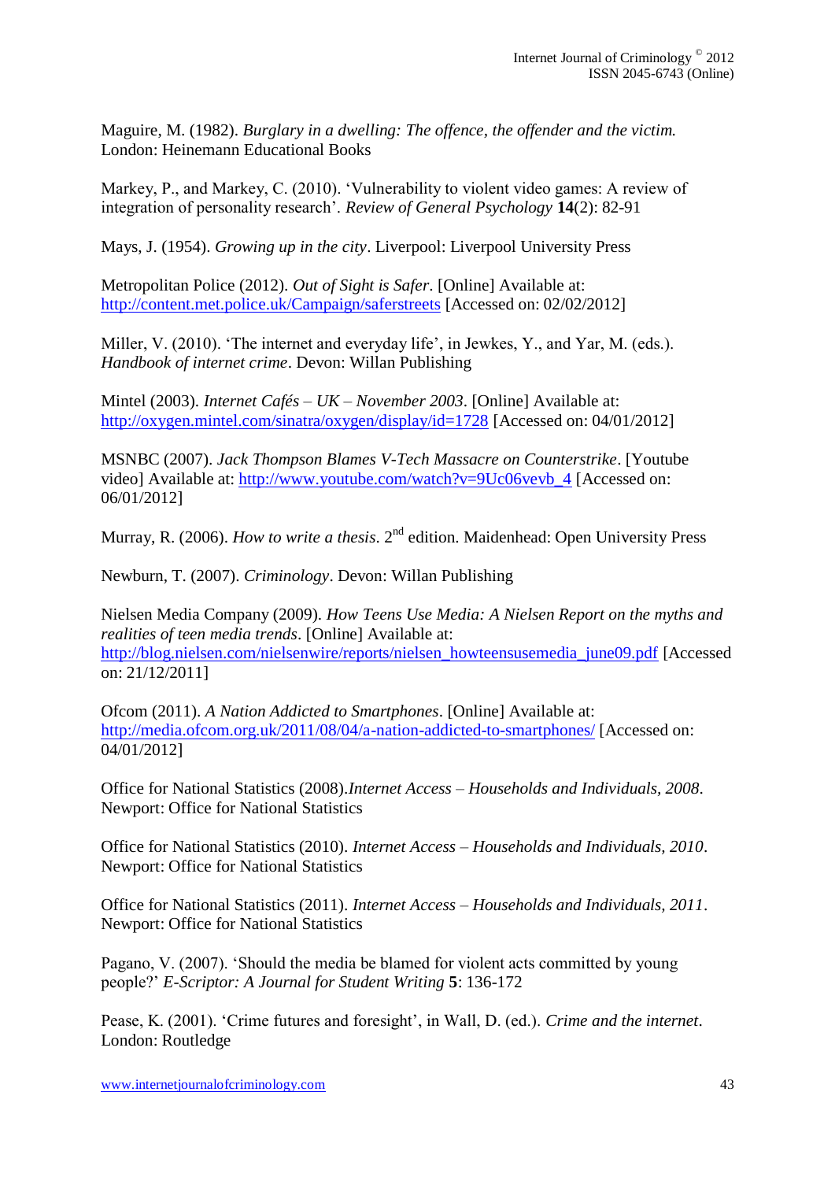Maguire, M. (1982). *Burglary in a dwelling: The offence, the offender and the victim.* London: Heinemann Educational Books

Markey, P., and Markey, C. (2010). 'Vulnerability to violent video games: A review of integration of personality research'. *Review of General Psychology* **14**(2): 82-91

Mays, J. (1954). *Growing up in the city*. Liverpool: Liverpool University Press

Metropolitan Police (2012). *Out of Sight is Safer*. [Online] Available at: http://content.met.police.uk/Campaign/saferstreets [Accessed on: 02/02/2012]

Miller, V. (2010). 'The internet and everyday life', in Jewkes, Y., and Yar, M. (eds.). *Handbook of internet crime*. Devon: Willan Publishing

Mintel (2003). *Internet Cafés – UK – November 2003*. [Online] Available at: http://oxygen.mintel.com/sinatra/oxygen/display/id=1728 [Accessed on: 04/01/2012]

MSNBC (2007). *Jack Thompson Blames V-Tech Massacre on Counterstrike*. [Youtube video] Available at: http://www.youtube.com/watch?v=9Uc06vevb_4 [Accessed on: 06/01/2012]

Murray, R. (2006). *How to write a thesis*. 2nd edition. Maidenhead: Open University Press

Newburn, T. (2007). *Criminology*. Devon: Willan Publishing

Nielsen Media Company (2009). *How Teens Use Media: A Nielsen Report on the myths and realities of teen media trends*. [Online] Available at: http://blog.nielsen.com/nielsenwire/reports/nielsen_howteensusemedia_june09.pdf [Accessed on: 21/12/2011]

Ofcom (2011). *A Nation Addicted to Smartphones*. [Online] Available at: http://media.ofcom.org.uk/2011/08/04/a-nation-addicted-to-smartphones/ [Accessed on: 04/01/2012]

Office for National Statistics (2008).*Internet Access – Households and Individuals, 2008*. Newport: Office for National Statistics

Office for National Statistics (2010). *Internet Access – Households and Individuals, 2010*. Newport: Office for National Statistics

Office for National Statistics (2011). *Internet Access – Households and Individuals, 2011*. Newport: Office for National Statistics

Pagano, V. (2007). 'Should the media be blamed for violent acts committed by young people?' *E-Scriptor: A Journal for Student Writing* **5**: 136-172

Pease, K. (2001). 'Crime futures and foresight', in Wall, D. (ed.). *Crime and the internet*. London: Routledge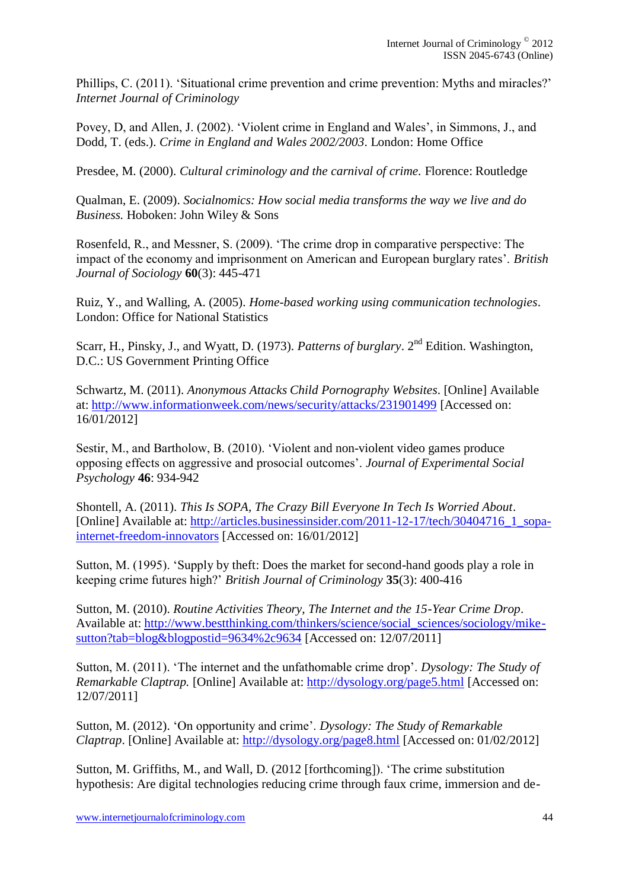Phillips, C. (2011). 'Situational crime prevention and crime prevention: Myths and miracles?' *Internet Journal of Criminology*

Povey, D, and Allen, J. (2002). 'Violent crime in England and Wales', in Simmons, J., and Dodd, T. (eds.). *Crime in England and Wales 2002/2003*. London: Home Office

Presdee, M. (2000). *Cultural criminology and the carnival of crime.* Florence: Routledge

Qualman, E. (2009). *Socialnomics: How social media transforms the way we live and do Business.* Hoboken: John Wiley & Sons

Rosenfeld, R., and Messner, S. (2009). 'The crime drop in comparative perspective: The impact of the economy and imprisonment on American and European burglary rates'. *British Journal of Sociology* **60**(3): 445-471

Ruiz, Y., and Walling, A. (2005). *Home-based working using communication technologies*. London: Office for National Statistics

Scarr, H., Pinsky, J., and Wyatt, D. (1973). *Patterns of burglary*. 2nd Edition. Washington, D.C.: US Government Printing Office

Schwartz, M. (2011). *Anonymous Attacks Child Pornography Websites*. [Online] Available at: http://www.informationweek.com/news/security/attacks/231901499 [Accessed on: 16/01/2012]

Sestir, M., and Bartholow, B. (2010). 'Violent and non-violent video games produce opposing effects on aggressive and prosocial outcomes'. *Journal of Experimental Social Psychology* **46**: 934-942

Shontell, A. (2011). *This Is SOPA, The Crazy Bill Everyone In Tech Is Worried About*. [Online] Available at: http://articles.businessinsider.com/2011-12-17/tech/30404716_1_sopa-internet-freedom-innovators [Accessed on: 16/01/2012]

Sutton, M. (1995). 'Supply by theft: Does the market for second-hand goods play a role in keeping crime futures high?' *British Journal of Criminology* **35**(3): 400-416

Sutton, M. (2010). *Routine Activities Theory, The Internet and the 15-Year Crime Drop*. Available at: http://www.bestthinking.com/thinkers/science/social_sciences/sociology/mike-sutton?tab=blog&blogpostid=9634%2c9634 [Accessed on: 12/07/2011]

Sutton, M. (2011). 'The internet and the unfathomable crime drop'. *Dysology: The Study of Remarkable Claptrap.* [Online] Available at: http://dysology.org/page5.html [Accessed on: 12/07/2011]

Sutton, M. (2012). 'On opportunity and crime'. *Dysology: The Study of Remarkable Claptrap*. [Online] Available at: http://dysology.org/page8.html [Accessed on: 01/02/2012]

Sutton, M. Griffiths, M., and Wall, D. (2012 [forthcoming]). 'The crime substitution hypothesis: Are digital technologies reducing crime through faux crime, immersion and de-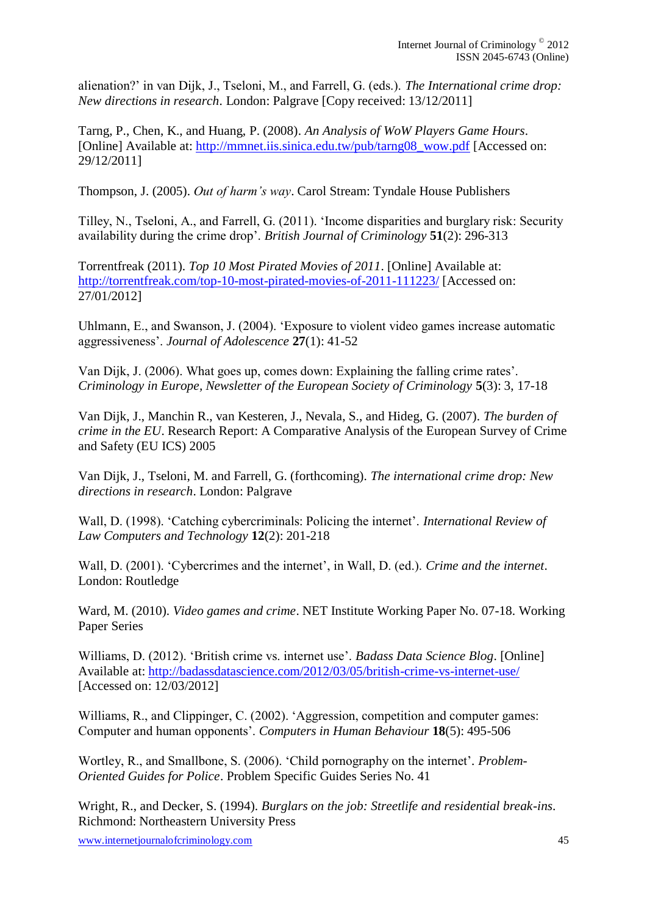alienation?' in van Dijk, J., Tseloni, M., and Farrell, G. (eds.). *The International crime drop: New directions in research*. London: Palgrave [Copy received: 13/12/2011]

Tarng, P., Chen, K., and Huang, P. (2008). *An Analysis of WoW Players Game Hours*. [Online] Available at: http://mmnet.iis.sinica.edu.tw/pub/tarng08_wow.pdf [Accessed on: 29/12/2011]

Thompson, J. (2005). *Out of harm's way*. Carol Stream: Tyndale House Publishers

Tilley, N., Tseloni, A., and Farrell, G. (2011). 'Income disparities and burglary risk: Security availability during the crime drop'. *British Journal of Criminology* **51**(2): 296-313

Torrentfreak (2011). *Top 10 Most Pirated Movies of 2011*. [Online] Available at: http://torrentfreak.com/top-10-most-pirated-movies-of-2011-111223/ [Accessed on: 27/01/2012]

Uhlmann, E., and Swanson, J. (2004). 'Exposure to violent video games increase automatic aggressiveness'. *Journal of Adolescence* **27**(1): 41-52

Van Dijk, J. (2006). What goes up, comes down: Explaining the falling crime rates'. *Criminology in Europe, Newsletter of the European Society of Criminology* **5**(3): 3, 17-18

Van Dijk, J., Manchin R., van Kesteren, J., Nevala, S., and Hideg, G. (2007). *The burden of crime in the EU*. Research Report: A Comparative Analysis of the European Survey of Crime and Safety (EU ICS) 2005

Van Dijk, J., Tseloni, M. and Farrell, G. (forthcoming). *The international crime drop: New directions in research*. London: Palgrave

Wall, D. (1998). 'Catching cybercriminals: Policing the internet'. *International Review of Law Computers and Technology* **12**(2): 201-218

Wall, D. (2001). 'Cybercrimes and the internet', in Wall, D. (ed.). *Crime and the internet*. London: Routledge

Ward, M. (2010). *Video games and crime*. NET Institute Working Paper No. 07-18. Working Paper Series

Williams, D. (2012). 'British crime vs. internet use'. *Badass Data Science Blog*. [Online] Available at: http://badassdatascience.com/2012/03/05/british-crime-vs-internet-use/ [Accessed on: 12/03/2012]

Williams, R., and Clippinger, C. (2002). 'Aggression, competition and computer games: Computer and human opponents'. *Computers in Human Behaviour* **18**(5): 495-506

Wortley, R., and Smallbone, S. (2006). 'Child pornography on the internet'. *Problem-Oriented Guides for Police*. Problem Specific Guides Series No. 41

Wright, R., and Decker, S. (1994). *Burglars on the job: Streetlife and residential break-ins*. Richmond: Northeastern University Press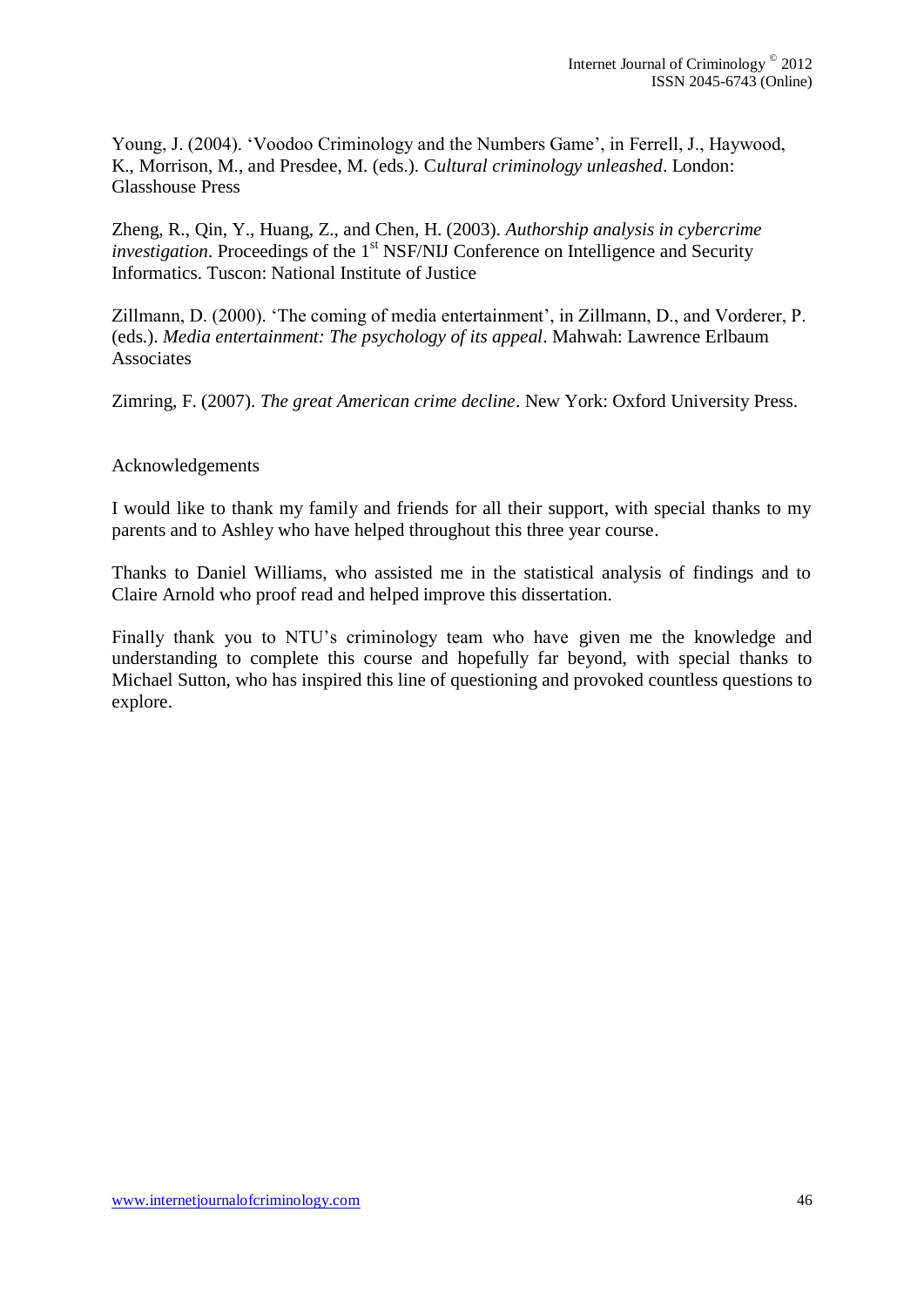Young, J. (2004). 'Voodoo Criminology and the Numbers Game', in Ferrell, J., Haywood, K., Morrison, M., and Presdee, M. (eds.). C*ultural criminology unleashed*. London: Glasshouse Press

Zheng, R., Qin, Y., Huang, Z., and Chen, H. (2003). *Authorship analysis in cybercrime investigation*. Proceedings of the 1st NSF/NIJ Conference on Intelligence and Security Informatics. Tuscon: National Institute of Justice

Zillmann, D. (2000). 'The coming of media entertainment', in Zillmann, D., and Vorderer, P. (eds.). *Media entertainment: The psychology of its appeal*. Mahwah: Lawrence Erlbaum Associates

Zimring, F. (2007). *The great American crime decline*. New York: Oxford University Press.

Acknowledgements

I would like to thank my family and friends for all their support, with special thanks to my parents and to Ashley who have helped throughout this three year course.

Thanks to Daniel Williams, who assisted me in the statistical analysis of findings and to Claire Arnold who proof read and helped improve this dissertation.

Finally thank you to NTU's criminology team who have given me the knowledge and understanding to complete this course and hopefully far beyond, with special thanks to Michael Sutton, who has inspired this line of questioning and provoked countless questions to explore.